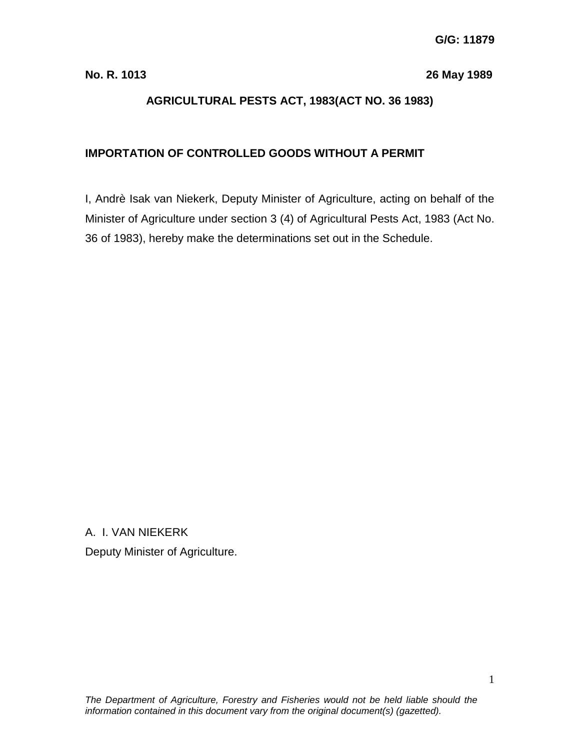**G/G: 11879**

**No. R. 1013** **26 May 1989**

**AGRICULTURAL PESTS ACT, 1983(ACT NO. 36 1983)**

**IMPORTATION OF CONTROLLED GOODS WITHOUT A PERMIT**

I, Andrè Isak van Niekerk, Deputy Minister of Agriculture, acting on behalf of the Minister of Agriculture under section 3 (4) of Agricultural Pests Act, 1983 (Act No. 36 of 1983), hereby make the determinations set out in the Schedule.

A. I. VAN NIEKERK
Deputy Minister of Agriculture.

*The Department of Agriculture, Forestry and Fisheries would not be held liable should the information contained in this document vary from the original document(s) (gazetted).*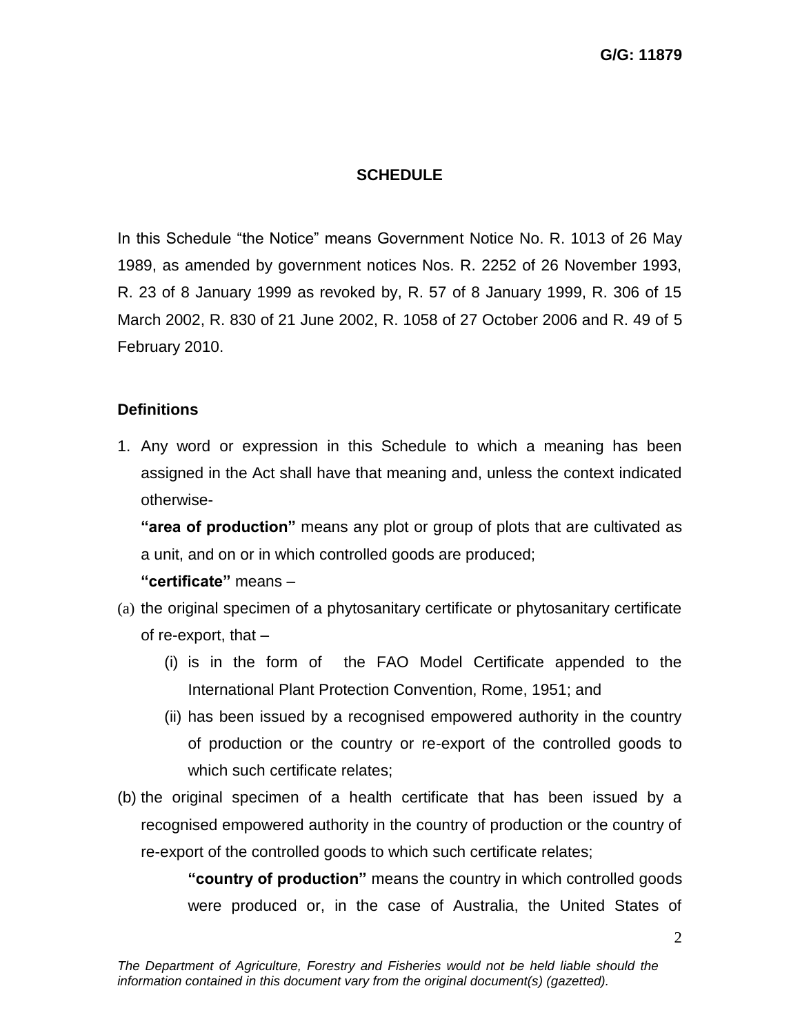## SCHEDULE

In this Schedule "the Notice" means Government Notice No. R. 1013 of 26 May 1989, as amended by government notices Nos. R. 2252 of 26 November 1993, R. 23 of 8 January 1999 as revoked by, R. 57 of 8 January 1999, R. 306 of 15 March 2002, R. 830 of 21 June 2002, R. 1058 of 27 October 2006 and R. 49 of 5 February 2010.

### Definitions

1. Any word or expression in this Schedule to which a meaning has been assigned in the Act shall have that meaning and, unless the context indicated otherwise-

   **"area of production"** means any plot or group of plots that are cultivated as a unit, and on or in which controlled goods are produced;

   **"certificate"** means –

(a) the original specimen of a phytosanitary certificate or phytosanitary certificate of re-export, that –
   - (i) is in the form of the FAO Model Certificate appended to the International Plant Protection Convention, Rome, 1951; and
   - (ii) has been issued by a recognised empowered authority in the country of production or the country or re-export of the controlled goods to which such certificate relates;

(b) the original specimen of a health certificate that has been issued by a recognised empowered authority in the country of production or the country of re-export of the controlled goods to which such certificate relates;

   **"country of production"** means the country in which controlled goods were produced or, in the case of Australia, the United States of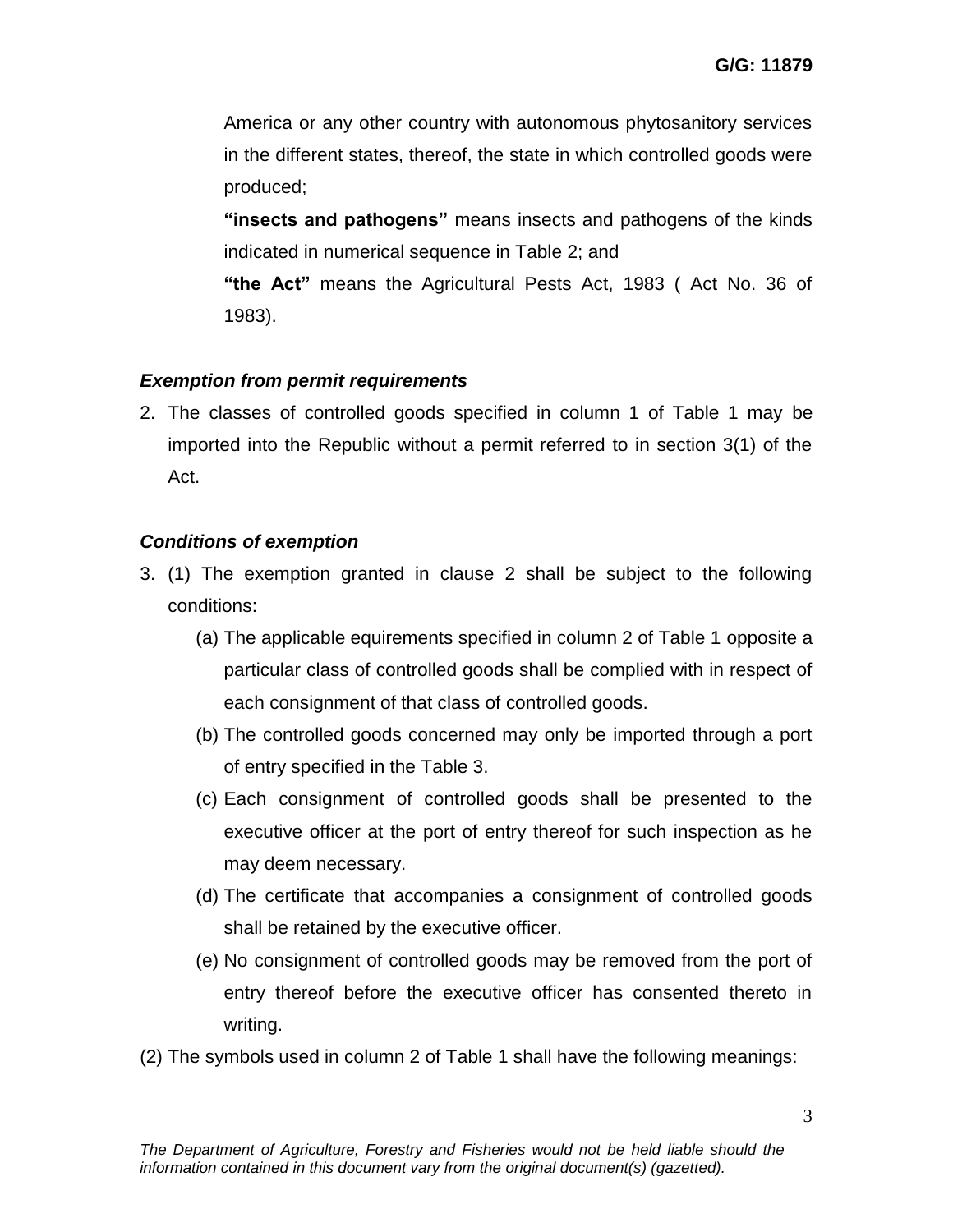America or any other country with autonomous phytosanitory services in the different states, thereof, the state in which controlled goods were produced;

**"insects and pathogens"** means insects and pathogens of the kinds indicated in numerical sequence in Table 2; and

**"the Act"** means the Agricultural Pests Act, 1983 ( Act No. 36 of 1983).

***Exemption from permit requirements***

2. The classes of controlled goods specified in column 1 of Table 1 may be imported into the Republic without a permit referred to in section 3(1) of the Act.

***Conditions of exemption***

3. (1) The exemption granted in clause 2 shall be subject to the following conditions:
   (a) The applicable equirements specified in column 2 of Table 1 opposite a particular class of controlled goods shall be complied with in respect of each consignment of that class of controlled goods.
   (b) The controlled goods concerned may only be imported through a port of entry specified in the Table 3.
   (c) Each consignment of controlled goods shall be presented to the executive officer at the port of entry thereof for such inspection as he may deem necessary.
   (d) The certificate that accompanies a consignment of controlled goods shall be retained by the executive officer.
   (e) No consignment of controlled goods may be removed from the port of entry thereof before the executive officer has consented thereto in writing.

(2) The symbols used in column 2 of Table 1 shall have the following meanings: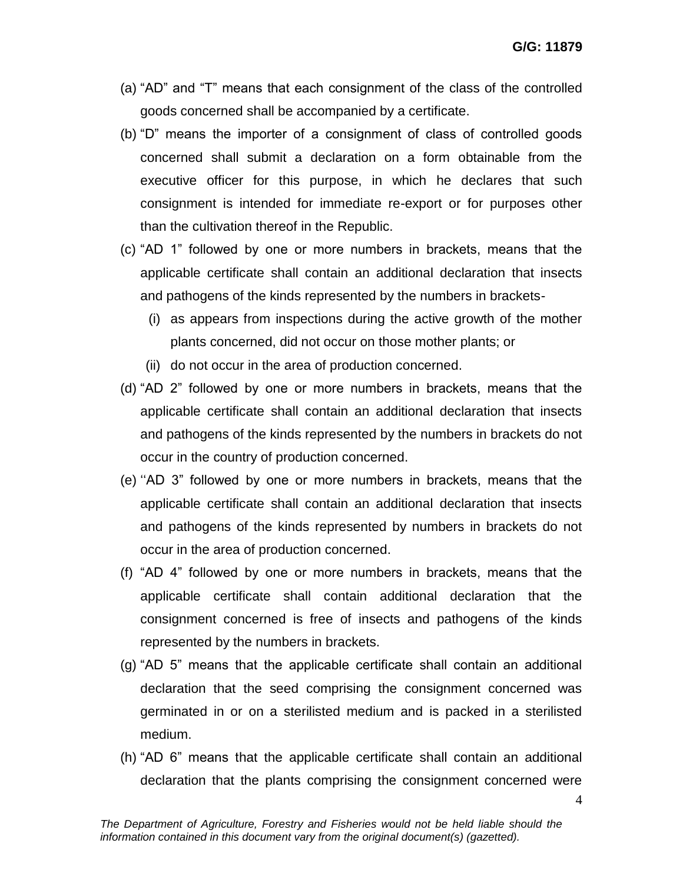(a) "AD" and "T" means that each consignment of the class of the controlled goods concerned shall be accompanied by a certificate.

(b) "D" means the importer of a consignment of class of controlled goods concerned shall submit a declaration on a form obtainable from the executive officer for this purpose, in which he declares that such consignment is intended for immediate re-export or for purposes other than the cultivation thereof in the Republic.

(c) "AD 1" followed by one or more numbers in brackets, means that the applicable certificate shall contain an additional declaration that insects and pathogens of the kinds represented by the numbers in brackets-

   (i) as appears from inspections during the active growth of the mother plants concerned, did not occur on those mother plants; or

   (ii) do not occur in the area of production concerned.

(d) "AD 2" followed by one or more numbers in brackets, means that the applicable certificate shall contain an additional declaration that insects and pathogens of the kinds represented by the numbers in brackets do not occur in the country of production concerned.

(e) ''AD 3" followed by one or more numbers in brackets, means that the applicable certificate shall contain an additional declaration that insects and pathogens of the kinds represented by numbers in brackets do not occur in the area of production concerned.

(f) "AD 4" followed by one or more numbers in brackets, means that the applicable certificate shall contain additional declaration that the consignment concerned is free of insects and pathogens of the kinds represented by the numbers in brackets.

(g) "AD 5" means that the applicable certificate shall contain an additional declaration that the seed comprising the consignment concerned was germinated in or on a sterilisted medium and is packed in a sterilisted medium.

(h) "AD 6" means that the applicable certificate shall contain an additional declaration that the plants comprising the consignment concerned were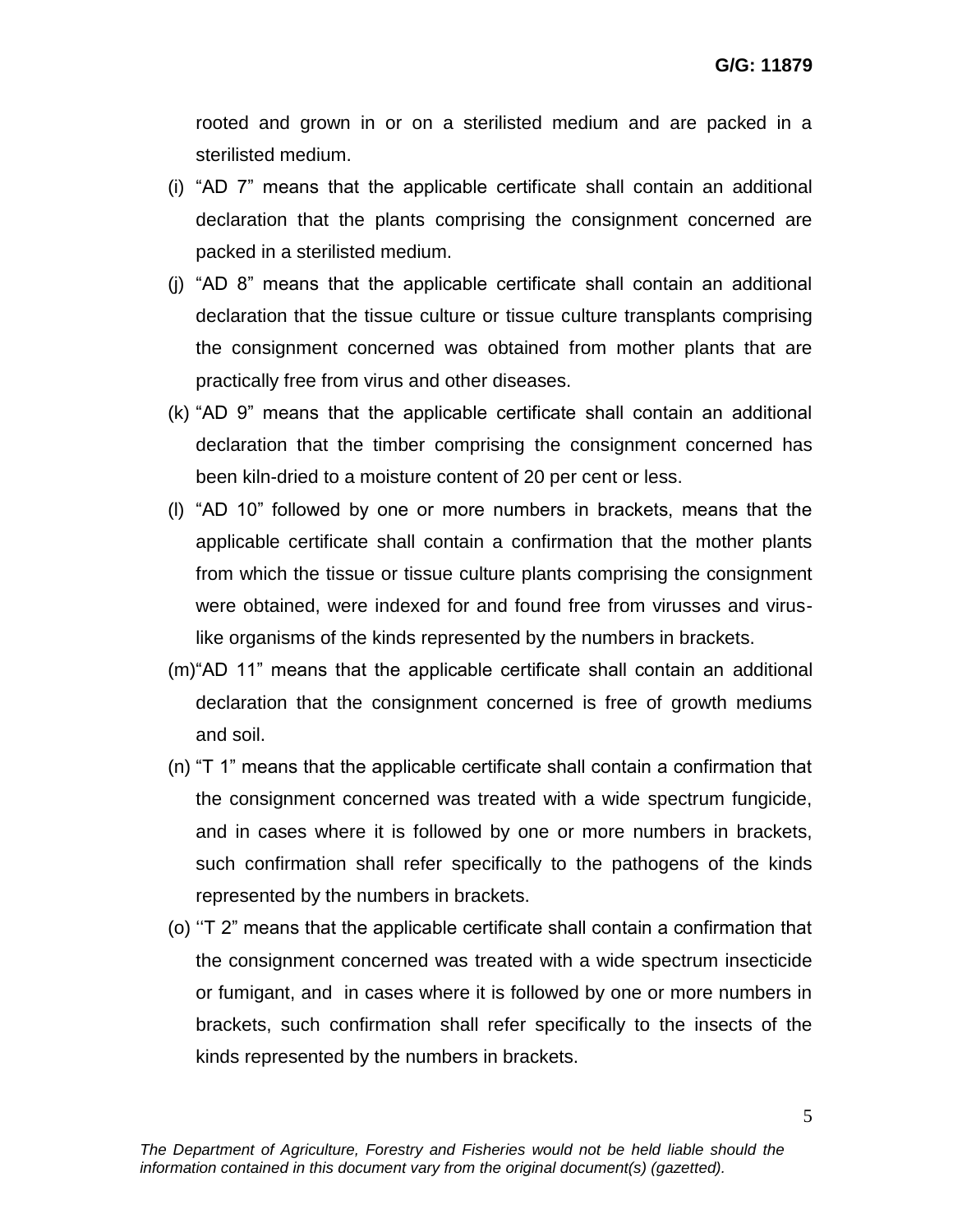rooted and grown in or on a sterilisted medium and are packed in a sterilisted medium.

(i) “AD 7” means that the applicable certificate shall contain an additional declaration that the plants comprising the consignment concerned are packed in a sterilisted medium.

(j) “AD 8” means that the applicable certificate shall contain an additional declaration that the tissue culture or tissue culture transplants comprising the consignment concerned was obtained from mother plants that are practically free from virus and other diseases.

(k) “AD 9” means that the applicable certificate shall contain an additional declaration that the timber comprising the consignment concerned has been kiln-dried to a moisture content of 20 per cent or less.

(l) “AD 10” followed by one or more numbers in brackets, means that the applicable certificate shall contain a confirmation that the mother plants from which the tissue or tissue culture plants comprising the consignment were obtained, were indexed for and found free from virusses and virus-like organisms of the kinds represented by the numbers in brackets.

(m) “AD 11” means that the applicable certificate shall contain an additional declaration that the consignment concerned is free of growth mediums and soil.

(n) “T 1” means that the applicable certificate shall contain a confirmation that the consignment concerned was treated with a wide spectrum fungicide, and in cases where it is followed by one or more numbers in brackets, such confirmation shall refer specifically to the pathogens of the kinds represented by the numbers in brackets.

(o) ‘‘T 2” means that the applicable certificate shall contain a confirmation that the consignment concerned was treated with a wide spectrum insecticide or fumigant, and in cases where it is followed by one or more numbers in brackets, such confirmation shall refer specifically to the insects of the kinds represented by the numbers in brackets.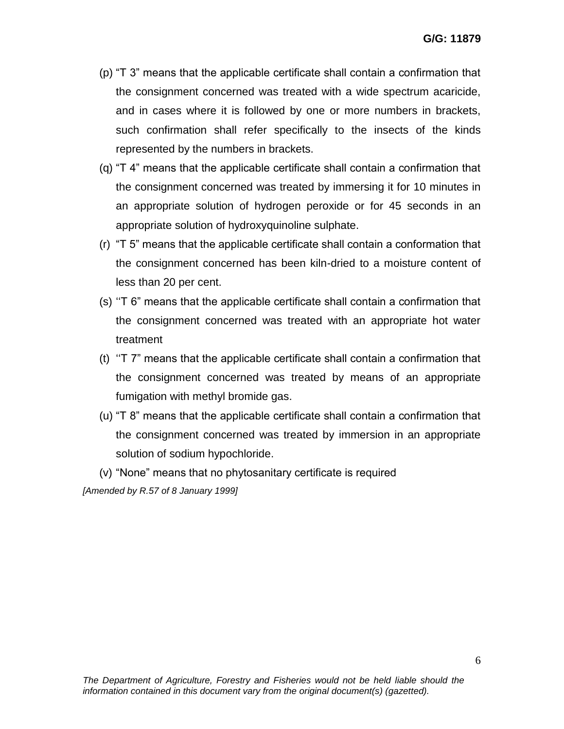(p) “T 3” means that the applicable certificate shall contain a confirmation that the consignment concerned was treated with a wide spectrum acaricide, and in cases where it is followed by one or more numbers in brackets, such confirmation shall refer specifically to the insects of the kinds represented by the numbers in brackets.

(q) “T 4” means that the applicable certificate shall contain a confirmation that the consignment concerned was treated by immersing it for 10 minutes in an appropriate solution of hydrogen peroxide or for 45 seconds in an appropriate solution of hydroxyquinoline sulphate.

(r) “T 5” means that the applicable certificate shall contain a conformation that the consignment concerned has been kiln-dried to a moisture content of less than 20 per cent.

(s) ‘‘T 6” means that the applicable certificate shall contain a confirmation that the consignment concerned was treated with an appropriate hot water treatment

(t) ‘‘T 7” means that the applicable certificate shall contain a confirmation that the consignment concerned was treated by means of an appropriate fumigation with methyl bromide gas.

(u) “T 8” means that the applicable certificate shall contain a confirmation that the consignment concerned was treated by immersion in an appropriate solution of sodium hypochloride.

(v) “None” means that no phytosanitary certificate is required

*[Amended by R.57 of 8 January 1999]*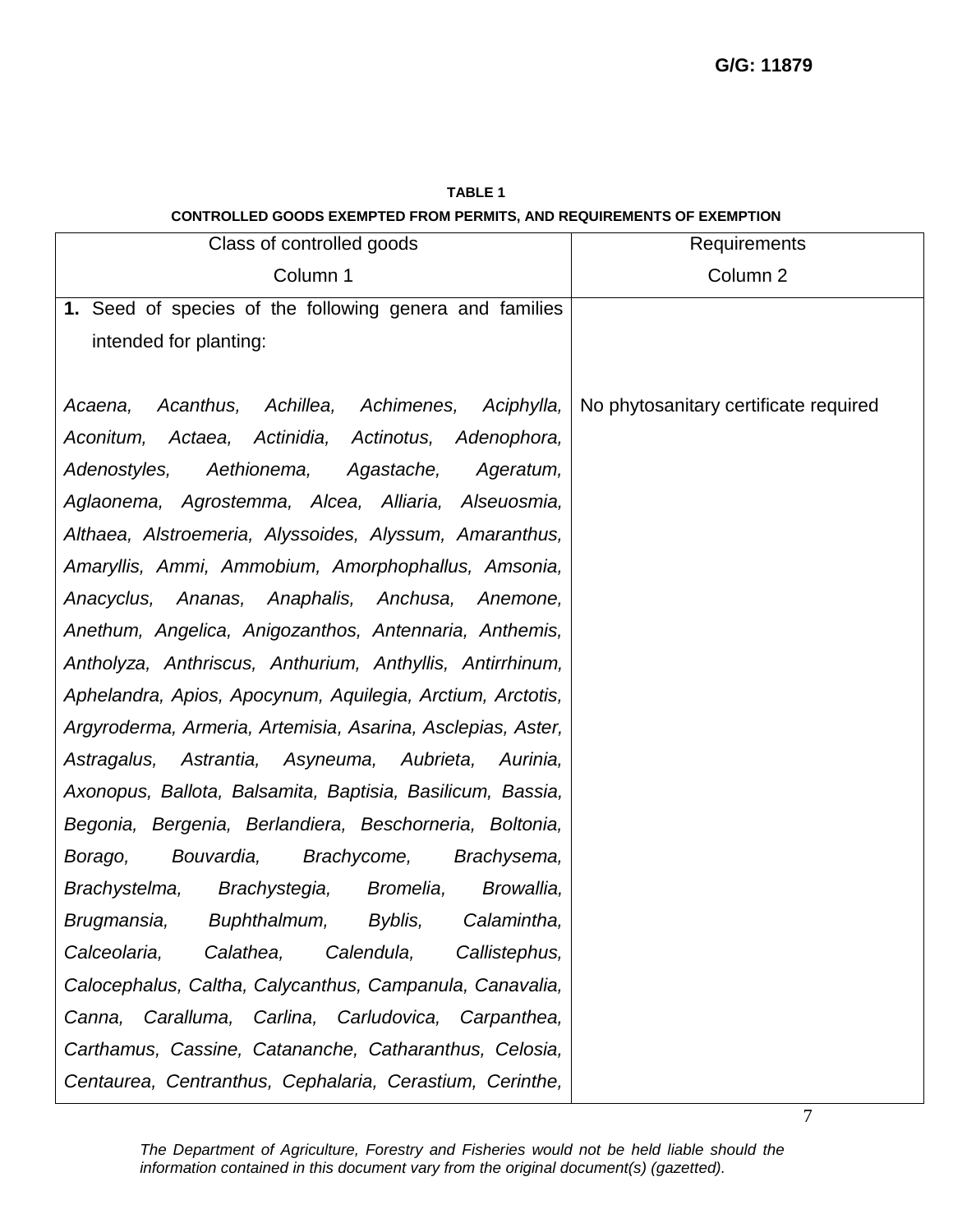**TABLE 1**

**CONTROLLED GOODS EXEMPTED FROM PERMITS, AND REQUIREMENTS OF EXEMPTION**

| Class of controlled goods<br>Column 1 | Requirements<br>Column 2 |
|---|---|
| **1.** Seed of species of the following genera and families intended for planting: | |
| *Acaena, Acanthus, Achillea, Achimenes, Aciphylla, Aconitum, Actaea, Actinidia, Actinotus, Adenophora, Adenostyles, Aethionema, Agastache, Ageratum, Aglaonema, Agrostemma, Alcea, Alliaria, Alseuosmia, Althaea, Alstroemeria, Alyssoides, Alyssum, Amaranthus, Amaryllis, Ammi, Ammobium, Amorphophallus, Amsonia, Anacyclus, Ananas, Anaphalis, Anchusa, Anemone, Anethum, Angelica, Anigozanthos, Antennaria, Anthemis, Antholyza, Anthriscus, Anthurium, Anthyllis, Antirrhinum, Aphelandra, Apios, Apocynum, Aquilegia, Arctium, Arctotis, Argyroderma, Armeria, Artemisia, Asarina, Asclepias, Aster, Astragalus, Astrantia, Asyneuma, Aubrieta, Aurinia, Axonopus, Ballota, Balsamita, Baptisia, Basilicum, Bassia, Begonia, Bergenia, Berlandiera, Beschorneria, Boltonia, Borago, Bouvardia, Brachycome, Brachysema, Brachystelma, Brachystegia, Bromelia, Browallia, Brugmansia, Buphthalmum, Byblis, Calamintha, Calceolaria, Calathea, Calendula, Callistephus, Calocephalus, Caltha, Calycanthus, Campanula, Canavalia, Canna, Caralluma, Carlina, Carludovica, Carpanthea, Carthamus, Cassine, Catananche, Catharanthus, Celosia, Centaurea, Centranthus, Cephalaria, Cerastium, Cerinthe,* | No phytosanitary certificate required |

*The Department of Agriculture, Forestry and Fisheries would not be held liable should the information contained in this document vary from the original document(s) (gazetted).*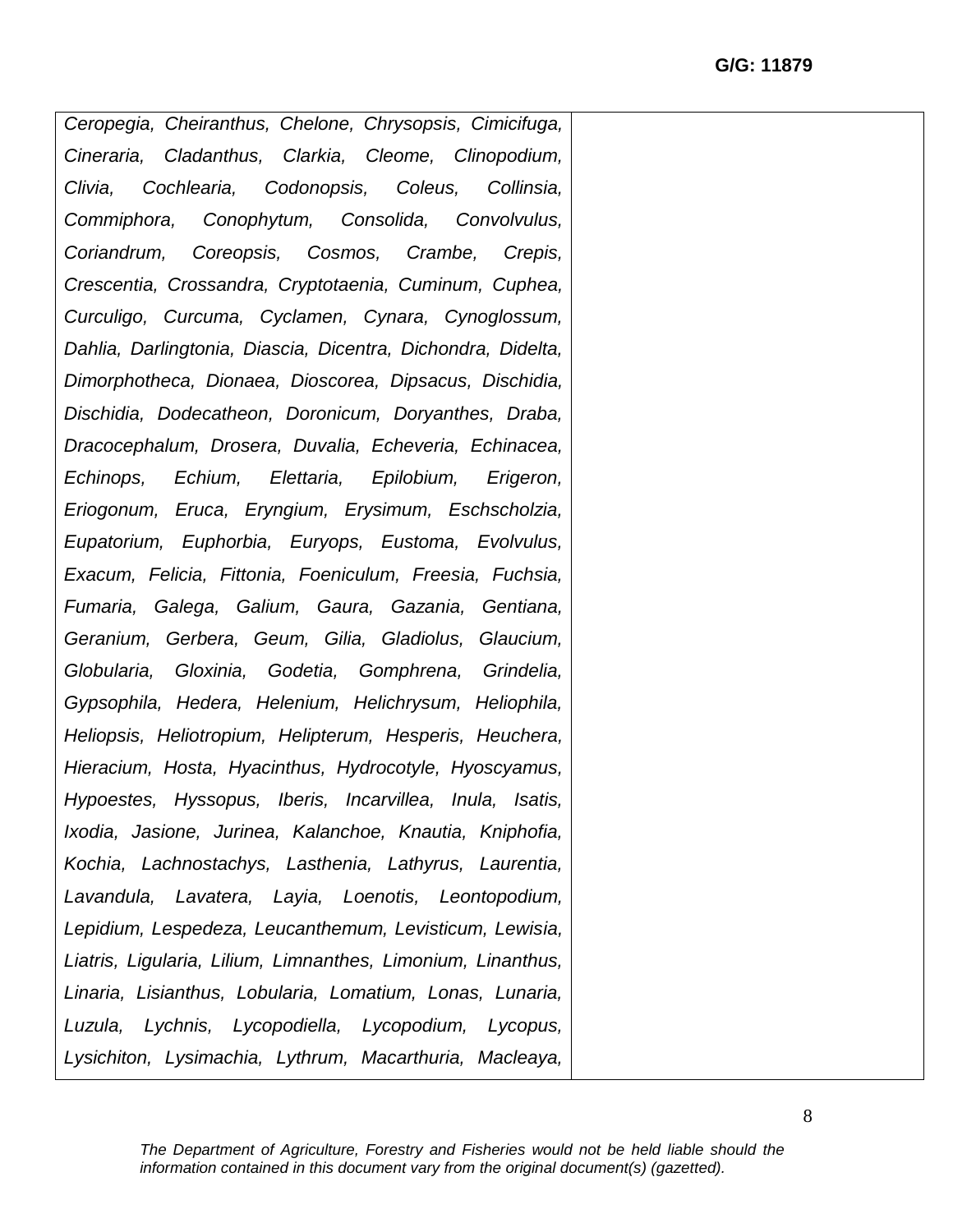| | |
|---|---|
| *Ceropegia, Cheiranthus, Chelone, Chrysopsis, Cimicifuga, Cineraria, Cladanthus, Clarkia, Cleome, Clinopodium, Clivia, Cochlearia, Codonopsis, Coleus, Collinsia, Commiphora, Conophytum, Consolida, Convolvulus, Coriandrum, Coreopsis, Cosmos, Crambe, Crepis, Crescentia, Crossandra, Cryptotaenia, Cuminum, Cuphea, Curculigo, Curcuma, Cyclamen, Cynara, Cynoglossum, Dahlia, Darlingtonia, Diascia, Dicentra, Dichondra, Didelta, Dimorphotheca, Dionaea, Dioscorea, Dipsacus, Dischidia, Dischidia, Dodecatheon, Doronicum, Doryanthes, Draba, Dracocephalum, Drosera, Duvalia, Echeveria, Echinacea, Echinops, Echium, Elettaria, Epilobium, Erigeron, Eriogonum, Eruca, Eryngium, Erysimum, Eschscholzia, Eupatorium, Euphorbia, Euryops, Eustoma, Evolvulus, Exacum, Felicia, Fittonia, Foeniculum, Freesia, Fuchsia, Fumaria, Galega, Galium, Gaura, Gazania, Gentiana, Geranium, Gerbera, Geum, Gilia, Gladiolus, Glaucium, Globularia, Gloxinia, Godetia, Gomphrena, Grindelia, Gypsophila, Hedera, Helenium, Helichrysum, Heliophila, Heliopsis, Heliotropium, Helipterum, Hesperis, Heuchera, Hieracium, Hosta, Hyacinthus, Hydrocotyle, Hyoscyamus, Hypoestes, Hyssopus, Iberis, Incarvillea, Inula, Isatis, Ixodia, Jasione, Jurinea, Kalanchoe, Knautia, Kniphofia, Kochia, Lachnostachys, Lasthenia, Lathyrus, Laurentia, Lavandula, Lavatera, Layia, Loenotis, Leontopodium, Lepidium, Lespedeza, Leucanthemum, Levisticum, Lewisia, Liatris, Ligularia, Lilium, Limnanthes, Limonium, Linanthus, Linaria, Lisianthus, Lobularia, Lomatium, Lonas, Lunaria, Luzula, Lychnis, Lycopodiella, Lycopodium, Lycopus, Lysichiton, Lysimachia, Lythrum, Macarthuria, Macleaya,* | |

*The Department of Agriculture, Forestry and Fisheries would not be held liable should the information contained in this document vary from the original document(s) (gazetted).*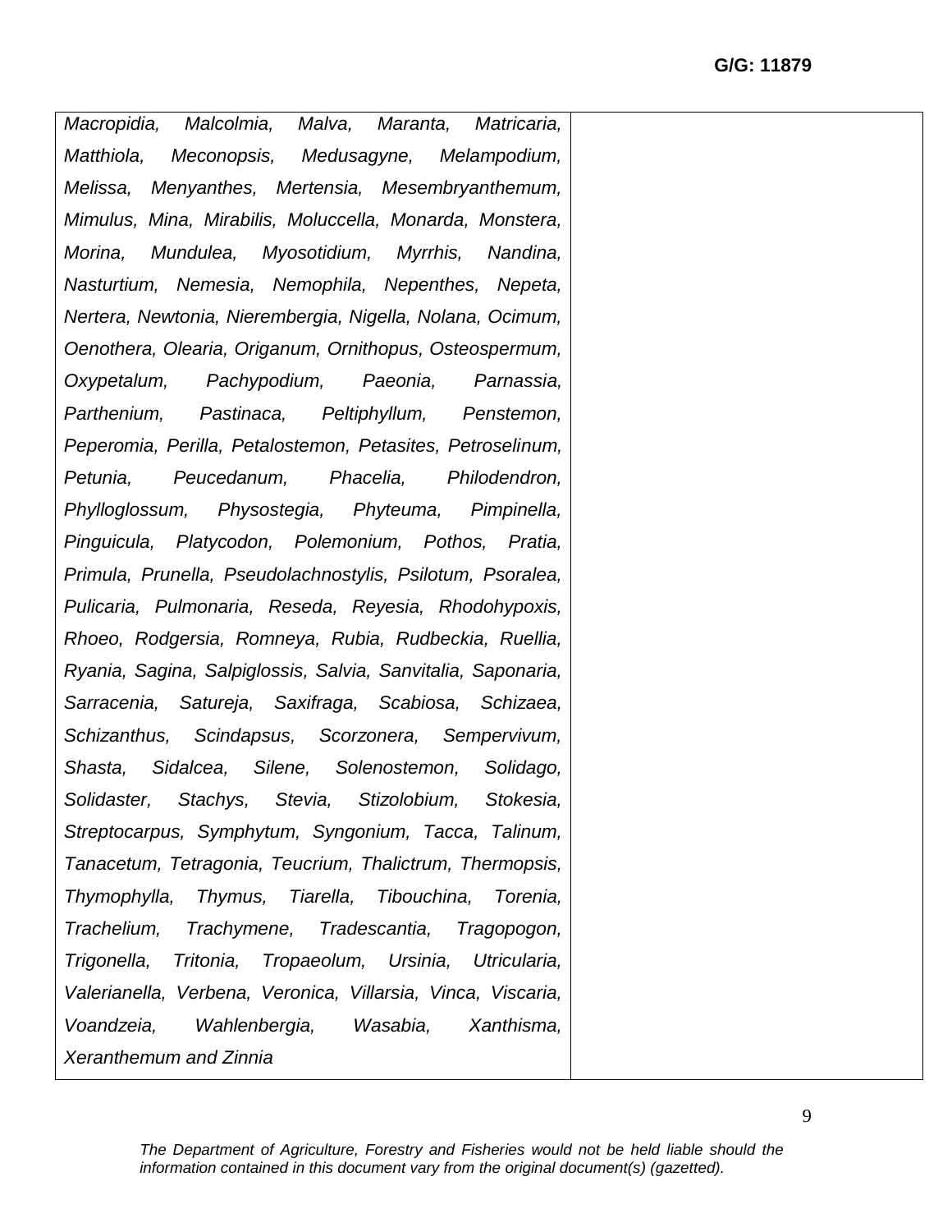| | |
|---|---|
| *Macropidia, Malcolmia, Malva, Maranta, Matricaria, Matthiola, Meconopsis, Medusagyne, Melampodium, Melissa, Menyanthes, Mertensia, Mesembryanthemum, Mimulus, Mina, Mirabilis, Moluccella, Monarda, Monstera, Morina, Mundulea, Myosotidium, Myrrhis, Nandina, Nasturtium, Nemesia, Nemophila, Nepenthes, Nepeta, Nertera, Newtonia, Nierembergia, Nigella, Nolana, Ocimum, Oenothera, Olearia, Origanum, Ornithopus, Osteospermum, Oxypetalum, Pachypodium, Paeonia, Parnassia, Parthenium, Pastinaca, Peltiphyllum, Penstemon, Peperomia, Perilla, Petalostemon, Petasites, Petroselinum, Petunia, Peucedanum, Phacelia, Philodendron, Phylloglossum, Physostegia, Phyteuma, Pimpinella, Pinguicula, Platycodon, Polemonium, Pothos, Pratia, Primula, Prunella, Pseudolachnostylis, Psilotum, Psoralea, Pulicaria, Pulmonaria, Reseda, Reyesia, Rhodohypoxis, Rhoeo, Rodgersia, Romneya, Rubia, Rudbeckia, Ruellia, Ryania, Sagina, Salpiglossis, Salvia, Sanvitalia, Saponaria, Sarracenia, Satureja, Saxifraga, Scabiosa, Schizaea, Schizanthus, Scindapsus, Scorzonera, Sempervivum, Shasta, Sidalcea, Silene, Solenostemon, Solidago, Solidaster, Stachys, Stevia, Stizolobium, Stokesia, Streptocarpus, Symphytum, Syngonium, Tacca, Talinum, Tanacetum, Tetragonia, Teucrium, Thalictrum, Thermopsis, Thymophylla, Thymus, Tiarella, Tibouchina, Torenia, Trachelium, Trachymene, Tradescantia, Tragopogon, Trigonella, Tritonia, Tropaeolum, Ursinia, Utricularia, Valerianella, Verbena, Veronica, Villarsia, Vinca, Viscaria, Voandzeia, Wahlenbergia, Wasabia, Xanthisma, Xeranthemum and Zinnia* | |

*The Department of Agriculture, Forestry and Fisheries would not be held liable should the information contained in this document vary from the original document(s) (gazetted).*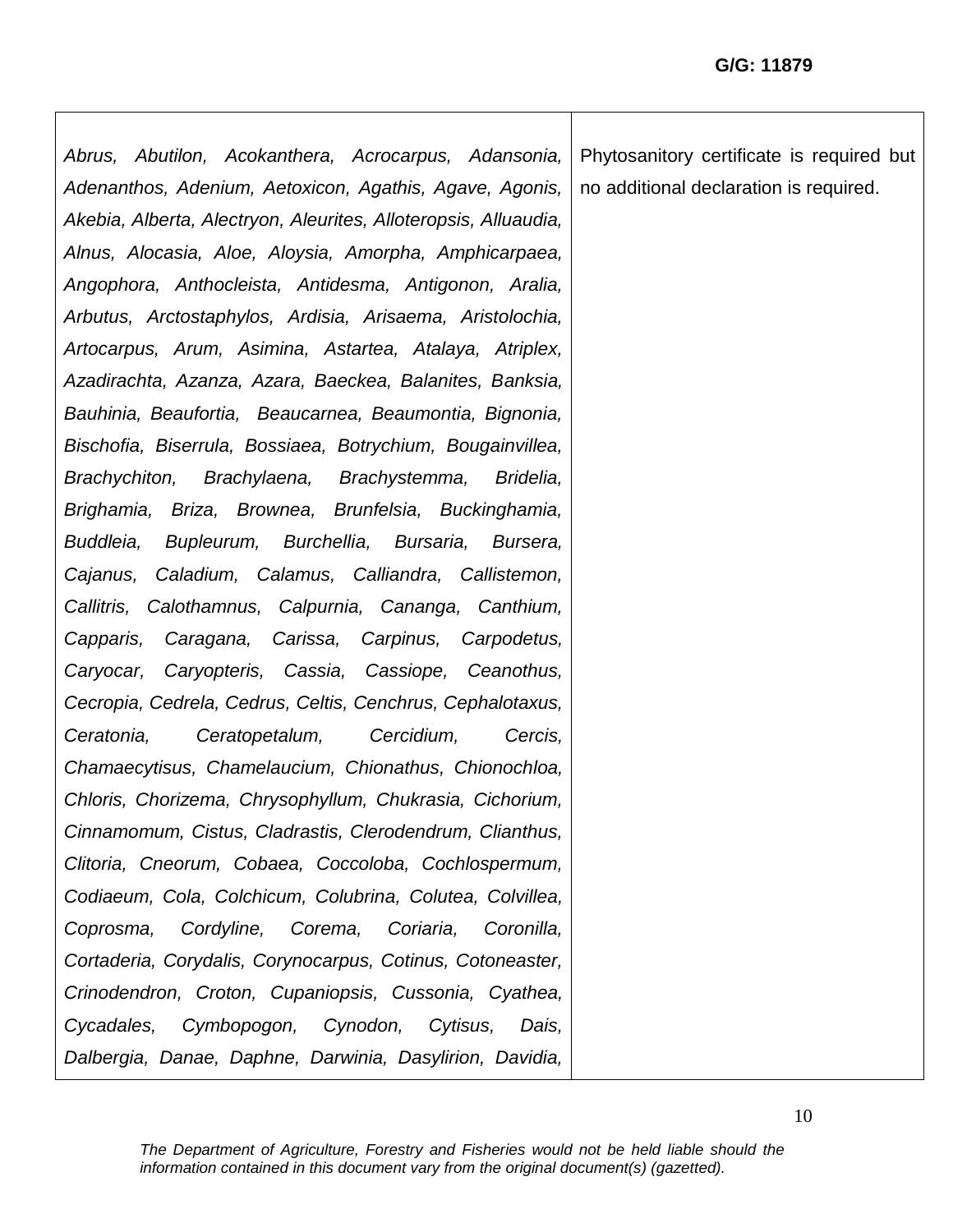| | |
|---|---|
| *Abrus, Abutilon, Acokanthera, Acrocarpus, Adansonia, Adenanthos, Adenium, Aetoxicon, Agathis, Agave, Agonis, Akebia, Alberta, Alectryon, Aleurites, Alloteropsis, Alluaudia, Alnus, Alocasia, Aloe, Aloysia, Amorpha, Amphicarpaea, Angophora, Anthocleista, Antidesma, Antigonon, Aralia, Arbutus, Arctostaphylos, Ardisia, Arisaema, Aristolochia, Artocarpus, Arum, Asimina, Astartea, Atalaya, Atriplex, Azadirachta, Azanza, Azara, Baeckea, Balanites, Banksia, Bauhinia, Beaufortia, Beaucarnea, Beaumontia, Bignonia, Bischofia, Biserrula, Bossiaea, Botrychium, Bougainvillea, Brachychiton, Brachylaena, Brachystemma, Bridelia, Brighamia, Briza, Brownea, Brunfelsia, Buckinghamia, Buddleia, Bupleurum, Burchellia, Bursaria, Bursera, Cajanus, Caladium, Calamus, Calliandra, Callistemon, Callitris, Calothamnus, Calpurnia, Cananga, Canthium, Capparis, Caragana, Carissa, Carpinus, Carpodetus, Caryocar, Caryopteris, Cassia, Cassiope, Ceanothus, Cecropia, Cedrela, Cedrus, Celtis, Cenchrus, Cephalotaxus, Ceratonia, Ceratopetalum, Cercidium, Cercis, Chamaecytisus, Chamelaucium, Chionathus, Chionochloa, Chloris, Chorizema, Chrysophyllum, Chukrasia, Cichorium, Cinnamomum, Cistus, Cladrastis, Clerodendrum, Clianthus, Clitoria, Cneorum, Cobaea, Coccoloba, Cochlospermum, Codiaeum, Cola, Colchicum, Colubrina, Colutea, Colvillea, Coprosma, Cordyline, Corema, Coriaria, Coronilla, Cortaderia, Corydalis, Corynocarpus, Cotinus, Cotoneaster, Crinodendron, Croton, Cupaniopsis, Cussonia, Cyathea, Cycadales, Cymbopogon, Cynodon, Cytisus, Dais, Dalbergia, Danae, Daphne, Darwinia, Dasylirion, Davidia,* | Phytosanitory certificate is required but no additional declaration is required. |

The Department of Agriculture, Forestry and Fisheries would not be held liable should the information contained in this document vary from the original document(s) (gazetted).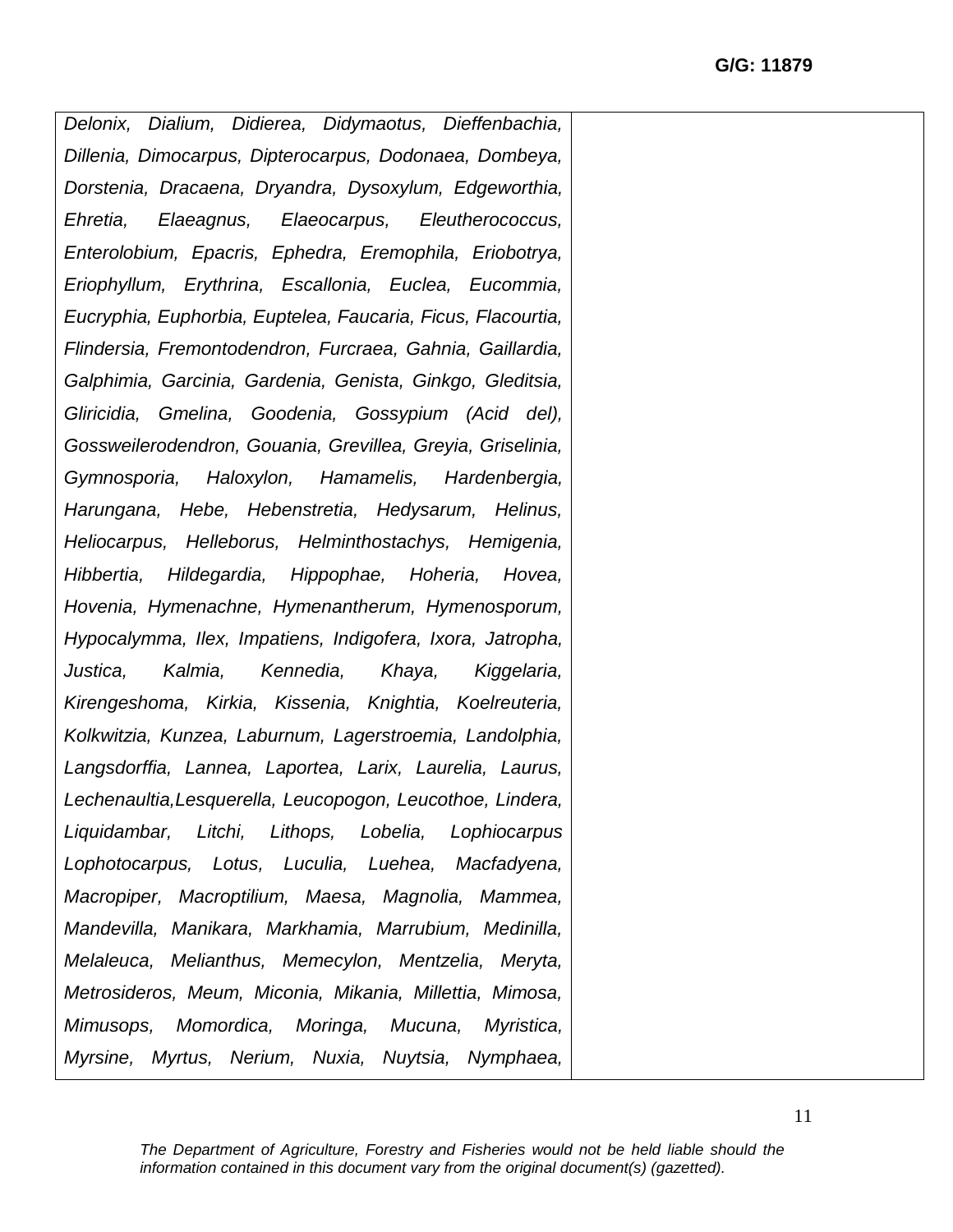G/G: 11879

| | |
|---|---|
| *Delonix, Dialium, Didierea, Didymaotus, Dieffenbachia, Dillenia, Dimocarpus, Dipterocarpus, Dodonaea, Dombeya, Dorstenia, Dracaena, Dryandra, Dysoxylum, Edgeworthia, Ehretia, Elaeagnus, Elaeocarpus, Eleutherococcus, Enterolobium, Epacris, Ephedra, Eremophila, Eriobotrya, Eriophyllum, Erythrina, Escallonia, Euclea, Eucommia, Eucryphia, Euphorbia, Euptelea, Faucaria, Ficus, Flacourtia, Flindersia, Fremontodendron, Furcraea, Gahnia, Gaillardia, Galphimia, Garcinia, Gardenia, Genista, Ginkgo, Gleditsia, Gliricidia, Gmelina, Goodenia, Gossypium (Acid del), Gossweilerodendron, Gouania, Grevillea, Greyia, Griselinia, Gymnosporia, Haloxylon, Hamamelis, Hardenbergia, Harungana, Hebe, Hebenstretia, Hedysarum, Helinus, Heliocarpus, Helleborus, Helminthostachys, Hemigenia, Hibbertia, Hildegardia, Hippophae, Hoheria, Hovea, Hovenia, Hymenachne, Hymenantherum, Hymenosporum, Hypocalymma, Ilex, Impatiens, Indigofera, Ixora, Jatropha, Justica, Kalmia, Kennedia, Khaya, Kiggelaria, Kirengeshoma, Kirkia, Kissenia, Knightia, Koelreuteria, Kolkwitzia, Kunzea, Laburnum, Lagerstroemia, Landolphia, Langsdorffia, Lannea, Laportea, Larix, Laurelia, Laurus, Lechenaultia,Lesquerella, Leucopogon, Leucothoe, Lindera, Liquidambar, Litchi, Lithops, Lobelia, Lophiocarpus Lophotocarpus, Lotus, Luculia, Luehea, Macfadyena, Macropiper, Macroptilium, Maesa, Magnolia, Mammea, Mandevilla, Manikara, Markhamia, Marrubium, Medinilla, Melaleuca, Melianthus, Memecylon, Mentzelia, Meryta, Metrosideros, Meum, Miconia, Mikania, Millettia, Mimosa, Mimusops, Momordica, Moringa, Mucuna, Myristica, Myrsine, Myrtus, Nerium, Nuxia, Nuytsia, Nymphaea,* | |

*The Department of Agriculture, Forestry and Fisheries would not be held liable should the information contained in this document vary from the original document(s) (gazetted).*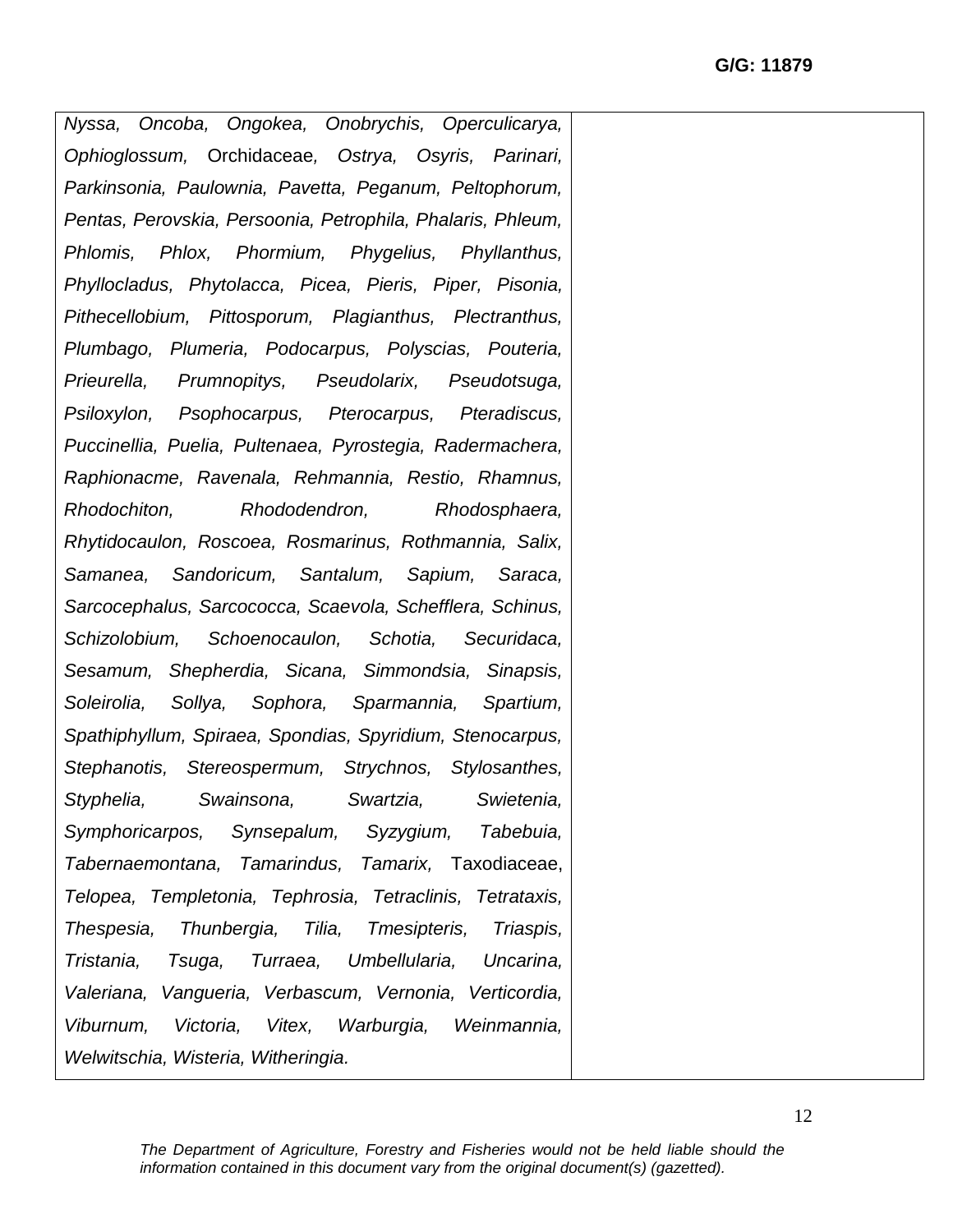| | |
|---|---|
| *Nyssa, Oncoba, Ongokea, Onobrychis, Operculicarya, Ophioglossum,* Orchidaceae*, Ostrya, Osyris, Parinari, Parkinsonia, Paulownia, Pavetta, Peganum, Peltophorum, Pentas, Perovskia, Persoonia, Petrophila, Phalaris, Phleum, Phlomis, Phlox, Phormium, Phygelius, Phyllanthus, Phyllocladus, Phytolacca, Picea, Pieris, Piper, Pisonia, Pithecellobium, Pittosporum, Plagianthus, Plectranthus, Plumbago, Plumeria, Podocarpus, Polyscias, Pouteria, Prieurella, Prumnopitys, Pseudolarix, Pseudotsuga, Psiloxylon, Psophocarpus, Pterocarpus, Pteradiscus, Puccinellia, Puelia, Pultenaea, Pyrostegia, Radermachera, Raphionacme, Ravenala, Rehmannia, Restio, Rhamnus, Rhodochiton, Rhododendron, Rhodosphaera, Rhytidocaulon, Roscoea, Rosmarinus, Rothmannia, Salix, Samanea, Sandoricum, Santalum, Sapium, Saraca, Sarcocephalus, Sarcococca, Scaevola, Schefflera, Schinus, Schizolobium, Schoenocaulon, Schotia, Securidaca, Sesamum, Shepherdia, Sicana, Simmondsia, Sinapsis, Soleirolia, Sollya, Sophora, Sparmannia, Spartium, Spathiphyllum, Spiraea, Spondias, Spyridium, Stenocarpus, Stephanotis, Stereospermum, Strychnos, Stylosanthes, Styphelia, Swainsona, Swartzia, Swietenia, Symphoricarpos, Synsepalum, Syzygium, Tabebuia, Tabernaemontana, Tamarindus, Tamarix,* Taxodiaceae, *Telopea, Templetonia, Tephrosia, Tetraclinis, Tetrataxis, Thespesia, Thunbergia, Tilia, Tmesipteris, Triaspis, Tristania, Tsuga, Turraea, Umbellularia, Uncarina, Valeriana, Vangueria, Verbascum, Vernonia, Verticordia, Viburnum, Victoria, Vitex, Warburgia, Weinmannia, Welwitschia, Wisteria, Witheringia.* | |

*The Department of Agriculture, Forestry and Fisheries would not be held liable should the information contained in this document vary from the original document(s) (gazetted).*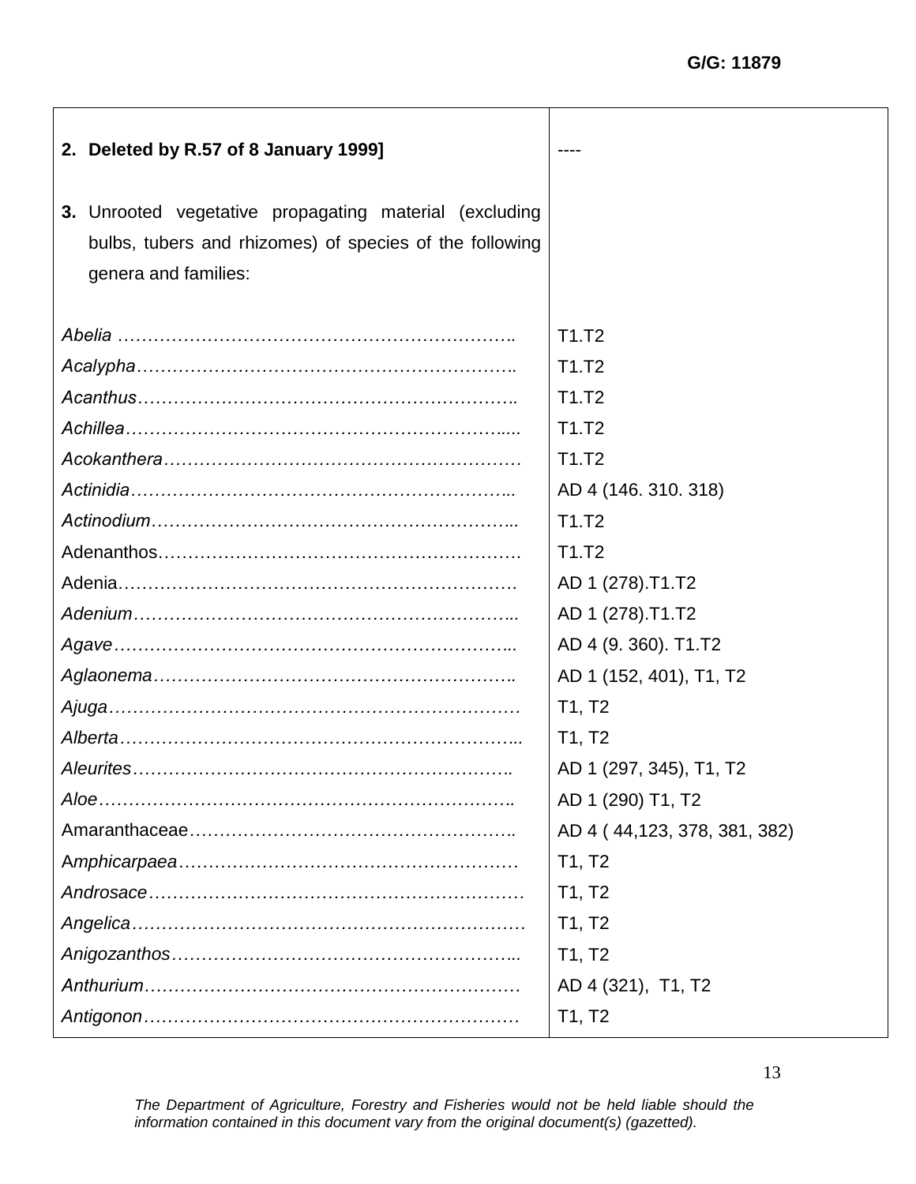| | |
|---|---|
| **2. Deleted by R.57 of 8 January 1999]** | ---- |
| **3.** Unrooted vegetative propagating material (excluding bulbs, tubers and rhizomes) of species of the following genera and families: | |
| *Abelia* …………………………………………………………. | T1.T2 |
| *Acalypha*………………………………………………………. | T1.T2 |
| *Acanthus*………………………………………………………. | T1.T2 |
| *Achillea*……………………………………………………….... | T1.T2 |
| *Acokanthera*…………………………………………………… | T1.T2 |
| *Actinidia*……………………………………………………….. | AD 4 (146. 310. 318) |
| *Actinodium*…………………………………………………….. | T1.T2 |
| Adenanthos……………………………………………………. | T1.T2 |
| Adenia…………………………………………………………. | AD 1 (278).T1.T2 |
| *Adenium*……………………………………………………….. | AD 1 (278).T1.T2 |
| *Agave*………………………………………………………….. | AD 4 (9. 360). T1.T2 |
| *Aglaonema*……………………………………………………. | AD 1 (152, 401), T1, T2 |
| *Ajuga*………………………………………………………….. | T1, T2 |
| *Alberta*………………………………………………………….. | T1, T2 |
| *Aleurites*………………………………………………………. | AD 1 (297, 345), T1, T2 |
| *Aloe*……………………………………………………………. | AD 1 (290) T1, T2 |
| Amaranthaceae……………………………………………….. | AD 4 ( 44,123, 378, 381, 382) |
| A*mphicarpaea*…………………………………………………. | T1, T2 |
| *Androsace*……………………………………………………… | T1, T2 |
| *Angelica*………………………………………………………… | T1, T2 |
| *Anigozanthos*………………………………………………….. | T1, T2 |
| *Anthurium*……………………………………………………… | AD 4 (321), T1, T2 |
| *Antigonon*……………………………………………………… | T1, T2 |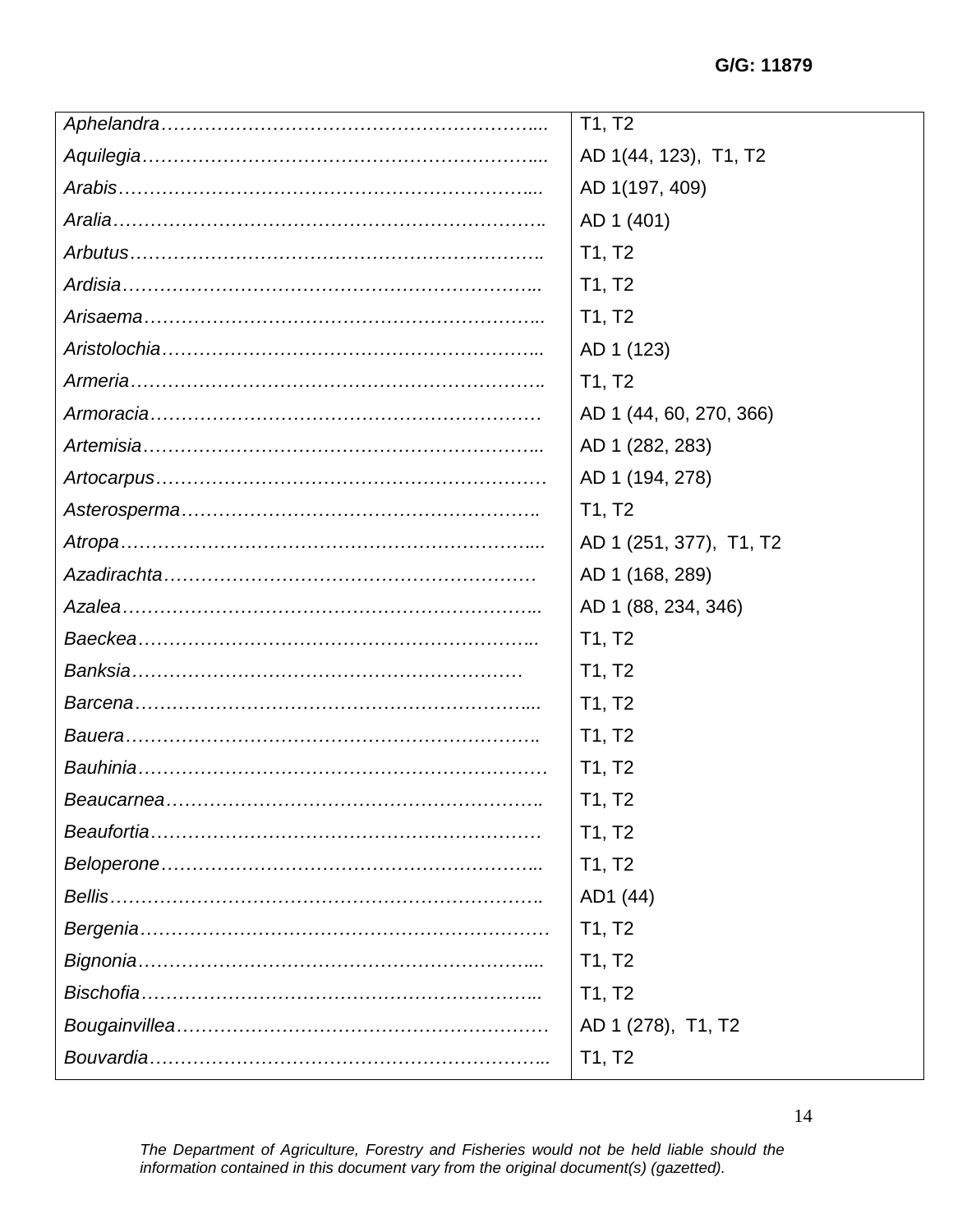G/G: 11879

| | |
|---|---|
| *Aphelandra*……………………………………………………….... | T1, T2 |
| *Aquilegia*……………………………………………………….... | AD 1(44, 123), T1, T2 |
| *Arabis*…………………………………………………………….... | AD 1(197, 409) |
| *Aralia*……………………………………………………………. | AD 1 (401) |
| *Arbutus*…………………………………………………………. | T1, T2 |
| *Ardisia*…………………………………………………………... | T1, T2 |
| *Arisaema*………………………………………………………... | T1, T2 |
| *Aristolochia*……………………………………………………... | AD 1 (123) |
| *Armeria*…………………………………………………………. | T1, T2 |
| *Armoracia*……………………………………………………… | AD 1 (44, 60, 270, 366) |
| *Artemisia*………………………………………………………... | AD 1 (282, 283) |
| *Artocarpus*……………………………………………………… | AD 1 (194, 278) |
| *Asterosperma*………………………………………………….. | T1, T2 |
| *Atropa*…………………………………………………………..... | AD 1 (251, 377), T1, T2 |
| *Azadirachta*…………………………………………………… | AD 1 (168, 289) |
| *Azalea*…………………………………………………………... | AD 1 (88, 234, 346) |
| *Baeckea*………………………………………………………... | T1, T2 |
| *Banksia*……………………………………………………… | T1, T2 |
| *Barcena*……………………………………………………….... | T1, T2 |
| *Bauera*…………………………………………………………. | T1, T2 |
| *Bauhinia*………………………………………………………… | T1, T2 |
| *Beaucarnea*…………………………………………………….. | T1, T2 |
| *Beaufortia*……………………………………………………… | T1, T2 |
| *Beloperone*……………………………………………………... | T1, T2 |
| *Bellis*……………………………………………………………. | AD1 (44) |
| *Bergenia*………………………………………………………… | T1, T2 |
| *Bignonia*……………………………………………………….... | T1, T2 |
| *Bischofia*………………………………………………………... | T1, T2 |
| *Bougainvillea*…………………………………………………… | AD 1 (278), T1, T2 |
| *Bouvardia*……………………………………………………….. | T1, T2 |

*The Department of Agriculture, Forestry and Fisheries would not be held liable should the information contained in this document vary from the original document(s) (gazetted).*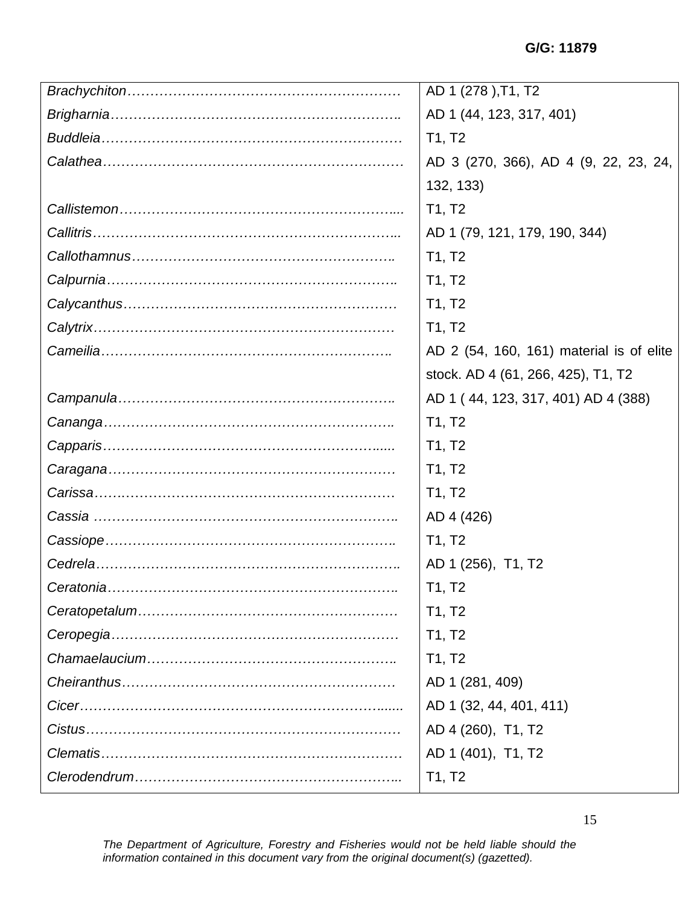G/G: 11879

| | |
|---|---|
| *Brachychiton* | AD 1 (278 ),T1, T2 |
| *Brigharnia* | AD 1 (44, 123, 317, 401) |
| *Buddleia* | T1, T2 |
| *Calathea* | AD 3 (270, 366), AD 4 (9, 22, 23, 24, 132, 133) |
| *Callistemon* | T1, T2 |
| *Callitris* | AD 1 (79, 121, 179, 190, 344) |
| *Callothamnus* | T1, T2 |
| *Calpurnia* | T1, T2 |
| *Calycanthus* | T1, T2 |
| *Calytrix* | T1, T2 |
| *Cameilia* | AD 2 (54, 160, 161) material is of elite stock. AD 4 (61, 266, 425), T1, T2 |
| *Campanula* | AD 1 ( 44, 123, 317, 401) AD 4 (388) |
| *Cananga* | T1, T2 |
| *Capparis* | T1, T2 |
| *Caragana* | T1, T2 |
| *Carissa* | T1, T2 |
| *Cassia* | AD 4 (426) |
| *Cassiope* | T1, T2 |
| *Cedrela* | AD 1 (256), T1, T2 |
| *Ceratonia* | T1, T2 |
| *Ceratopetalum* | T1, T2 |
| *Ceropegia* | T1, T2 |
| *Chamaelaucium* | T1, T2 |
| *Cheiranthus* | AD 1 (281, 409) |
| *Cicer* | AD 1 (32, 44, 401, 411) |
| *Cistus* | AD 4 (260), T1, T2 |
| *Clematis* | AD 1 (401), T1, T2 |
| *Clerodendrum* | T1, T2 |

*The Department of Agriculture, Forestry and Fisheries would not be held liable should the information contained in this document vary from the original document(s) (gazetted).*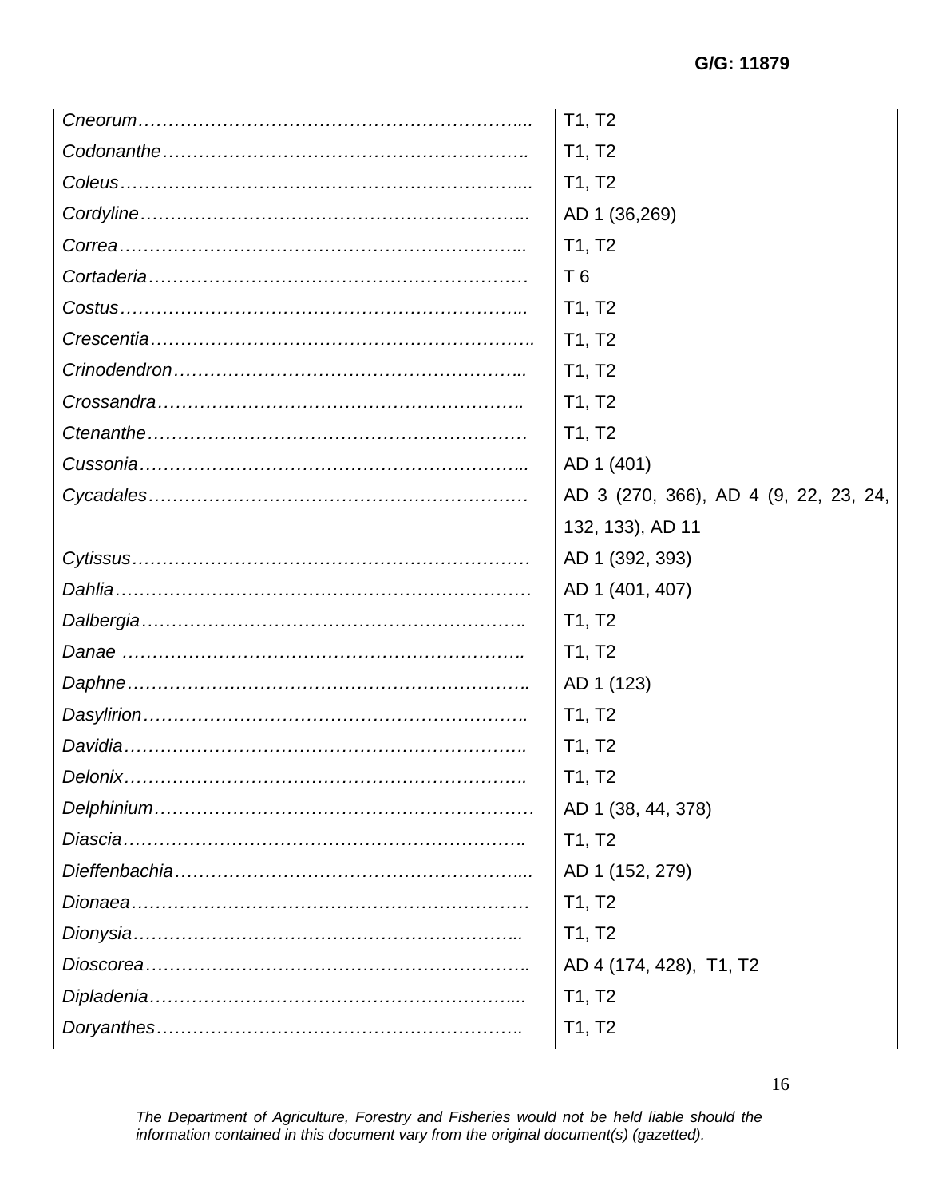G/G: 11879

| | |
|---|---|
| *Cneorum*……………………………………………………….... | T1, T2 |
| *Codonanthe*……………………………………………………. | T1, T2 |
| *Coleus*…………………………………………………………... | T1, T2 |
| *Cordyline*……………………………………………………... | AD 1 (36,269) |
| *Correa*……………………………………………………….. | T1, T2 |
| *Cortaderia*………………………………………………………  | T 6 |
| *Costus*……………………………………………………….. | T1, T2 |
| *Crescentia*……………………………………………………. | T1, T2 |
| *Crinodendron*………………………………………………... | T1, T2 |
| *Crossandra*……………………………………………………. | T1, T2 |
| *Ctenanthe*……………………………………………………… | T1, T2 |
| *Cussonia*……………………………………………………... | AD 1 (401) |
| *Cycadales*……………………………………………………… | AD 3 (270, 366), AD 4 (9, 22, 23, 24, 132, 133), AD 11 |
| *Cytissus*………………………………………………………… | AD 1 (392, 393) |
| *Dahlia*…………………………………………………………… | AD 1 (401, 407) |
| *Dalbergia*……………………………………………………. | T1, T2 |
| *Danae* ………………………………………………………. | T1, T2 |
| *Daphne*………………………………………………………. | AD 1 (123) |
| *Dasylirion*……………………………………………………. | T1, T2 |
| *Davidia*………………………………………………………. | T1, T2 |
| *Delonix*………………………………………………………. | T1, T2 |
| *Delphinium*…………………………………………………… | AD 1 (38, 44, 378) |
| *Diascia*………………………………………………………. | T1, T2 |
| *Dieffenbachia*………………………………………………... | AD 1 (152, 279) |
| *Dionaea*………………………………………………………… | T1, T2 |
| *Dionysia*……………………………………………………... | T1, T2 |
| *Dioscorea*……………………………………………………. | AD 4 (174, 428), T1, T2 |
| *Dipladenia*………………………………………………….... | T1, T2 |
| *Doryanthes*…………………………………………………. | T1, T2 |

*The Department of Agriculture, Forestry and Fisheries would not be held liable should the information contained in this document vary from the original document(s) (gazetted).*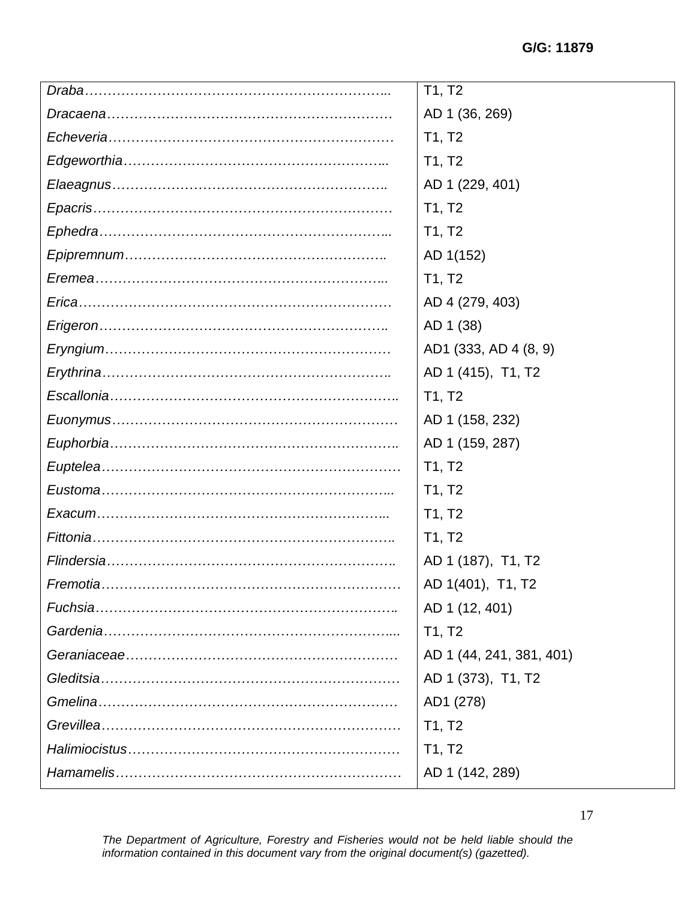G/G: 11879

| | |
|---|---|
| *Draba*………………………………………………………….. | T1, T2 |
| *Dracaena*………………………………………………………. | AD 1 (36, 269) |
| *Echeveria*………………………………………………………. | T1, T2 |
| *Edgeworthia*………………………………………………….. | T1, T2 |
| *Elaeagnus*……………………………………………………. | AD 1 (229, 401) |
| *Epacris*…………………………………………………………. | T1, T2 |
| *Ephedra*……………………………………………………….. | T1, T2 |
| *Epipremnum*…………………………………………………. | AD 1(152) |
| *Eremea*……………………………………………………….. | T1, T2 |
| *Erica*……………………………………………………………. | AD 4 (279, 403) |
| *Erigeron*………………………………………………………. | AD 1 (38) |
| *Eryngium*……………………………………………………… | AD1 (333, AD 4 (8, 9) |
| *Erythrina*………………………………………………………. | AD 1 (415), T1, T2 |
| *Escallonia*……………………………………………………. | T1, T2 |
| *Euonymus*…………………………………………………….. | AD 1 (158, 232) |
| *Euphorbia*……………………………………………………. | AD 1 (159, 287) |
| *Euptelea*……………………………………………………….. | T1, T2 |
| *Eustoma*……………………………………………………….. | T1, T2 |
| *Exacum*……………………………………………………….. | T1, T2 |
| *Fittonia*…………………………………………………………. | T1, T2 |
| *Flindersia*……………………………………………………… | AD 1 (187), T1, T2 |
| *Fremotia*……………………………………………………….. | AD 1(401), T1, T2 |
| *Fuchsia*………………………………………………………… | AD 1 (12, 401) |
| *Gardenia*………………………………………………………. | T1, T2 |
| *Geraniaceae*………………………………………………… | AD 1 (44, 241, 381, 401) |
| *Gleditsia*………………………………………………………. | AD 1 (373), T1, T2 |
| *Gmelina*……………………………………………………….. | AD1 (278) |
| *Grevillea*……………………………………………………….. | T1, T2 |
| *Halimiocistus*………………………………………………… | T1, T2 |
| *Hamamelis*……………………………………………………. | AD 1 (142, 289) |

*The Department of Agriculture, Forestry and Fisheries would not be held liable should the information contained in this document vary from the original document(s) (gazetted).*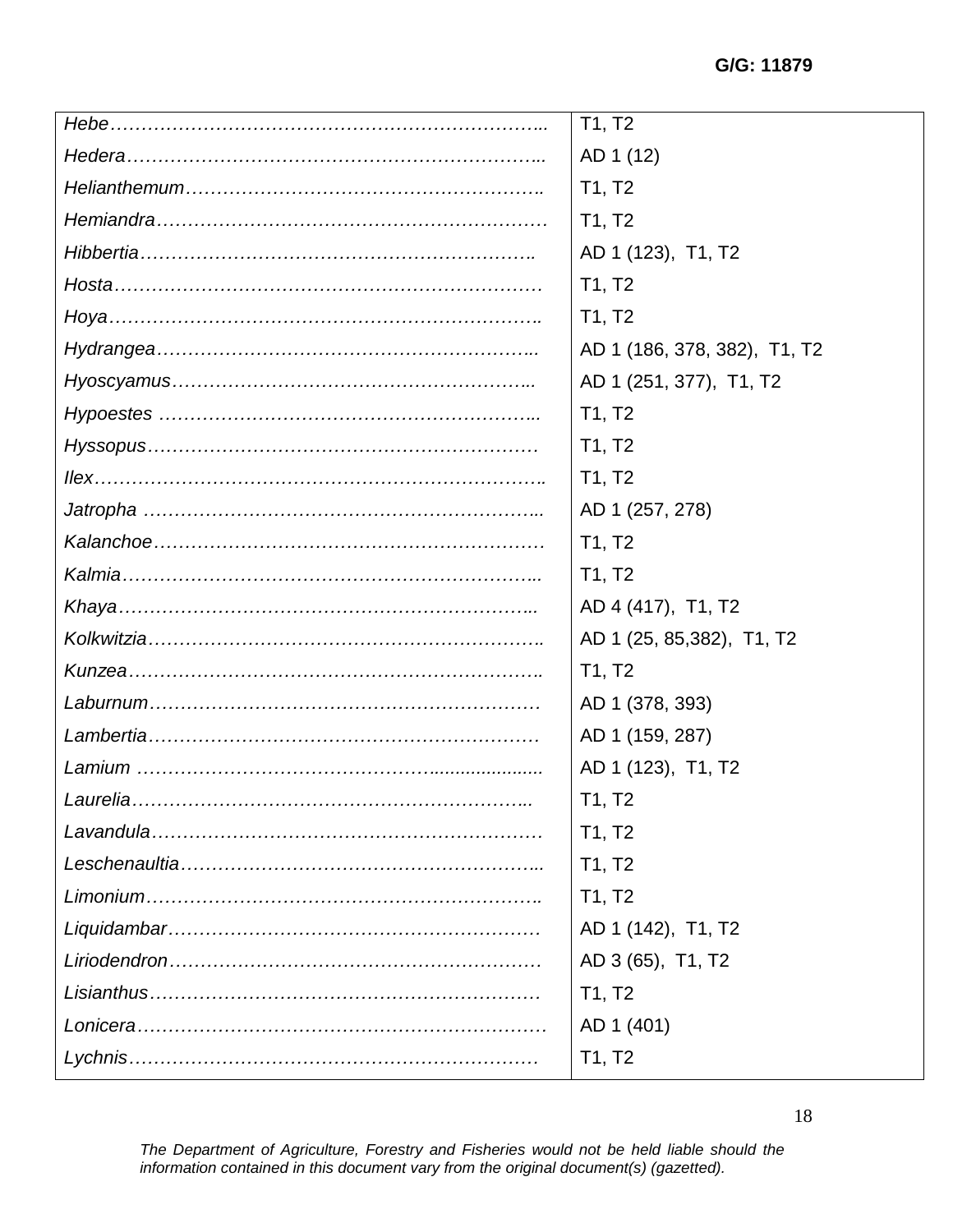G/G: 11879

| | |
|---|---|
| *Hebe*……………………………………………………………….. | T1, T2 |
| *Hedera*…………………………………………………………….. | AD 1 (12) |
| *Helianthemum*…………………………………………………. | T1, T2 |
| *Hemiandra*……………………………………………………… | T1, T2 |
| *Hibbertia*………………………………………………………. | AD 1 (123), T1, T2 |
| *Hosta*……………………………………………………………. | T1, T2 |
| *Hoya*…………………………………………………………….. | T1, T2 |
| *Hydrangea*…………………………………………………….. | AD 1 (186, 378, 382), T1, T2 |
| *Hyoscyamus*………………………………………………….. | AD 1 (251, 377), T1, T2 |
| *Hypoestes* …………………………………………………….. | T1, T2 |
| *Hyssopus*………………………………………………………. | T1, T2 |
| *Ilex*……………………………………………………………….. | T1, T2 |
| *Jatropha* ……………………………………………………….. | AD 1 (257, 278) |
| *Kalanchoe*……………………………………………………… | T1, T2 |
| *Kalmia*………………………………………………………….. | T1, T2 |
| *Khaya*……………………………………………………………. | AD 4 (417), T1, T2 |
| *Kolkwitzia*……………………………………………………… | AD 1 (25, 85,382), T1, T2 |
| *Kunzea*………………………………………………………….. | T1, T2 |
| *Laburnum*………………………………………………………. | AD 1 (378, 393) |
| *Lambertia*……………………………………………………… | AD 1 (159, 287) |
| *Lamium* ………………………………………………………… | AD 1 (123), T1, T2 |
| *Laurelia*………………………………………………………… | T1, T2 |
| *Lavandula*……………………………………………………… | T1, T2 |
| *Leschenaultia*………………………………………………….. | T1, T2 |
| *Limonium*……………………………………………………….. | T1, T2 |
| *Liquidambar*……………………………………………………. | AD 1 (142), T1, T2 |
| *Liriodendron*……………………………………………………. | AD 3 (65), T1, T2 |
| *Lisianthus*………………………………………………………. | T1, T2 |
| *Lonicera*…………………………………………………………. | AD 1 (401) |
| *Lychnis*………………………………………………………….. | T1, T2 |

*The Department of Agriculture, Forestry and Fisheries would not be held liable should the information contained in this document vary from the original document(s) (gazetted).*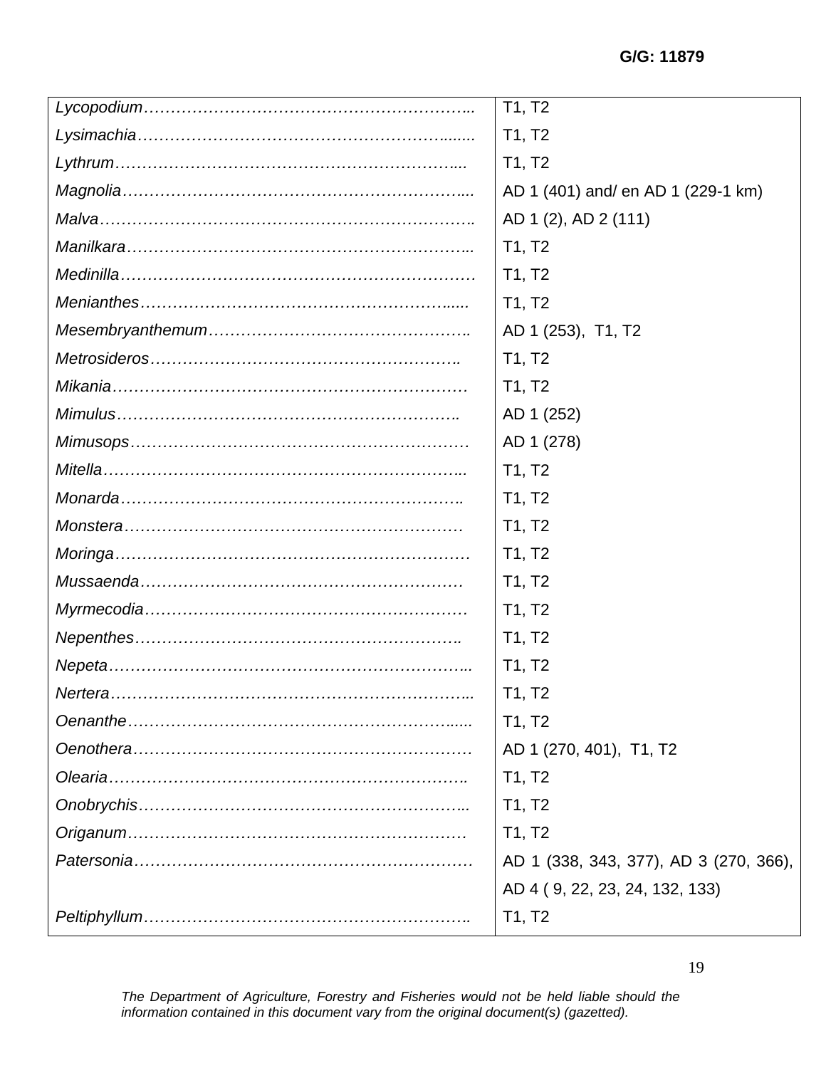G/G: 11879

| | |
|---|---|
| *Lycopodium*…………………………………………………….. | T1, T2 |
| *Lysimachia*……………………………………………………....... | T1, T2 |
| *Lythrum*……………………………………………………….... | T1, T2 |
| *Magnolia*……………………………………………………….... | AD 1 (401) and/ en AD 1 (229-1 km) |
| *Malva*………………………………………………………….. | AD 1 (2), AD 2 (111) |
| *Manilkara*……………………………………………………... | T1, T2 |
| *Medinilla*………………………………………………………. | T1, T2 |
| *Menianthes*…………………………………………………...... | T1, T2 |
| *Mesembryanthemum*……………………………………….. | AD 1 (253), T1, T2 |
| *Metrosideros*……………………………………………….. | T1, T2 |
| *Mikania*…………………………………………………………. | T1, T2 |
| *Mimulus*……………………………………………………….. | AD 1 (252) |
| *Mimusops*……………………………………………………… | AD 1 (278) |
| *Mitella*…………………………………………………………... | T1, T2 |
| *Monarda*……………………………………………………….. | T1, T2 |
| *Monstera*……………………………………………………… | T1, T2 |
| *Moringa*…………………………………………………………. | T1, T2 |
| *Mussaenda*……………………………………………………. | T1, T2 |
| *Myrmecodia*……………………………………………………. | T1, T2 |
| *Nepenthes*…………………………………………………….. | T1, T2 |
| *Nepeta*…………………………………………………………... | T1, T2 |
| *Nertera*………………………………………………………….. | T1, T2 |
| *Oenanthe*……………………………………………………...... | T1, T2 |
| *Oenothera*……………………………………………………… | AD 1 (270, 401), T1, T2 |
| *Olearia*………………………………………………………….. | T1, T2 |
| *Onobrychis*……………………………………………………... | T1, T2 |
| *Origanum*……………………………………………………… | T1, T2 |
| *Patersonia*……………………………………………………… | AD 1 (338, 343, 377), AD 3 (270, 366), AD 4 ( 9, 22, 23, 24, 132, 133) |
| *Peltiphyllum*………………………………………………….. | T1, T2 |

*The Department of Agriculture, Forestry and Fisheries would not be held liable should the information contained in this document vary from the original document(s) (gazetted).*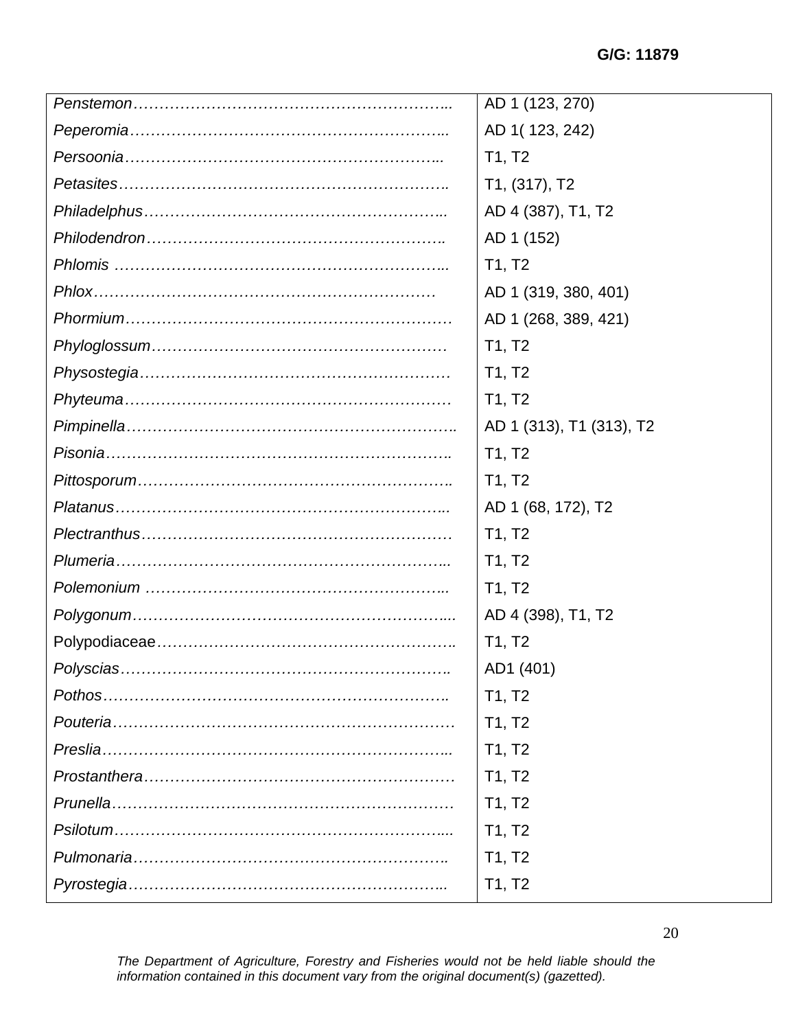G/G: 11879

| | |
|---|---|
| *Penstemon*……………………………………………………….. | AD 1 (123, 270) |
| *Peperomia*…………………………………………………….. | AD 1( 123, 242) |
| *Persoonia*…………………………………………………….. | T1, T2 |
| *Petasites*………………………………………………………. | T1, (317), T2 |
| *Philadelphus*………………………………………………….. | AD 4 (387), T1, T2 |
| *Philodendron*…………………………………………………. | AD 1 (152) |
| *Phlomis* ……………………………………………………….. | T1, T2 |
| *Phlox*…………………………………………………………. | AD 1 (319, 380, 401) |
| *Phormium*……………………………………………………… | AD 1 (268, 389, 421) |
| *Phyloglossum*………………………………………………… | T1, T2 |
| *Physostegia*…………………………………………………… | T1, T2 |
| *Phyteuma*……………………………………………………… | T1, T2 |
| *Pimpinella*……………………………………………………… | AD 1 (313), T1 (313), T2 |
| *Pisonia*…………………………………………………………. | T1, T2 |
| *Pittosporum*……………………………………………………. | T1, T2 |
| *Platanus*……………………………………………………….. | AD 1 (68, 172), T2 |
| *Plectranthus*…………………………………………………… | T1, T2 |
| *Plumeria*……………………………………………………….. | T1, T2 |
| *Polemonium* ………………………………………………….. | T1, T2 |
| *Polygonum*…………………………………………………….... | AD 4 (398), T1, T2 |
| Polypodiaceae…………………………………………………. | T1, T2 |
| *Polyscias*………………………………………………………. | AD1 (401) |
| *Pothos*…………………………………………………………. | T1, T2 |
| *Pouteria*………………………………………………………… | T1, T2 |
| *Preslia*………………………………………………………….. | T1, T2 |
| *Prostanthera*…………………………………………………… | T1, T2 |
| *Prunella*………………………………………………………… | T1, T2 |
| *Psilotum*……………………………………………………….... | T1, T2 |
| *Pulmonaria*……………………………………………………. | T1, T2 |
| *Pyrostegia*…………………………………………………….. | T1, T2 |

*The Department of Agriculture, Forestry and Fisheries would not be held liable should the information contained in this document vary from the original document(s) (gazetted).*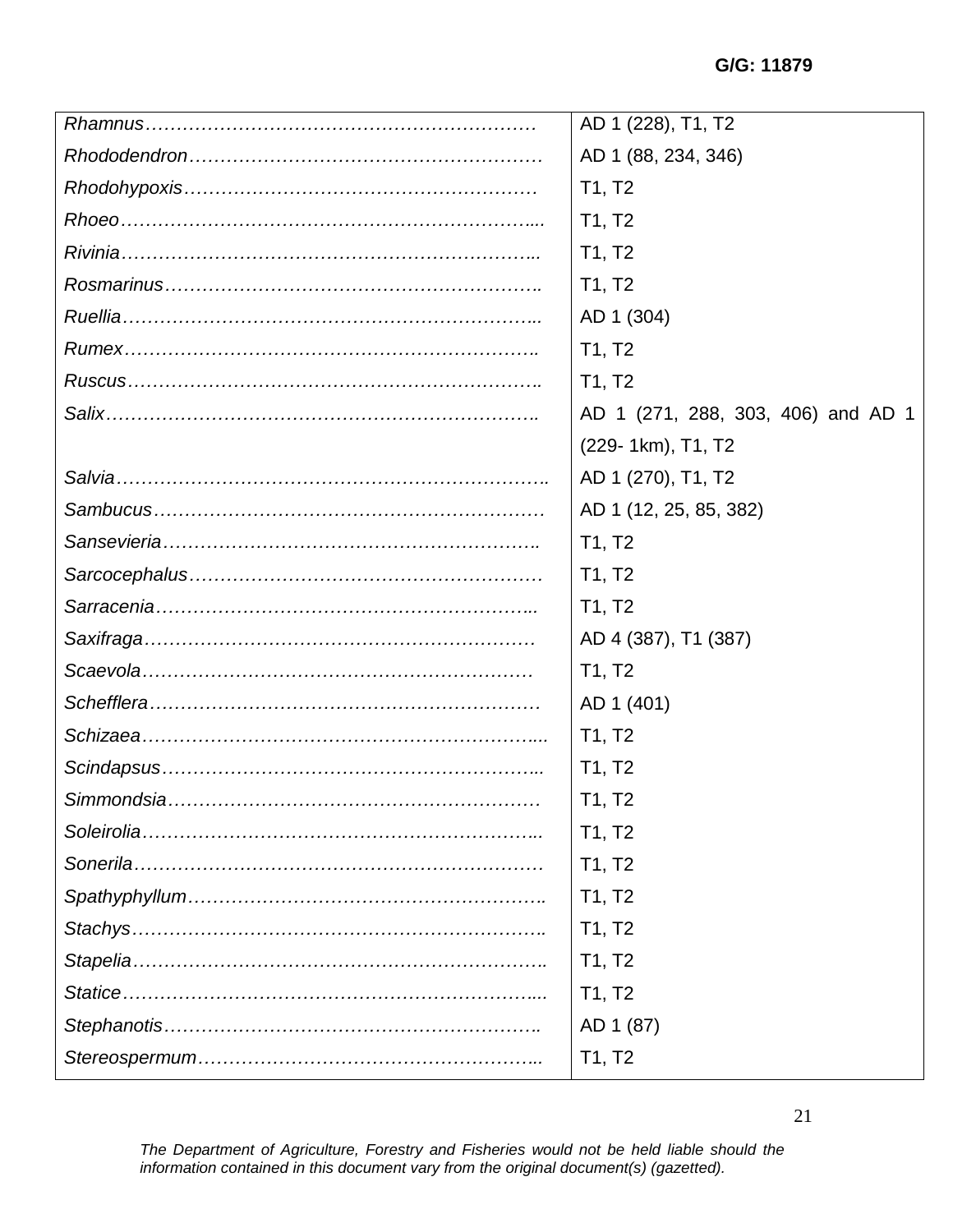| | |
|---|---|
| *Rhamnus*……………………………………………………… | AD 1 (228), T1, T2 |
| *Rhododendron*………………………………………………… | AD 1 (88, 234, 346) |
| *Rhodohypoxis*………………………………………………… | T1, T2 |
| *Rhoeo*……………………………………………………….... | T1, T2 |
| *Rivinia*………………………………………………………... | T1, T2 |
| *Rosmarinus*…………………………………………………... | T1, T2 |
| *Ruellia*………………………………………………………... | AD 1 (304) |
| *Rumex*………………………………………………………... | T1, T2 |
| *Ruscus*………………………………………………………... | T1, T2 |
| *Salix*…………………………………………………………... | AD 1 (271, 288, 303, 406) and AD 1 (229- 1km), T1, T2 |
| *Salvia*…………………………………………………………. | AD 1 (270), T1, T2 |
| *Sambucus*……………………………………………………… | AD 1 (12, 25, 85, 382) |
| *Sansevieria*…………………………………………………... | T1, T2 |
| *Sarcocephalus*………………………………………………… | T1, T2 |
| *Sarracenia*……………………………………………………... | T1, T2 |
| *Saxifraga*……………………………………………………… | AD 4 (387), T1 (387) |
| *Scaevola*……………………………………………………… | T1, T2 |
| *Schefflera*……………………………………………………… | AD 1 (401) |
| *Schizaea*……………………………………………………….... | T1, T2 |
| *Scindapsus*……………………………………………………... | T1, T2 |
| *Simmondsia*…………………………………………………… | T1, T2 |
| *Soleirolia*……………………………………………………... | T1, T2 |
| *Sonerila*………………………………………………………… | T1, T2 |
| *Spathyphyllum*………………………………………………... | T1, T2 |
| *Stachys*………………………………………………………... | T1, T2 |
| *Stapelia*………………………………………………………... | T1, T2 |
| *Statice*………………………………………………………….... | T1, T2 |
| *Stephanotis*…………………………………………………... | AD 1 (87) |
| *Stereospermum*………………………………………………... | T1, T2 |

*The Department of Agriculture, Forestry and Fisheries would not be held liable should the information contained in this document vary from the original document(s) (gazetted).*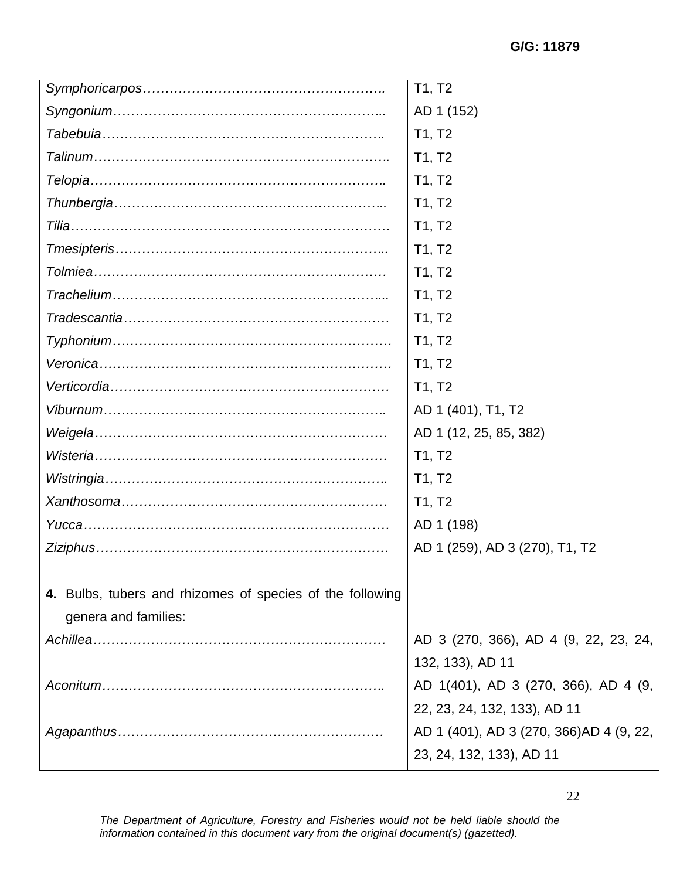| | |
|---|---|
| *Symphoricarpos*……………………………………………….. | T1, T2 |
| *Syngonium*…………………………………………………….. | AD 1 (152) |
| *Tabebuia*……………………………………………………….. | T1, T2 |
| *Talinum*………………………………………………………….. | T1, T2 |
| *Telopia*………………………………………………………….. | T1, T2 |
| *Thunbergia*……………………………………………………... | T1, T2 |
| *Tilia*………………………………………………………………. | T1, T2 |
| *Tmesipteris*……………………………………………………... | T1, T2 |
| *Tolmiea*…………………………………………………………. | T1, T2 |
| *Trachelium*……………………………………………………... | T1, T2 |
| *Tradescantia*……………………………………………………. | T1, T2 |
| *Typhonium*………………………………………………………. | T1, T2 |
| *Veronica*…………………………………………………………. | T1, T2 |
| *Verticordia*………………………………………………………. | T1, T2 |
| *Viburnum*……………………………………………………….. | AD 1 (401), T1, T2 |
| *Weigela*………………………………………………………….. | AD 1 (12, 25, 85, 382) |
| *Wisteria*………………………………………………………….. | T1, T2 |
| *Wistringia*……………………………………………………….. | T1, T2 |
| *Xanthosoma*…………………………………………………….. | T1, T2 |
| *Yucca*……………………………………………………………. | AD 1 (198) |
| *Ziziphus*…………………………………………………………. | AD 1 (259), AD 3 (270), T1, T2 |
| | |
| **4.** Bulbs, tubers and rhizomes of species of the following genera and families: | |
| *Achillea*………………………………………………………….. | AD 3 (270, 366), AD 4 (9, 22, 23, 24, 132, 133), AD 11 |
| *Aconitum*……………………………………………………….. | AD 1(401), AD 3 (270, 366), AD 4 (9, 22, 23, 24, 132, 133), AD 11 |
| *Agapanthus*…………………………………………………….. | AD 1 (401), AD 3 (270, 366)AD 4 (9, 22, 23, 24, 132, 133), AD 11 |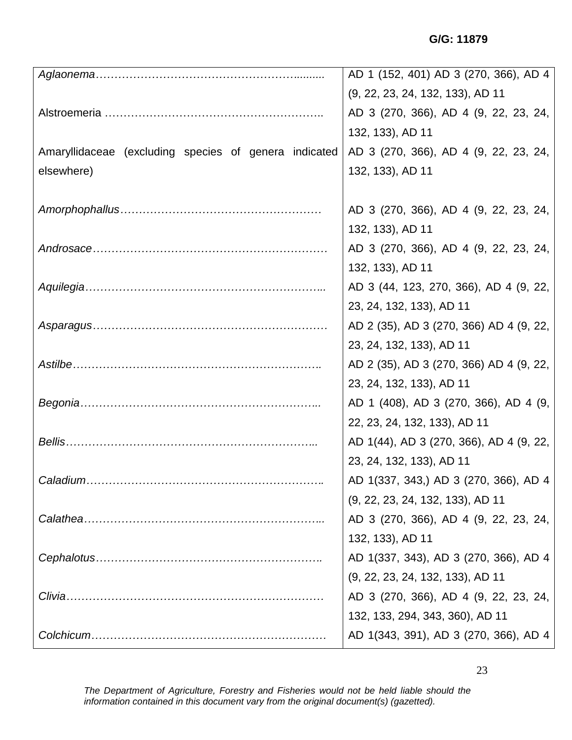| | |
|---|---|
| *Aglaonema*……………………………………………………......... | AD 1 (152, 401) AD 3 (270, 366), AD 4 (9, 22, 23, 24, 132, 133), AD 11 |
| Alstroemeria ………………………………………………….. | AD 3 (270, 366), AD 4 (9, 22, 23, 24, 132, 133), AD 11 |
| Amaryllidaceae (excluding species of genera indicated elsewhere) | AD 3 (270, 366), AD 4 (9, 22, 23, 24, 132, 133), AD 11 |
| *Amorphophallus*……………………………………………… | AD 3 (270, 366), AD 4 (9, 22, 23, 24, 132, 133), AD 11 |
| *Androsace*……………………………………………………… | AD 3 (270, 366), AD 4 (9, 22, 23, 24, 132, 133), AD 11 |
| *Aquilegia*……………………………………………………... | AD 3 (44, 123, 270, 366), AD 4 (9, 22, 23, 24, 132, 133), AD 11 |
| *Asparagus*……………………………………………………… | AD 2 (35), AD 3 (270, 366) AD 4 (9, 22, 23, 24, 132, 133), AD 11 |
| *Astilbe*………………………………………………………….. | AD 2 (35), AD 3 (270, 366) AD 4 (9, 22, 23, 24, 132, 133), AD 11 |
| *Begonia*……………………………………………………….. | AD 1 (408), AD 3 (270, 366), AD 4 (9, 22, 23, 24, 132, 133), AD 11 |
| *Bellis*…………………………………………………………... | AD 1(44), AD 3 (270, 366), AD 4 (9, 22, 23, 24, 132, 133), AD 11 |
| *Caladium*…………………………………………………….. | AD 1(337, 343,) AD 3 (270, 366), AD 4 (9, 22, 23, 24, 132, 133), AD 11 |
| *Calathea*……………………………………………………... | AD 3 (270, 366), AD 4 (9, 22, 23, 24, 132, 133), AD 11 |
| *Cephalotus*…………………………………………………….. | AD 1(337, 343), AD 3 (270, 366), AD 4 (9, 22, 23, 24, 132, 133), AD 11 |
| *Clivia*…………………………………………………………… | AD 3 (270, 366), AD 4 (9, 22, 23, 24, 132, 133, 294, 343, 360), AD 11 |
| *Colchicum*……………………………………………………… | AD 1(343, 391), AD 3 (270, 366), AD 4 |

*The Department of Agriculture, Forestry and Fisheries would not be held liable should the information contained in this document vary from the original document(s) (gazetted).*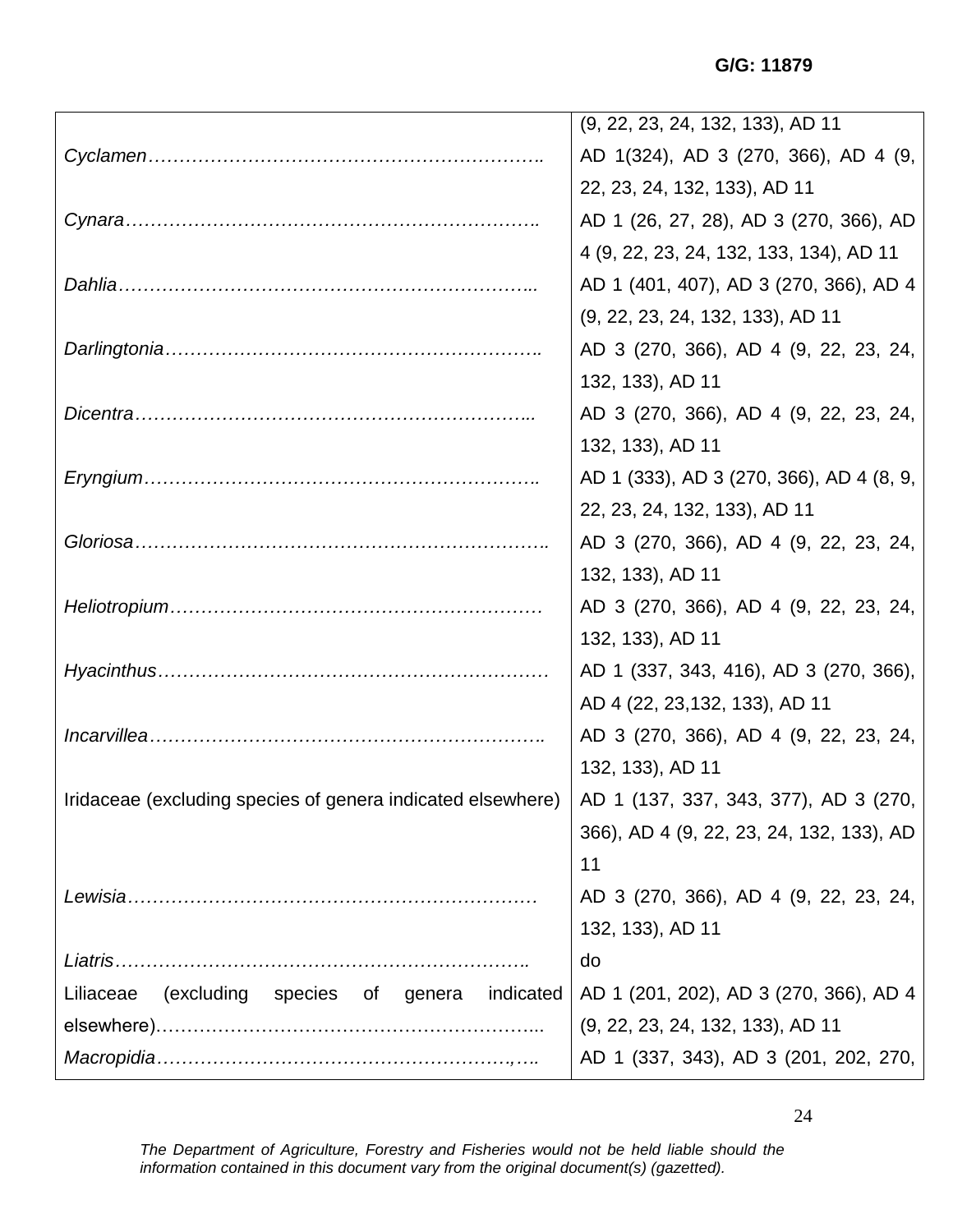| | |
|---|---|
| | (9, 22, 23, 24, 132, 133), AD 11 |
| *Cyclamen*……………………………………………………….. | AD 1(324), AD 3 (270, 366), AD 4 (9, 22, 23, 24, 132, 133), AD 11 |
| *Cynara*………………………………………………………….. | AD 1 (26, 27, 28), AD 3 (270, 366), AD 4 (9, 22, 23, 24, 132, 133, 134), AD 11 |
| *Dahlia*…………………………………………………………... | AD 1 (401, 407), AD 3 (270, 366), AD 4 (9, 22, 23, 24, 132, 133), AD 11 |
| *Darlingtonia*………………………………………………….. | AD 3 (270, 366), AD 4 (9, 22, 23, 24, 132, 133), AD 11 |
| *Dicentra*……………………………………………………... | AD 3 (270, 366), AD 4 (9, 22, 23, 24, 132, 133), AD 11 |
| *Eryngium*…………………………………………………….. | AD 1 (333), AD 3 (270, 366), AD 4 (8, 9, 22, 23, 24, 132, 133), AD 11 |
| *Gloriosa*……………………………………………………….. | AD 3 (270, 366), AD 4 (9, 22, 23, 24, 132, 133), AD 11 |
| *Heliotropium*…………………………………………………. | AD 3 (270, 366), AD 4 (9, 22, 23, 24, 132, 133), AD 11 |
| *Hyacinthus*……………………………………………………. | AD 1 (337, 343, 416), AD 3 (270, 366), AD 4 (22, 23,132, 133), AD 11 |
| *Incarvillea*…………………………………………………….. | AD 3 (270, 366), AD 4 (9, 22, 23, 24, 132, 133), AD 11 |
| Iridaceae (excluding species of genera indicated elsewhere) | AD 1 (137, 337, 343, 377), AD 3 (270, 366), AD 4 (9, 22, 23, 24, 132, 133), AD 11 |
| *Lewisia*………………………………………………………. | AD 3 (270, 366), AD 4 (9, 22, 23, 24, 132, 133), AD 11 |
| *Liatris*………………………………………………………….. | do |
| Liliaceae (excluding species of genera indicated elsewhere)…………………………………………………... | AD 1 (201, 202), AD 3 (270, 366), AD 4 (9, 22, 23, 24, 132, 133), AD 11 |
| *Macropidia*…………………………………………………,…. | AD 1 (337, 343), AD 3 (201, 202, 270, |

*The Department of Agriculture, Forestry and Fisheries would not be held liable should the information contained in this document vary from the original document(s) (gazetted).*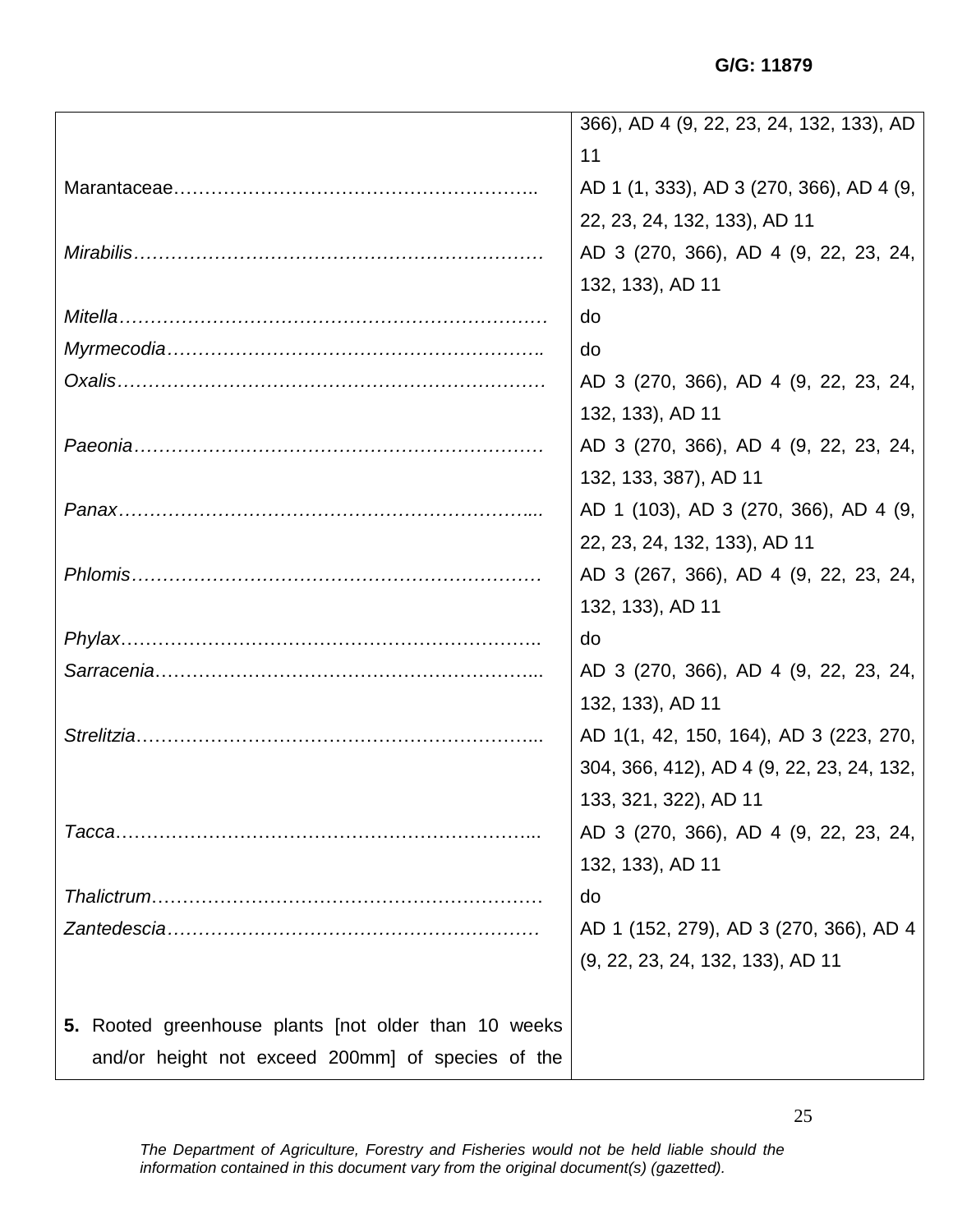| | |
|---|---|
| | 366), AD 4 (9, 22, 23, 24, 132, 133), AD 11 |
| Marantaceae………………………………………………….. | AD 1 (1, 333), AD 3 (270, 366), AD 4 (9, 22, 23, 24, 132, 133), AD 11 |
| *Mirabilis*………………………………………………………… | AD 3 (270, 366), AD 4 (9, 22, 23, 24, 132, 133), AD 11 |
| *Mitella*…………………………………………………………… | do |
| *Myrmecodia*………………………………………………….. | do |
| *Oxalis*…………………………………………………………… | AD 3 (270, 366), AD 4 (9, 22, 23, 24, 132, 133), AD 11 |
| *Paeonia*………………………………………………………… | AD 3 (270, 366), AD 4 (9, 22, 23, 24, 132, 133, 387), AD 11 |
| *Panax*…………………………………………………………... | AD 1 (103), AD 3 (270, 366), AD 4 (9, 22, 23, 24, 132, 133), AD 11 |
| *Phlomis*………………………………………………………… | AD 3 (267, 366), AD 4 (9, 22, 23, 24, 132, 133), AD 11 |
| *Phylax*………………………………………………………….. | do |
| *Sarracenia*……………………………………………………... | AD 3 (270, 366), AD 4 (9, 22, 23, 24, 132, 133), AD 11 |
| *Strelitzia*………………………………………………………... | AD 1(1, 42, 150, 164), AD 3 (223, 270, 304, 366, 412), AD 4 (9, 22, 23, 24, 132, 133, 321, 322), AD 11 |
| *Tacca*…………………………………………………………... | AD 3 (270, 366), AD 4 (9, 22, 23, 24, 132, 133), AD 11 |
| *Thalictrum*……………………………………………………… | do |
| *Zantedescia*…………………………………………………… | AD 1 (152, 279), AD 3 (270, 366), AD 4 (9, 22, 23, 24, 132, 133), AD 11 |
| **5.** Rooted greenhouse plants [not older than 10 weeks and/or height not exceed 200mm] of species of the | |

*The Department of Agriculture, Forestry and Fisheries would not be held liable should the information contained in this document vary from the original document(s) (gazetted).*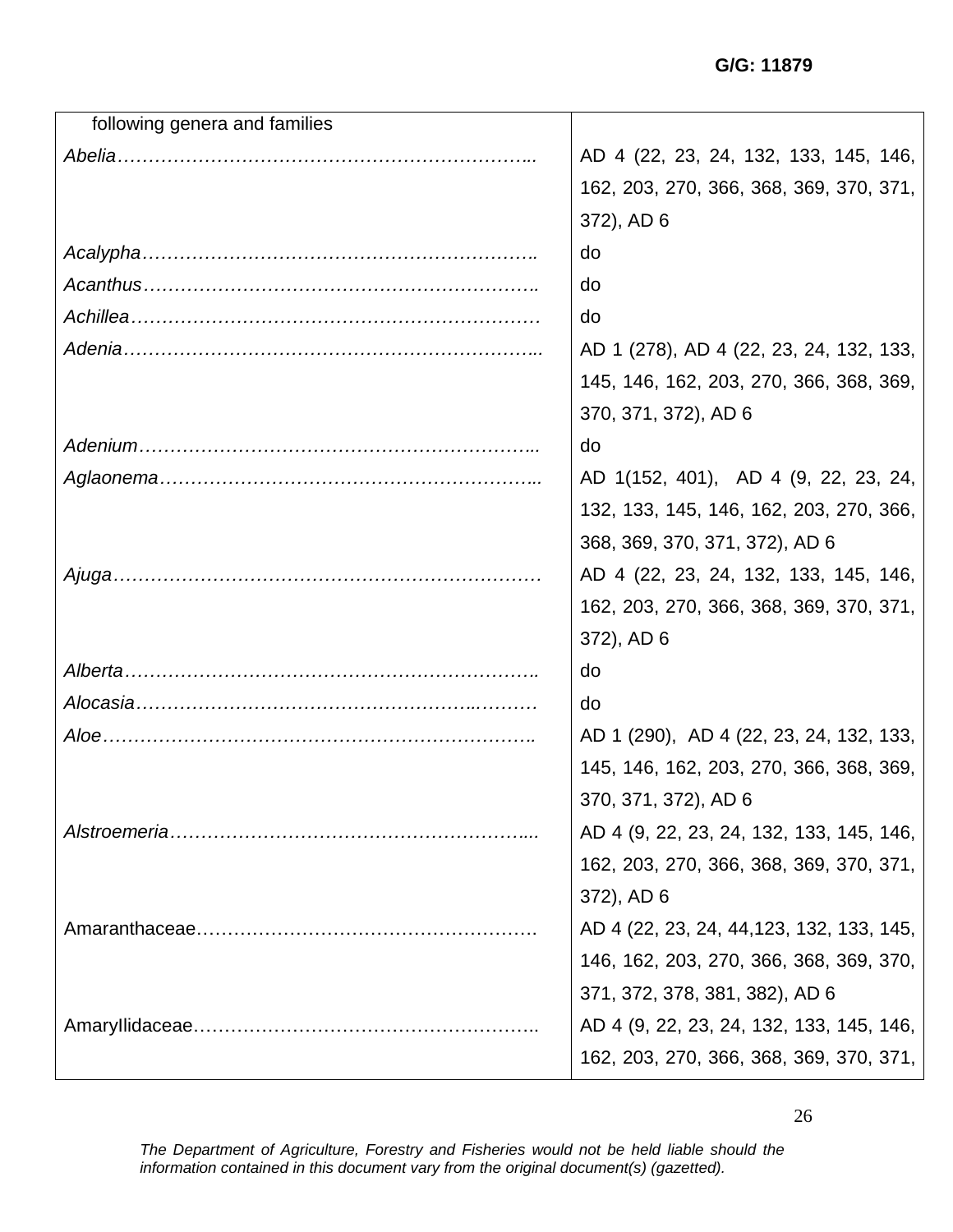| following genera and families | |
|---|---|
| *Abelia*………………………………………………………….. | AD 4 (22, 23, 24, 132, 133, 145, 146, 162, 203, 270, 366, 368, 369, 370, 371, 372), AD 6 |
| *Acalypha*………………………………………………………. | do |
| *Acanthus*………………………………………………………. | do |
| *Achillea*………………………………………………………… | do |
| *Adenia*………………………………………………………….. | AD 1 (278), AD 4 (22, 23, 24, 132, 133, 145, 146, 162, 203, 270, 366, 368, 369, 370, 371, 372), AD 6 |
| *Adenium*……………………………………………………….. | do |
| *Aglaonema*…………………………………………………….. | AD 1(152, 401), AD 4 (9, 22, 23, 24, 132, 133, 145, 146, 162, 203, 270, 366, 368, 369, 370, 371, 372), AD 6 |
| *Ajuga*…………………………………………………………… | AD 4 (22, 23, 24, 132, 133, 145, 146, 162, 203, 270, 366, 368, 369, 370, 371, 372), AD 6 |
| *Alberta*…………………………………………………………. | do |
| *Alocasia*………………………………………………..……… | do |
| *Aloe*…………………………………………………………….. | AD 1 (290), AD 4 (22, 23, 24, 132, 133, 145, 146, 162, 203, 270, 366, 368, 369, 370, 371, 372), AD 6 |
| *Alstroemeria*………………………………………………….... | AD 4 (9, 22, 23, 24, 132, 133, 145, 146, 162, 203, 270, 366, 368, 369, 370, 371, 372), AD 6 |
| Amaranthaceae………………………………………………. | AD 4 (22, 23, 24, 44,123, 132, 133, 145, 146, 162, 203, 270, 366, 368, 369, 370, 371, 372, 378, 381, 382), AD 6 |
| Amaryllidaceae……………………………………………….. | AD 4 (9, 22, 23, 24, 132, 133, 145, 146, 162, 203, 270, 366, 368, 369, 370, 371, |

*The Department of Agriculture, Forestry and Fisheries would not be held liable should the information contained in this document vary from the original document(s) (gazetted).*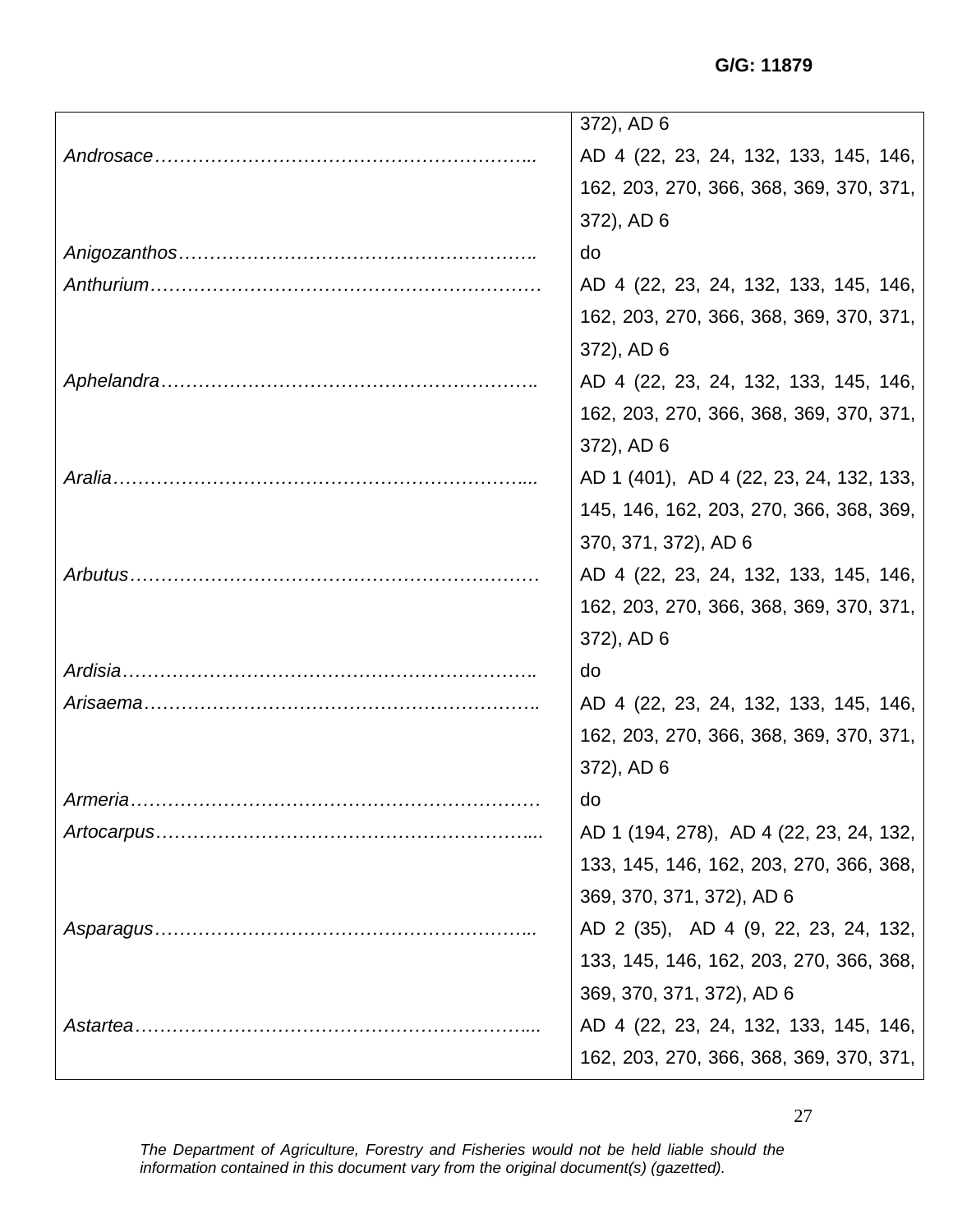| | |
|---|---|
| | 372), AD 6 |
| *Androsace*……………………………………………………….. | AD 4 (22, 23, 24, 132, 133, 145, 146, 162, 203, 270, 366, 368, 369, 370, 371, 372), AD 6 |
| *Anigozanthos*………………………………………………….. | do |
| *Anthurium*……………………………………………………… | AD 4 (22, 23, 24, 132, 133, 145, 146, 162, 203, 270, 366, 368, 369, 370, 371, 372), AD 6 |
| *Aphelandra*…………………………………………………….. | AD 4 (22, 23, 24, 132, 133, 145, 146, 162, 203, 270, 366, 368, 369, 370, 371, 372), AD 6 |
| *Aralia*……………………………………………………………... | AD 1 (401), AD 4 (22, 23, 24, 132, 133, 145, 146, 162, 203, 270, 366, 368, 369, 370, 371, 372), AD 6 |
| *Arbutus*…………………………………………………………. | AD 4 (22, 23, 24, 132, 133, 145, 146, 162, 203, 270, 366, 368, 369, 370, 371, 372), AD 6 |
| *Ardisia*………………………………………………………….. | do |
| *Arisaema*……………………………………………………….. | AD 4 (22, 23, 24, 132, 133, 145, 146, 162, 203, 270, 366, 368, 369, 370, 371, 372), AD 6 |
| *Armeria*…………………………………………………………. | do |
| *Artocarpus*……………………………………………………... | AD 1 (194, 278), AD 4 (22, 23, 24, 132, 133, 145, 146, 162, 203, 270, 366, 368, 369, 370, 371, 372), AD 6 |
| *Asparagus*…………………………………………………….. | AD 2 (35), AD 4 (9, 22, 23, 24, 132, 133, 145, 146, 162, 203, 270, 366, 368, 369, 370, 371, 372), AD 6 |
| *Astartea*………………………………………………………... | AD 4 (22, 23, 24, 132, 133, 145, 146, 162, 203, 270, 366, 368, 369, 370, 371, |

*The Department of Agriculture, Forestry and Fisheries would not be held liable should the information contained in this document vary from the original document(s) (gazetted).*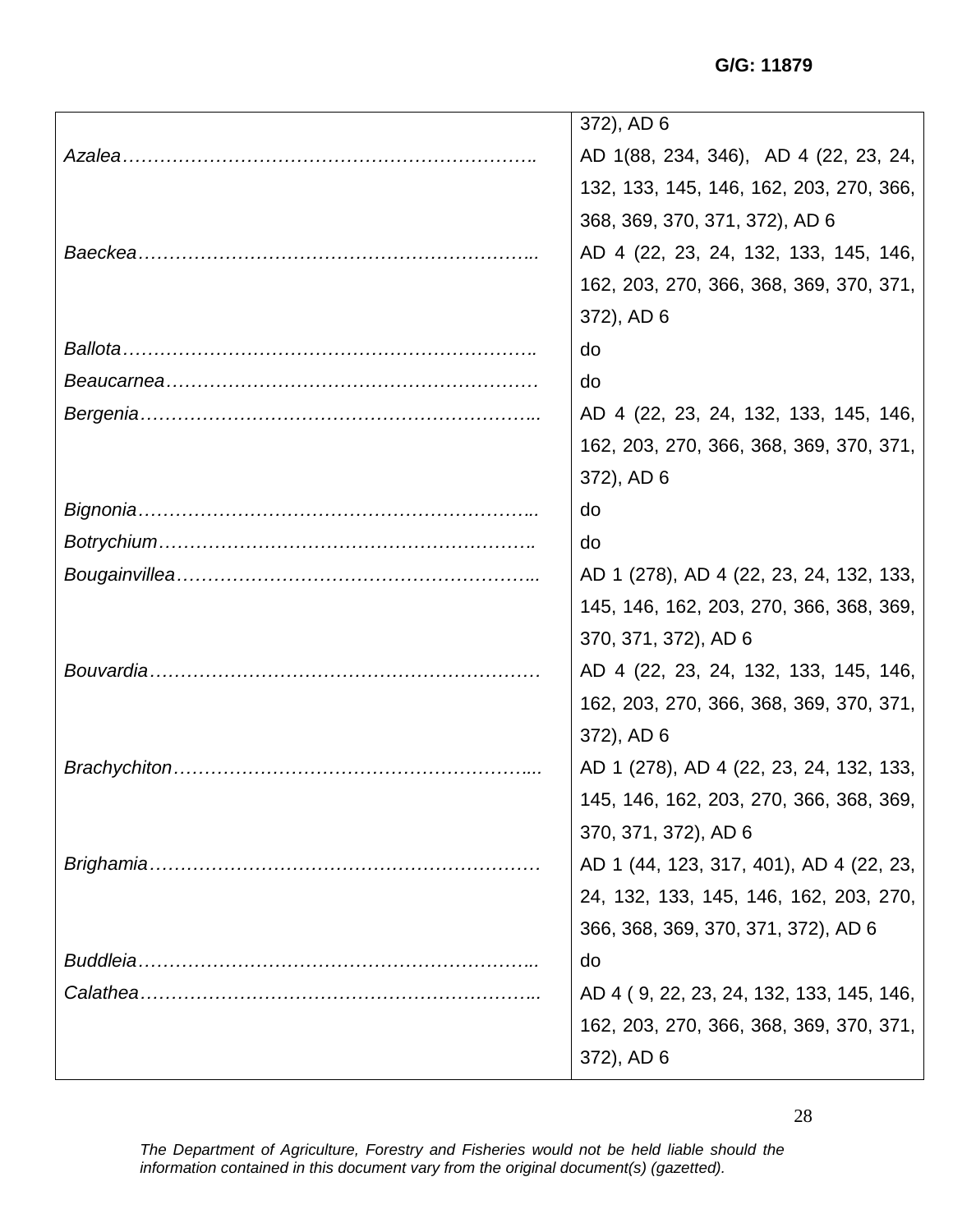|  |  |
|---|---|
|  | 372), AD 6 |
| *Azalea*………………………………………………………….. | AD 1(88, 234, 346), AD 4 (22, 23, 24, 132, 133, 145, 146, 162, 203, 270, 366, 368, 369, 370, 371, 372), AD 6 |
| *Baeckea*……………………………………………………….. | AD 4 (22, 23, 24, 132, 133, 145, 146, 162, 203, 270, 366, 368, 369, 370, 371, 372), AD 6 |
| *Ballota*………………………………………………………….. | do |
| *Beaucarnea*…………………………………………………… | do |
| *Bergenia*……………………………………………………….. | AD 4 (22, 23, 24, 132, 133, 145, 146, 162, 203, 270, 366, 368, 369, 370, 371, 372), AD 6 |
| *Bignonia*……………………………………………………….. | do |
| *Botrychium*……………………………………………………. | do |
| *Bougainvillea*………………………………………………….. | AD 1 (278), AD 4 (22, 23, 24, 132, 133, 145, 146, 162, 203, 270, 366, 368, 369, 370, 371, 372), AD 6 |
| *Bouvardia*……………………………………………………… | AD 4 (22, 23, 24, 132, 133, 145, 146, 162, 203, 270, 366, 368, 369, 370, 371, 372), AD 6 |
| *Brachychiton*………………………………………………….... | AD 1 (278), AD 4 (22, 23, 24, 132, 133, 145, 146, 162, 203, 270, 366, 368, 369, 370, 371, 372), AD 6 |
| *Brighamia*……………………………………………………… | AD 1 (44, 123, 317, 401), AD 4 (22, 23, 24, 132, 133, 145, 146, 162, 203, 270, 366, 368, 369, 370, 371, 372), AD 6 |
| *Buddleia*……………………………………………………….. | do |
| *Calathea*……………………………………………………….. | AD 4 ( 9, 22, 23, 24, 132, 133, 145, 146, 162, 203, 270, 366, 368, 369, 370, 371, 372), AD 6 |

*The Department of Agriculture, Forestry and Fisheries would not be held liable should the information contained in this document vary from the original document(s) (gazetted).*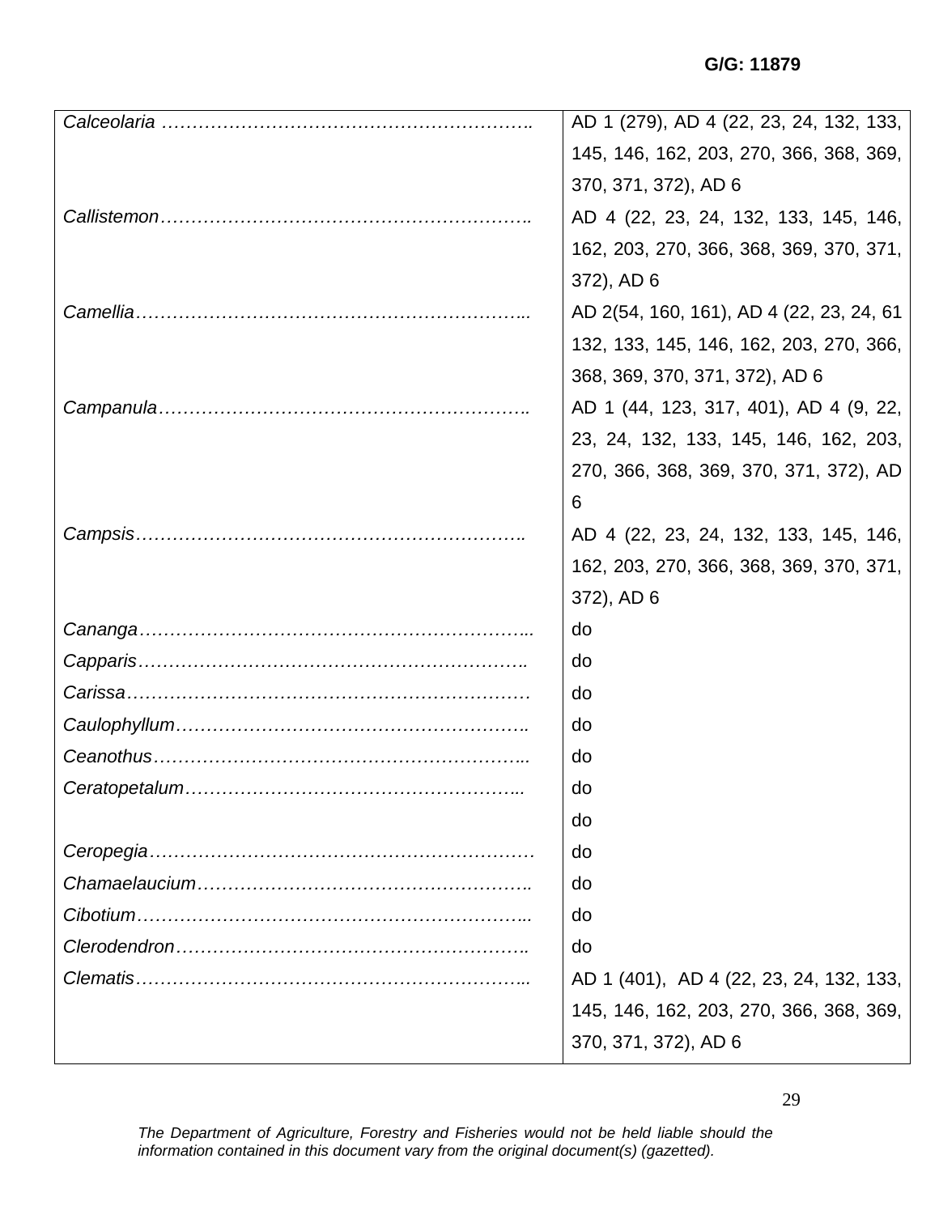G/G: 11879

| | |
|---|---|
| *Calceolaria* …………………………………………………….. | AD 1 (279), AD 4 (22, 23, 24, 132, 133, 145, 146, 162, 203, 270, 366, 368, 369, 370, 371, 372), AD 6 |
| *Callistemon*…………………………………………………….. | AD 4 (22, 23, 24, 132, 133, 145, 146, 162, 203, 270, 366, 368, 369, 370, 371, 372), AD 6 |
| *Camellia*……………………………………………………….. | AD 2(54, 160, 161), AD 4 (22, 23, 24, 61 132, 133, 145, 146, 162, 203, 270, 366, 368, 369, 370, 371, 372), AD 6 |
| *Campanula*…………………………………………………….. | AD 1 (44, 123, 317, 401), AD 4 (9, 22, 23, 24, 132, 133, 145, 146, 162, 203, 270, 366, 368, 369, 370, 371, 372), AD 6 |
| *Campsis*……………………………………………………….. | AD 4 (22, 23, 24, 132, 133, 145, 146, 162, 203, 270, 366, 368, 369, 370, 371, 372), AD 6 |
| *Cananga*……………………………………………………….. | do |
| *Capparis*……………………………………………………….. | do |
| *Carissa*………………………………………………………… | do |
| *Caulophyllum*………………………………………………….. | do |
| *Ceanothus*…………………………………………………….. | do |
| *Ceratopetalum*……………………………………………….. | do |
| | do |
| *Ceropegia*……………………………………………………… | do |
| *Chamaelaucium*……………………………………………….. | do |
| *Cibotium*……………………………………………………….. | do |
| *Clerodendron*………………………………………………….. | do |
| *Clematis*……………………………………………………….. | AD 1 (401), AD 4 (22, 23, 24, 132, 133, 145, 146, 162, 203, 270, 366, 368, 369, 370, 371, 372), AD 6 |

*The Department of Agriculture, Forestry and Fisheries would not be held liable should the information contained in this document vary from the original document(s) (gazetted).*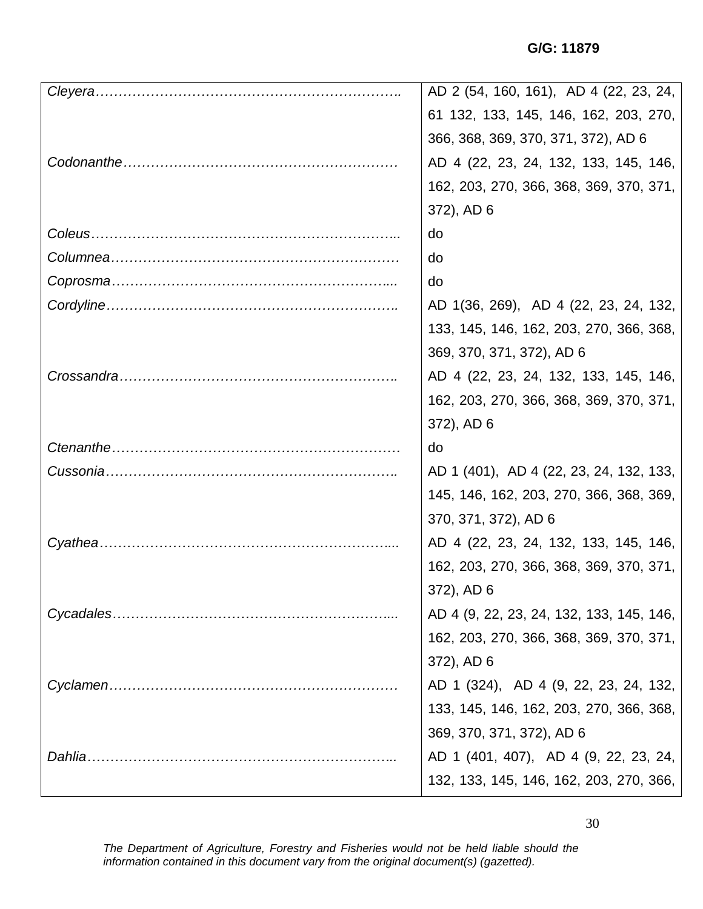G/G: 11879

| | |
|---|---|
| *Cleyera*……………………………………………………………. | AD 2 (54, 160, 161), AD 4 (22, 23, 24, 61 132, 133, 145, 146, 162, 203, 270, 366, 368, 369, 370, 371, 372), AD 6 |
| *Codonanthe*…………………………………………………… | AD 4 (22, 23, 24, 132, 133, 145, 146, 162, 203, 270, 366, 368, 369, 370, 371, 372), AD 6 |
| *Coleus*…………………………………………………………... | do |
| *Columnea*……………………………………………………… | do |
| *Coprosma*…………………………………………………….... | do |
| *Cordyline*…………………………………………………….. | AD 1(36, 269), AD 4 (22, 23, 24, 132, 133, 145, 146, 162, 203, 270, 366, 368, 369, 370, 371, 372), AD 6 |
| *Crossandra*…………………………………………………….. | AD 4 (22, 23, 24, 132, 133, 145, 146, 162, 203, 270, 366, 368, 369, 370, 371, 372), AD 6 |
| *Ctenanthe*……………………………………………………… | do |
| *Cussonia*…………………………………………………….. | AD 1 (401), AD 4 (22, 23, 24, 132, 133, 145, 146, 162, 203, 270, 366, 368, 369, 370, 371, 372), AD 6 |
| *Cyathea*……………………………………………………..... | AD 4 (22, 23, 24, 132, 133, 145, 146, 162, 203, 270, 366, 368, 369, 370, 371, 372), AD 6 |
| *Cycadales*…………………………………………………..... | AD 4 (9, 22, 23, 24, 132, 133, 145, 146, 162, 203, 270, 366, 368, 369, 370, 371, 372), AD 6 |
| *Cyclamen*……………………………………………………… | AD 1 (324), AD 4 (9, 22, 23, 24, 132, 133, 145, 146, 162, 203, 270, 366, 368, 369, 370, 371, 372), AD 6 |
| *Dahlia*………………………………………………………….. | AD 1 (401, 407), AD 4 (9, 22, 23, 24, 132, 133, 145, 146, 162, 203, 270, 366, |

*The Department of Agriculture, Forestry and Fisheries would not be held liable should the information contained in this document vary from the original document(s) (gazetted).*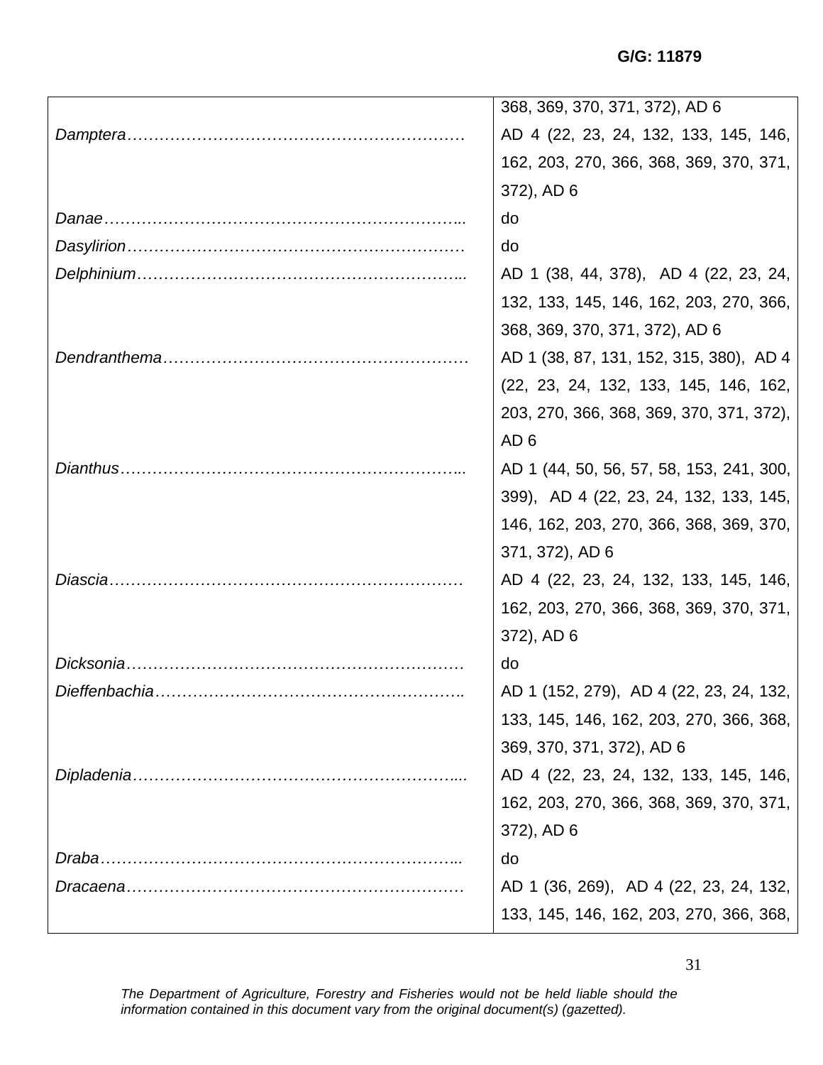| | |
|---|---|
| | 368, 369, 370, 371, 372), AD 6 |
| *Damptera*……………………………………………………… | AD 4 (22, 23, 24, 132, 133, 145, 146, 162, 203, 270, 366, 368, 369, 370, 371, 372), AD 6 |
| *Danae*………………………………………………………... | do |
| *Dasylirion*……………………………………………………… | do |
| *Delphinium*…………………………………………………... | AD 1 (38, 44, 378), AD 4 (22, 23, 24, 132, 133, 145, 146, 162, 203, 270, 366, 368, 369, 370, 371, 372), AD 6 |
| *Dendranthema*………………………………………………… | AD 1 (38, 87, 131, 152, 315, 380), AD 4 (22, 23, 24, 132, 133, 145, 146, 162, 203, 270, 366, 368, 369, 370, 371, 372), AD 6 |
| *Dianthus*……………………………………………………... | AD 1 (44, 50, 56, 57, 58, 153, 241, 300, 399), AD 4 (22, 23, 24, 132, 133, 145, 146, 162, 203, 270, 366, 368, 369, 370, 371, 372), AD 6 |
| *Diascia*………………………………………………………… | AD 4 (22, 23, 24, 132, 133, 145, 146, 162, 203, 270, 366, 368, 369, 370, 371, 372), AD 6 |
| *Dicksonia*……………………………………………………… | do |
| *Dieffenbachia*………………………………………………….. | AD 1 (152, 279), AD 4 (22, 23, 24, 132, 133, 145, 146, 162, 203, 270, 366, 368, 369, 370, 371, 372), AD 6 |
| *Dipladenia*…………………………………………………... | AD 4 (22, 23, 24, 132, 133, 145, 146, 162, 203, 270, 366, 368, 369, 370, 371, 372), AD 6 |
| *Draba*…………………………………………………………... | do |
| *Dracaena*……………………………………………………… | AD 1 (36, 269), AD 4 (22, 23, 24, 132, 133, 145, 146, 162, 203, 270, 366, 368, |

*The Department of Agriculture, Forestry and Fisheries would not be held liable should the information contained in this document vary from the original document(s) (gazetted).*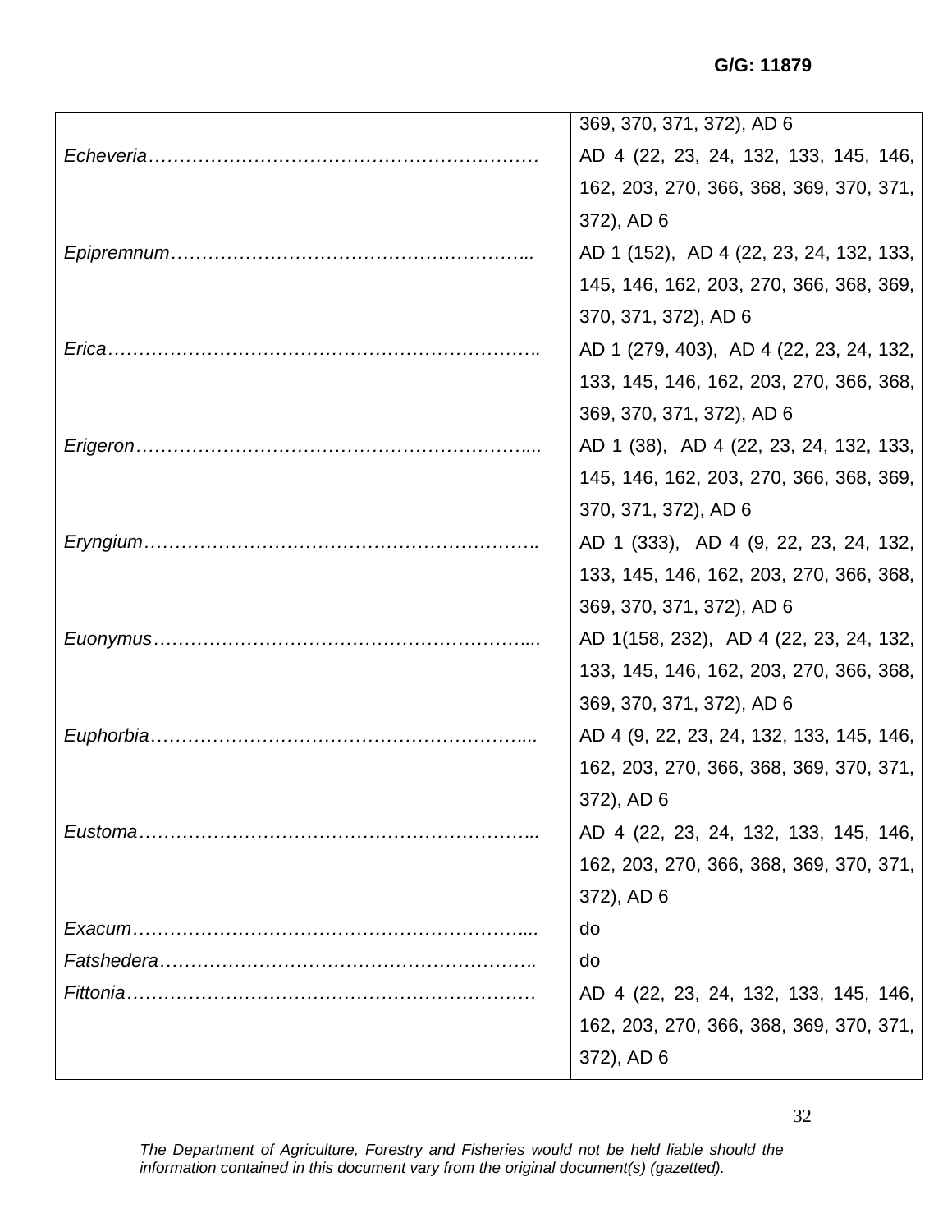| | |
|---|---|
| | 369, 370, 371, 372), AD 6 |
| *Echeveria*………………………………………………………… | AD 4 (22, 23, 24, 132, 133, 145, 146, 162, 203, 270, 366, 368, 369, 370, 371, 372), AD 6 |
| *Epipremnum*………………………………………………….. | AD 1 (152), AD 4 (22, 23, 24, 132, 133, 145, 146, 162, 203, 270, 366, 368, 369, 370, 371, 372), AD 6 |
| *Erica*……………………………………………………………. | AD 1 (279, 403), AD 4 (22, 23, 24, 132, 133, 145, 146, 162, 203, 270, 366, 368, 369, 370, 371, 372), AD 6 |
| *Erigeron*……………………………………………………….... | AD 1 (38), AD 4 (22, 23, 24, 132, 133, 145, 146, 162, 203, 270, 366, 368, 369, 370, 371, 372), AD 6 |
| *Eryngium*……………………………………………………….. | AD 1 (333), AD 4 (9, 22, 23, 24, 132, 133, 145, 146, 162, 203, 270, 366, 368, 369, 370, 371, 372), AD 6 |
| *Euonymus*…………………………………………………….... | AD 1(158, 232), AD 4 (22, 23, 24, 132, 133, 145, 146, 162, 203, 270, 366, 368, 369, 370, 371, 372), AD 6 |
| *Euphorbia*…………………………………………………….... | AD 4 (9, 22, 23, 24, 132, 133, 145, 146, 162, 203, 270, 366, 368, 369, 370, 371, 372), AD 6 |
| *Eustoma*……………………………………………………….. | AD 4 (22, 23, 24, 132, 133, 145, 146, 162, 203, 270, 366, 368, 369, 370, 371, 372), AD 6 |
| *Exacum*……………………………………………………….... | do |
| *Fatshedera*…………………………………………………….. | do |
| *Fittonia*………………………………………………………… | AD 4 (22, 23, 24, 132, 133, 145, 146, 162, 203, 270, 366, 368, 369, 370, 371, 372), AD 6 |

*The Department of Agriculture, Forestry and Fisheries would not be held liable should the information contained in this document vary from the original document(s) (gazetted).*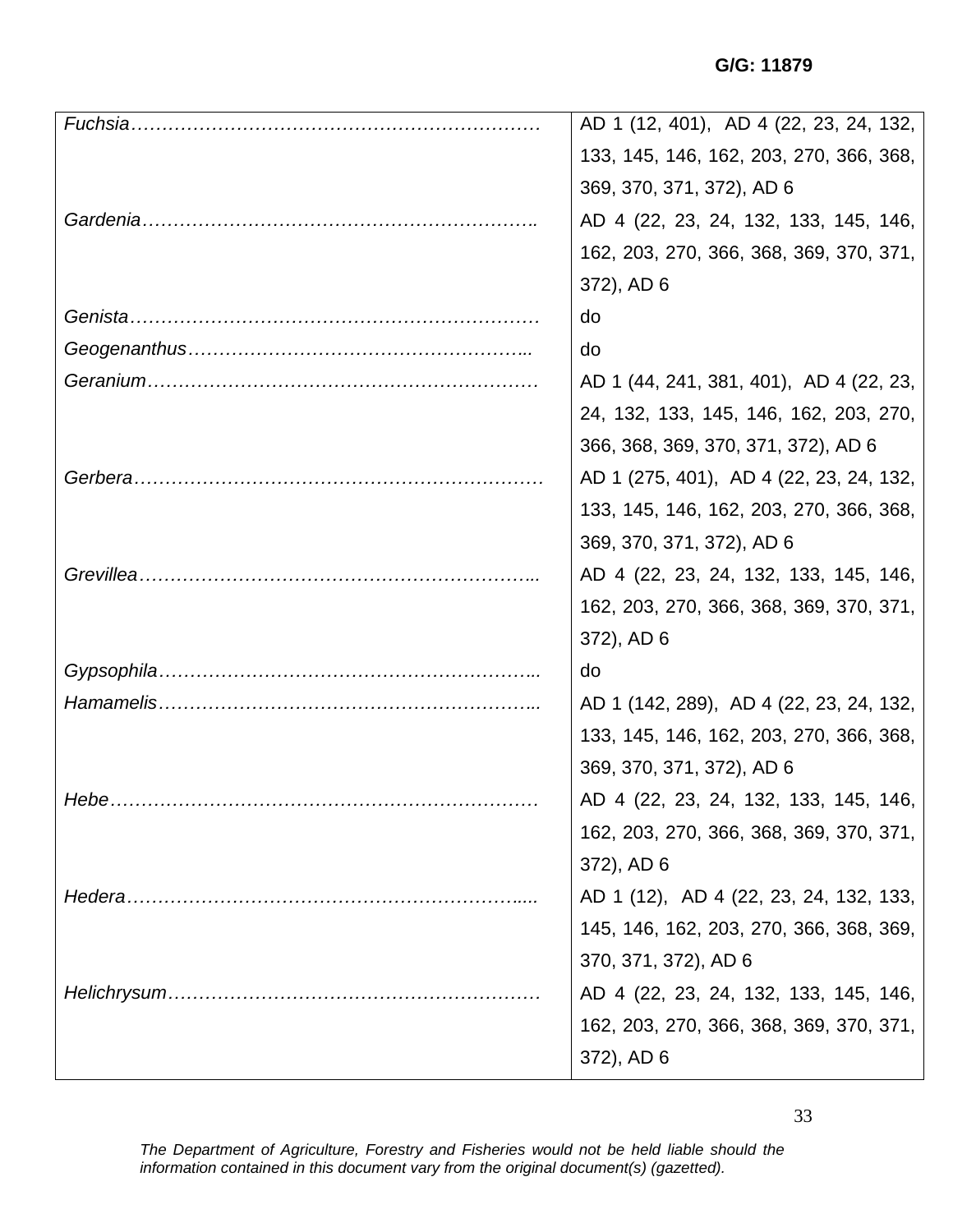G/G: 11879

| | |
|---|---|
| *Fuchsia*………………………………………………………… | AD 1 (12, 401), AD 4 (22, 23, 24, 132, 133, 145, 146, 162, 203, 270, 366, 368, 369, 370, 371, 372), AD 6 |
| *Gardenia*……………………………………………………….. | AD 4 (22, 23, 24, 132, 133, 145, 146, 162, 203, 270, 366, 368, 369, 370, 371, 372), AD 6 |
| *Genista*………………………………………………………… | do |
| *Geogenanthus*……………………………………………….. | do |
| *Geranium*……………………………………………………… | AD 1 (44, 241, 381, 401), AD 4 (22, 23, 24, 132, 133, 145, 146, 162, 203, 270, 366, 368, 369, 370, 371, 372), AD 6 |
| *Gerbera*………………………………………………………… | AD 1 (275, 401), AD 4 (22, 23, 24, 132, 133, 145, 146, 162, 203, 270, 366, 368, 369, 370, 371, 372), AD 6 |
| *Grevillea*…………………………………………………….. | AD 4 (22, 23, 24, 132, 133, 145, 146, 162, 203, 270, 366, 368, 369, 370, 371, 372), AD 6 |
| *Gypsophila*…………………………………………………... | do |
| *Hamamelis*…………………………………………………... | AD 1 (142, 289), AD 4 (22, 23, 24, 132, 133, 145, 146, 162, 203, 270, 366, 368, 369, 370, 371, 372), AD 6 |
| *Hebe*…………………………………………………………… | AD 4 (22, 23, 24, 132, 133, 145, 146, 162, 203, 270, 366, 368, 369, 370, 371, 372), AD 6 |
| *Hedera*……………………………………………………..... | AD 1 (12), AD 4 (22, 23, 24, 132, 133, 145, 146, 162, 203, 270, 366, 368, 369, 370, 371, 372), AD 6 |
| *Helichrysum*…………………………………………………… | AD 4 (22, 23, 24, 132, 133, 145, 146, 162, 203, 270, 366, 368, 369, 370, 371, 372), AD 6 |

*The Department of Agriculture, Forestry and Fisheries would not be held liable should the information contained in this document vary from the original document(s) (gazetted).*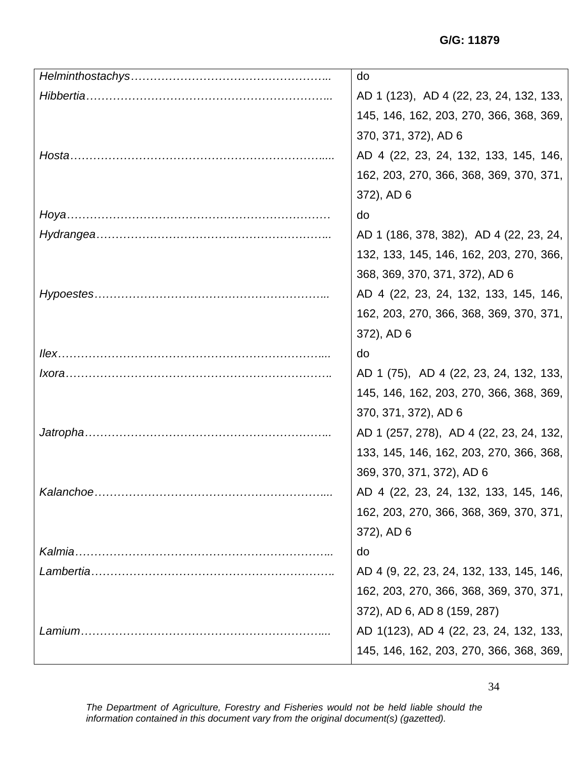G/G: 11879

| | |
|---|---|
| *Helminthostachys*…………………………………………….. | do |
| *Hibbertia*……………………………………………………….. | AD 1 (123), AD 4 (22, 23, 24, 132, 133, 145, 146, 162, 203, 270, 366, 368, 369, 370, 371, 372), AD 6 |
| *Hosta*…………………………………………………………..... | AD 4 (22, 23, 24, 132, 133, 145, 146, 162, 203, 270, 366, 368, 369, 370, 371, 372), AD 6 |
| *Hoya*…………………………………………………………… | do |
| *Hydrangea*…………………………………………………….. | AD 1 (186, 378, 382), AD 4 (22, 23, 24, 132, 133, 145, 146, 162, 203, 270, 366, 368, 369, 370, 371, 372), AD 6 |
| *Hypoestes*…………………………………………………….. | AD 4 (22, 23, 24, 132, 133, 145, 146, 162, 203, 270, 366, 368, 369, 370, 371, 372), AD 6 |
| *Ilex*…………………………………………………………….... | do |
| *Ixora*……………………………………………………………. | AD 1 (75), AD 4 (22, 23, 24, 132, 133, 145, 146, 162, 203, 270, 366, 368, 369, 370, 371, 372), AD 6 |
| *Jatropha*……………………………………………………….. | AD 1 (257, 278), AD 4 (22, 23, 24, 132, 133, 145, 146, 162, 203, 270, 366, 368, 369, 370, 371, 372), AD 6 |
| *Kalanchoe*…………………………………………………….... | AD 4 (22, 23, 24, 132, 133, 145, 146, 162, 203, 270, 366, 368, 369, 370, 371, 372), AD 6 |
| *Kalmia*………………………………………………………….. | do |
| *Lambertia*………………………………………………………. | AD 4 (9, 22, 23, 24, 132, 133, 145, 146, 162, 203, 270, 366, 368, 369, 370, 371, 372), AD 6, AD 8 (159, 287) |
| *Lamium*……………………………………………………….... | AD 1(123), AD 4 (22, 23, 24, 132, 133, 145, 146, 162, 203, 270, 366, 368, 369, |

*The Department of Agriculture, Forestry and Fisheries would not be held liable should the information contained in this document vary from the original document(s) (gazetted).*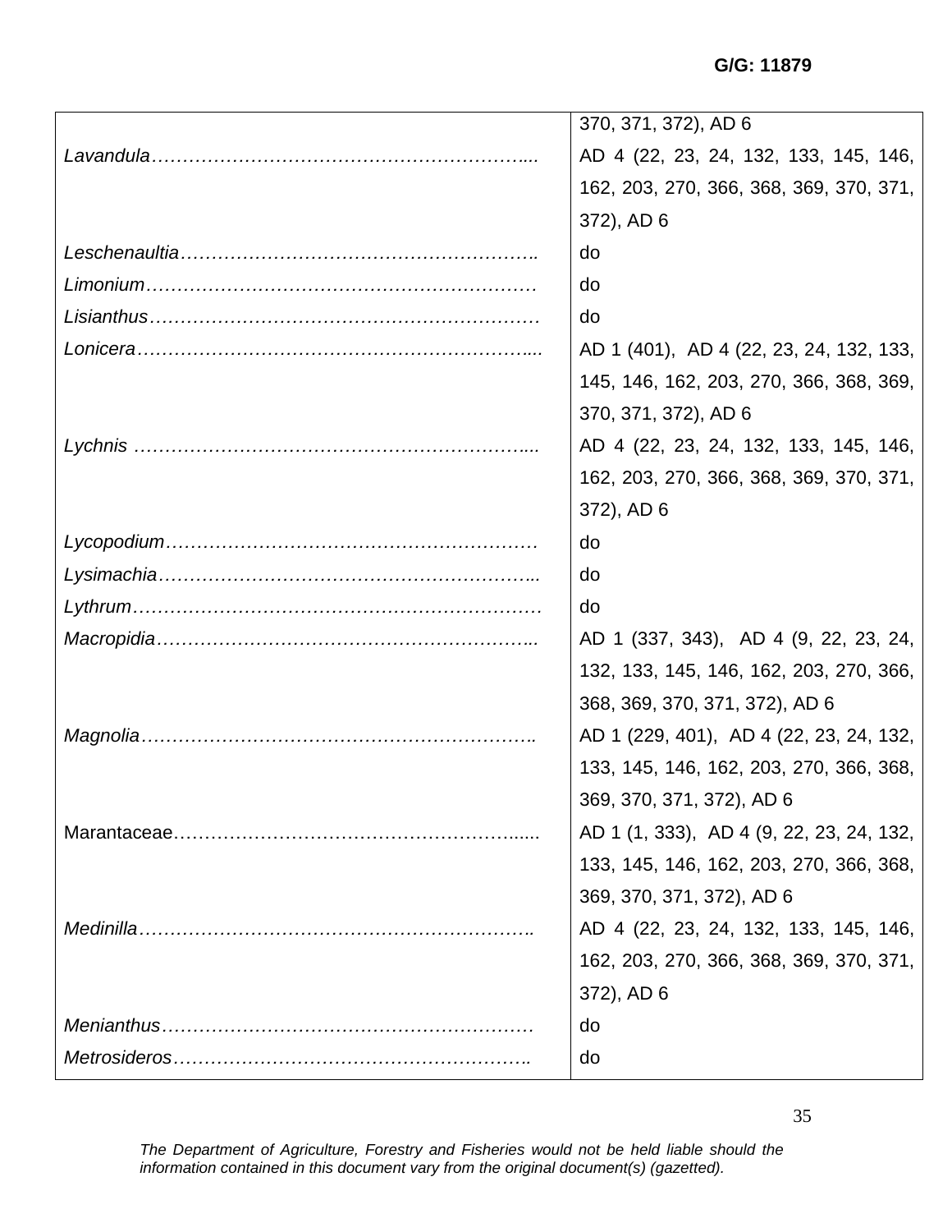| | |
|---|---|
| | 370, 371, 372), AD 6 |
| *Lavandula*………………………………………………….... | AD 4 (22, 23, 24, 132, 133, 145, 146, 162, 203, 270, 366, 368, 369, 370, 371, 372), AD 6 |
| *Leschenaultia*………………………………………………….. | do |
| *Limonium*……………………………………………………… | do |
| *Lisianthus*……………………………………………………… | do |
| *Lonicera*……………………………………………………….... | AD 1 (401), AD 4 (22, 23, 24, 132, 133, 145, 146, 162, 203, 270, 366, 368, 369, 370, 371, 372), AD 6 |
| *Lychnis* ……………………………………………………….... | AD 4 (22, 23, 24, 132, 133, 145, 146, 162, 203, 270, 366, 368, 369, 370, 371, 372), AD 6 |
| *Lycopodium*…………………………………………………… | do |
| *Lysimachia*…………………………………………………….. | do |
| *Lythrum*………………………………………………………… | do |
| *Macropidia*…………………………………………………….. | AD 1 (337, 343), AD 4 (9, 22, 23, 24, 132, 133, 145, 146, 162, 203, 270, 366, 368, 369, 370, 371, 372), AD 6 |
| *Magnolia*……………………………………………………….. | AD 1 (229, 401), AD 4 (22, 23, 24, 132, 133, 145, 146, 162, 203, 270, 366, 368, 369, 370, 371, 372), AD 6 |
| Marantaceae…………………………………………………...... | AD 1 (1, 333), AD 4 (9, 22, 23, 24, 132, 133, 145, 146, 162, 203, 270, 366, 368, 369, 370, 371, 372), AD 6 |
| *Medinilla*……………………………………………………….. | AD 4 (22, 23, 24, 132, 133, 145, 146, 162, 203, 270, 366, 368, 369, 370, 371, 372), AD 6 |
| *Menianthus*…………………………………………………… | do |
| *Metrosideros*………………………………………………….. | do |

*The Department of Agriculture, Forestry and Fisheries would not be held liable should the information contained in this document vary from the original document(s) (gazetted).*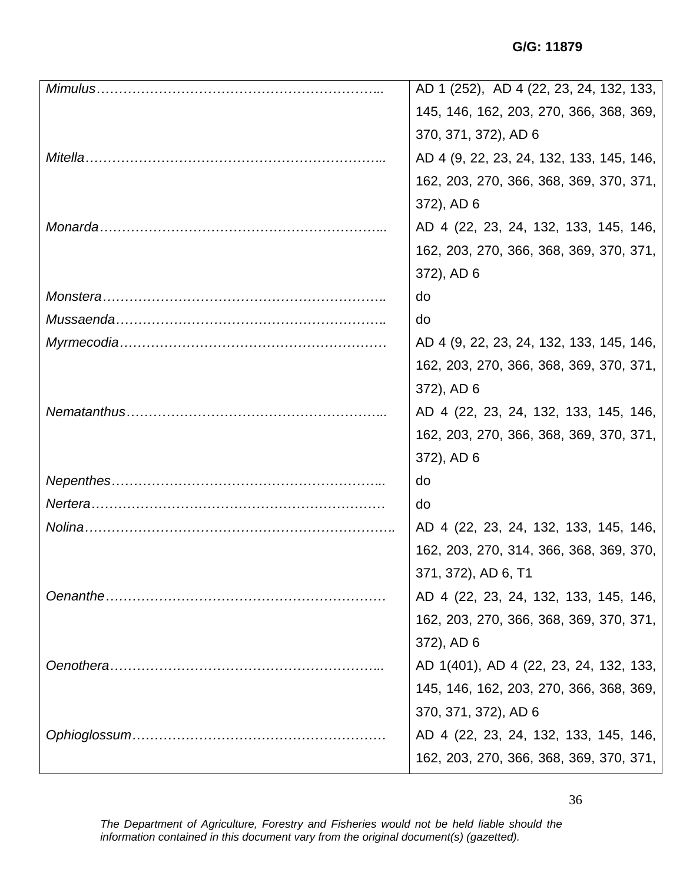G/G: 11879

| | |
|---|---|
| *Mimulus*………………………………………………………... | AD 1 (252), AD 4 (22, 23, 24, 132, 133, 145, 146, 162, 203, 270, 366, 368, 369, 370, 371, 372), AD 6 |
| *Mitella*………………………………………………………….. | AD 4 (9, 22, 23, 24, 132, 133, 145, 146, 162, 203, 270, 366, 368, 369, 370, 371, 372), AD 6 |
| *Monarda*……………………………………………………….. | AD 4 (22, 23, 24, 132, 133, 145, 146, 162, 203, 270, 366, 368, 369, 370, 371, 372), AD 6 |
| *Monstera*………………………………………………………. | do |
| *Mussaenda*……………………………………………………. | do |
| *Myrmecodia*…………………………………………………… | AD 4 (9, 22, 23, 24, 132, 133, 145, 146, 162, 203, 270, 366, 368, 369, 370, 371, 372), AD 6 |
| *Nematanthus*…………………………………………………... | AD 4 (22, 23, 24, 132, 133, 145, 146, 162, 203, 270, 366, 368, 369, 370, 371, 372), AD 6 |
| *Nepenthes*……………………………………………………... | do |
| *Nertera*…………………………………………………………. | do |
| *Nolina*…………………………………………………………….. | AD 4 (22, 23, 24, 132, 133, 145, 146, 162, 203, 270, 314, 366, 368, 369, 370, 371, 372), AD 6, T1 |
| *Oenanthe*……………………………………………………… | AD 4 (22, 23, 24, 132, 133, 145, 146, 162, 203, 270, 366, 368, 369, 370, 371, 372), AD 6 |
| *Oenothera*……………………………………………………... | AD 1(401), AD 4 (22, 23, 24, 132, 133, 145, 146, 162, 203, 270, 366, 368, 369, 370, 371, 372), AD 6 |
| *Ophioglossum*…………………………………………………. | AD 4 (22, 23, 24, 132, 133, 145, 146, 162, 203, 270, 366, 368, 369, 370, 371, |

*The Department of Agriculture, Forestry and Fisheries would not be held liable should the information contained in this document vary from the original document(s) (gazetted).*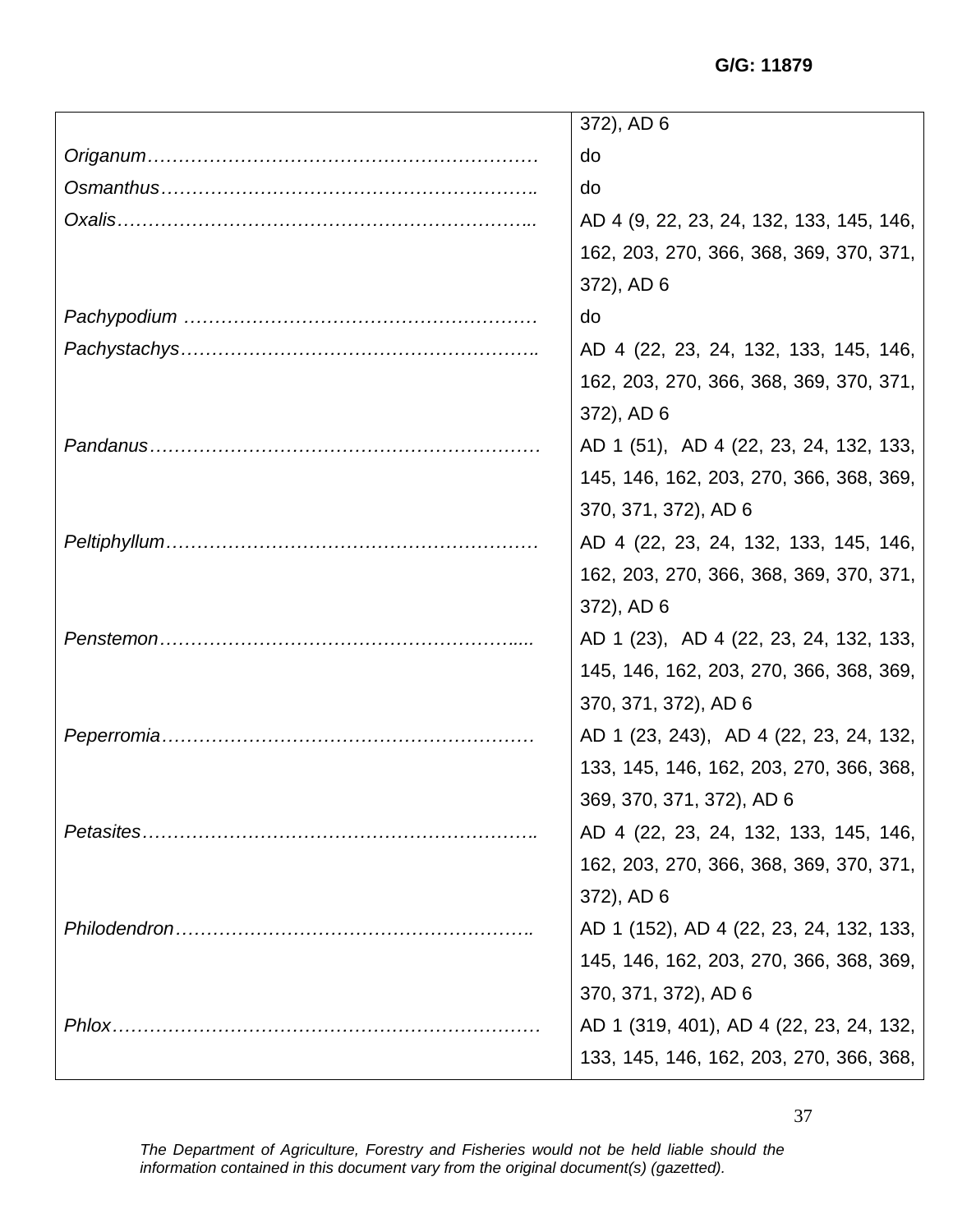| | |
|---|---|
| | 372), AD 6 |
| *Origanum*……………………………………………………… | do |
| *Osmanthus*……………………………………………………. | do |
| *Oxalis*…………………………………………………………... | AD 4 (9, 22, 23, 24, 132, 133, 145, 146, 162, 203, 270, 366, 368, 369, 370, 371, 372), AD 6 |
| *Pachypodium* ………………………………………………… | do |
| *Pachystachys*…………………………………………………. | AD 4 (22, 23, 24, 132, 133, 145, 146, 162, 203, 270, 366, 368, 369, 370, 371, 372), AD 6 |
| *Pandanus*……………………………………………………… | AD 1 (51), AD 4 (22, 23, 24, 132, 133, 145, 146, 162, 203, 270, 366, 368, 369, 370, 371, 372), AD 6 |
| *Peltiphyllum*…………………………………………………… | AD 4 (22, 23, 24, 132, 133, 145, 146, 162, 203, 270, 366, 368, 369, 370, 371, 372), AD 6 |
| *Penstemon*…………………………………………………..... | AD 1 (23), AD 4 (22, 23, 24, 132, 133, 145, 146, 162, 203, 270, 366, 368, 369, 370, 371, 372), AD 6 |
| *Peperromia*…………………………………………………… | AD 1 (23, 243), AD 4 (22, 23, 24, 132, 133, 145, 146, 162, 203, 270, 366, 368, 369, 370, 371, 372), AD 6 |
| *Petasites*………………………………………………………. | AD 4 (22, 23, 24, 132, 133, 145, 146, 162, 203, 270, 366, 368, 369, 370, 371, 372), AD 6 |
| *Philodendron*…………………………………………………. | AD 1 (152), AD 4 (22, 23, 24, 132, 133, 145, 146, 162, 203, 270, 366, 368, 369, 370, 371, 372), AD 6 |
| *Phlox*…………………………………………………………… | AD 1 (319, 401), AD 4 (22, 23, 24, 132, 133, 145, 146, 162, 203, 270, 366, 368, |

*The Department of Agriculture, Forestry and Fisheries would not be held liable should the information contained in this document vary from the original document(s) (gazetted).*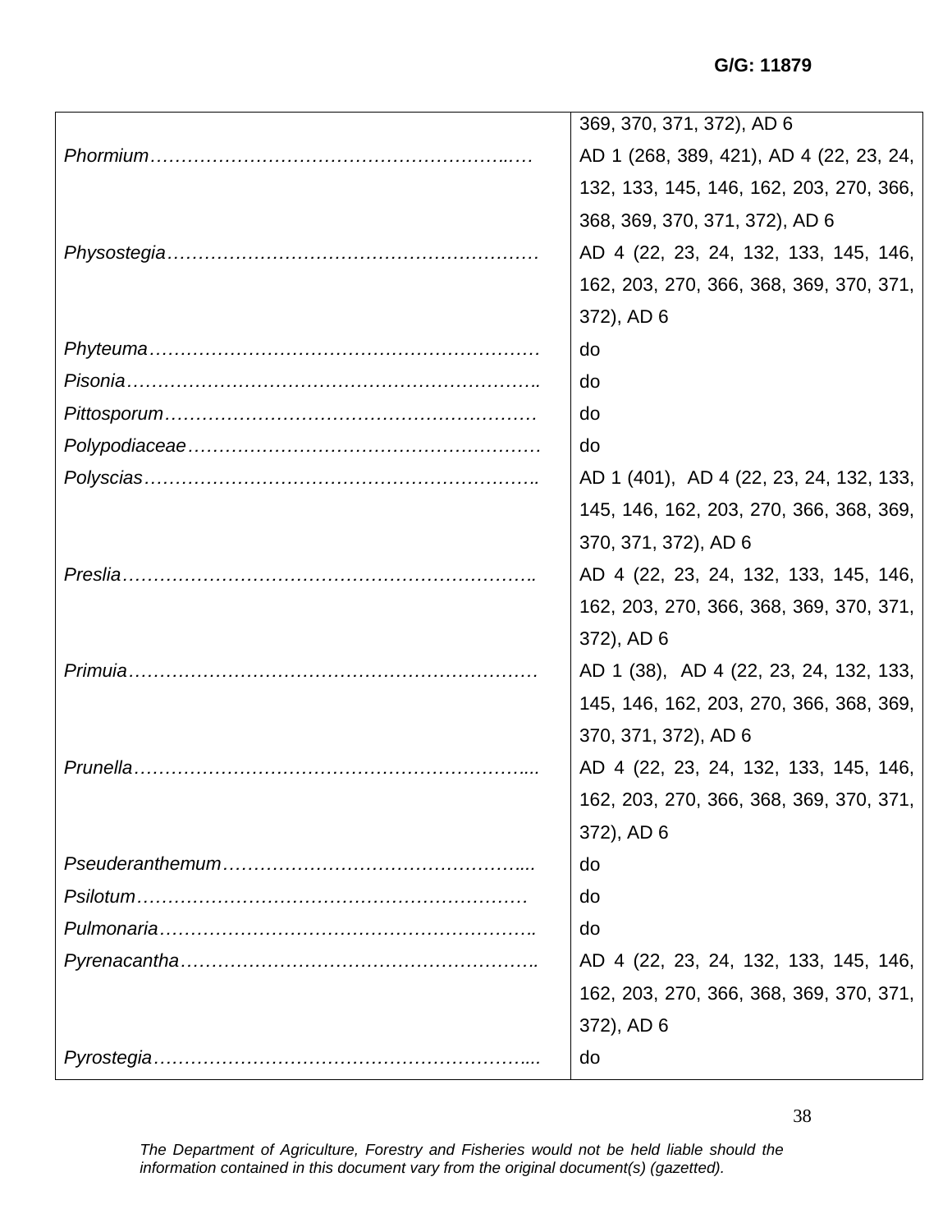G/G: 11879

| | |
|---|---|
| | 369, 370, 371, 372), AD 6 |
| *Phormium*…………………………………………………..… | AD 1 (268, 389, 421), AD 4 (22, 23, 24, 132, 133, 145, 146, 162, 203, 270, 366, 368, 369, 370, 371, 372), AD 6 |
| *Physostegia*…………………………………………………… | AD 4 (22, 23, 24, 132, 133, 145, 146, 162, 203, 270, 366, 368, 369, 370, 371, 372), AD 6 |
| *Phyteuma*……………………………………………………… | do |
| *Pisonia*………………………………………………………….. | do |
| *Pittosporum*…………………………………………………… | do |
| *Polypodiaceae*………………………………………………… | do |
| *Polyscias*…………………………………………………….. | AD 1 (401), AD 4 (22, 23, 24, 132, 133, 145, 146, 162, 203, 270, 366, 368, 369, 370, 371, 372), AD 6 |
| *Preslia*……………………………………………………….. | AD 4 (22, 23, 24, 132, 133, 145, 146, 162, 203, 270, 366, 368, 369, 370, 371, 372), AD 6 |
| *Primuia*………………………………………………………… | AD 1 (38), AD 4 (22, 23, 24, 132, 133, 145, 146, 162, 203, 270, 366, 368, 369, 370, 371, 372), AD 6 |
| *Prunella*……………………………………………………..... | AD 4 (22, 23, 24, 132, 133, 145, 146, 162, 203, 270, 366, 368, 369, 370, 371, 372), AD 6 |
| *Pseuderanthemum*………………………………………..... | do |
| *Psilotum*…………………………………………………… | do |
| *Pulmonaria*…………………………………………………….. | do |
| *Pyrenacantha*………………………………………………….. | AD 4 (22, 23, 24, 132, 133, 145, 146, 162, 203, 270, 366, 368, 369, 370, 371, 372), AD 6 |
| *Pyrostegia*……………………………………………………..... | do |

*The Department of Agriculture, Forestry and Fisheries would not be held liable should the information contained in this document vary from the original document(s) (gazetted).*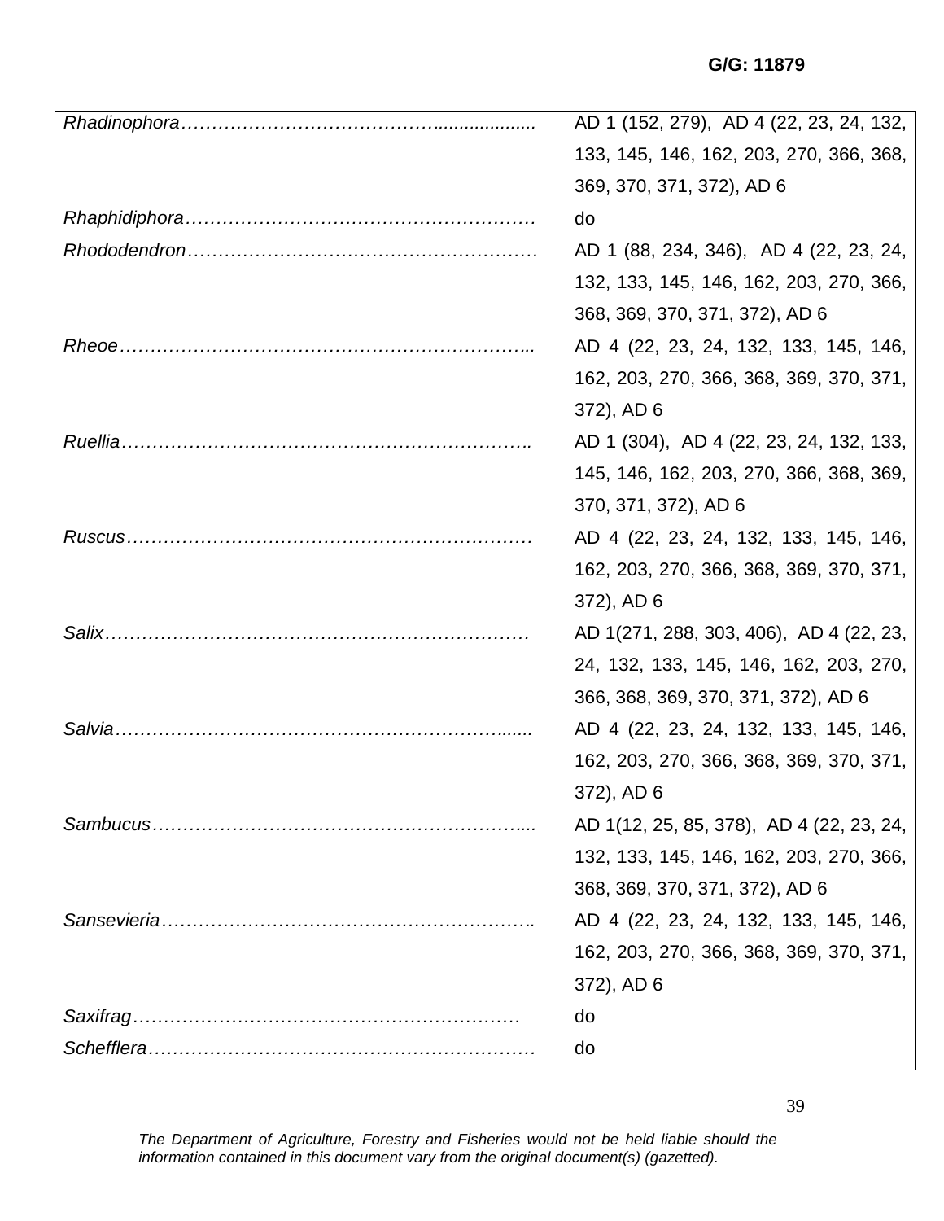G/G: 11879

| | |
|---|---|
| *Rhadinophora*…………………………………….................. | AD 1 (152, 279), AD 4 (22, 23, 24, 132, 133, 145, 146, 162, 203, 270, 366, 368, 369, 370, 371, 372), AD 6 |
| *Rhaphidiphora*………………………………………………… | do |
| *Rhododendron*………………………………………………… | AD 1 (88, 234, 346), AD 4 (22, 23, 24, 132, 133, 145, 146, 162, 203, 270, 366, 368, 369, 370, 371, 372), AD 6 |
| *Rheoe*………………………………………………………….. | AD 4 (22, 23, 24, 132, 133, 145, 146, 162, 203, 270, 366, 368, 369, 370, 371, 372), AD 6 |
| *Ruellia*…………………………………………………………. | AD 1 (304), AD 4 (22, 23, 24, 132, 133, 145, 146, 162, 203, 270, 366, 368, 369, 370, 371, 372), AD 6 |
| *Ruscus*………………………………………………………… | AD 4 (22, 23, 24, 132, 133, 145, 146, 162, 203, 270, 366, 368, 369, 370, 371, 372), AD 6 |
| *Salix*…………………………………………………………… | AD 1(271, 288, 303, 406), AD 4 (22, 23, 24, 132, 133, 145, 146, 162, 203, 270, 366, 368, 369, 370, 371, 372), AD 6 |
| *Salvia*……………………………………………………....... | AD 4 (22, 23, 24, 132, 133, 145, 146, 162, 203, 270, 366, 368, 369, 370, 371, 372), AD 6 |
| *Sambucus*…………………………………………………..... | AD 1(12, 25, 85, 378), AD 4 (22, 23, 24, 132, 133, 145, 146, 162, 203, 270, 366, 368, 369, 370, 371, 372), AD 6 |
| *Sansevieria*…………………………………………………….. | AD 4 (22, 23, 24, 132, 133, 145, 146, 162, 203, 270, 366, 368, 369, 370, 371, 372), AD 6 |
| *Saxifrag*……………………………………………………… | do |
| *Schefflera*……………………………………………………… | do |

*The Department of Agriculture, Forestry and Fisheries would not be held liable should the information contained in this document vary from the original document(s) (gazetted).*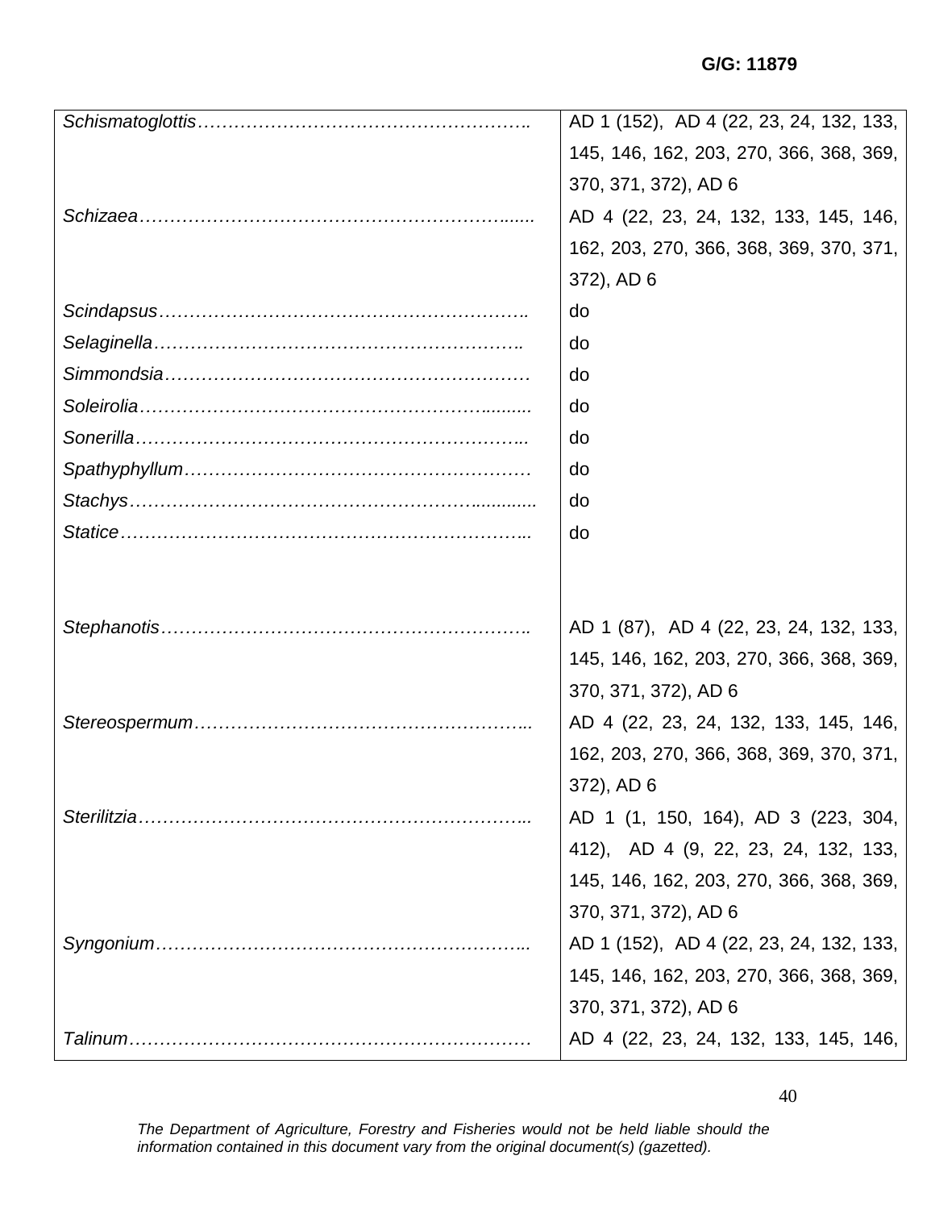G/G: 11879

| | |
|---|---|
| *Schismatoglottis*………………………………………………. | AD 1 (152), AD 4 (22, 23, 24, 132, 133, 145, 146, 162, 203, 270, 366, 368, 369, 370, 371, 372), AD 6 |
| *Schizaea*……………………………………………………...... | AD 4 (22, 23, 24, 132, 133, 145, 146, 162, 203, 270, 366, 368, 369, 370, 371, 372), AD 6 |
| *Scindapsus*……………………………………………………. | do |
| *Selaginella*……………………………………………………. | do |
| *Simmondsia*…………………………………………………… | do |
| *Soleirolia*…………………………………………………......... | do |
| *Sonerilla*……………………………………………………….. | do |
| *Spathyphyllum*………………………………………………… | do |
| *Stachys*…………………………………………………............ | do |
| *Statice*………………………………………………………….. | do |
| | |
| *Stephanotis*……………………………………………………. | AD 1 (87), AD 4 (22, 23, 24, 132, 133, 145, 146, 162, 203, 270, 366, 368, 369, 370, 371, 372), AD 6 |
| *Stereospermum*……………………………………………….. | AD 4 (22, 23, 24, 132, 133, 145, 146, 162, 203, 270, 366, 368, 369, 370, 371, 372), AD 6 |
| *Sterilitzia*……………………………………………………….. | AD 1 (1, 150, 164), AD 3 (223, 304, 412), AD 4 (9, 22, 23, 24, 132, 133, 145, 146, 162, 203, 270, 366, 368, 369, 370, 371, 372), AD 6 |
| *Syngonium*…………………………………………………….. | AD 1 (152), AD 4 (22, 23, 24, 132, 133, 145, 146, 162, 203, 270, 366, 368, 369, 370, 371, 372), AD 6 |
| *Talinum*…………………………………………………………. | AD 4 (22, 23, 24, 132, 133, 145, 146, |

*The Department of Agriculture, Forestry and Fisheries would not be held liable should the information contained in this document vary from the original document(s) (gazetted).*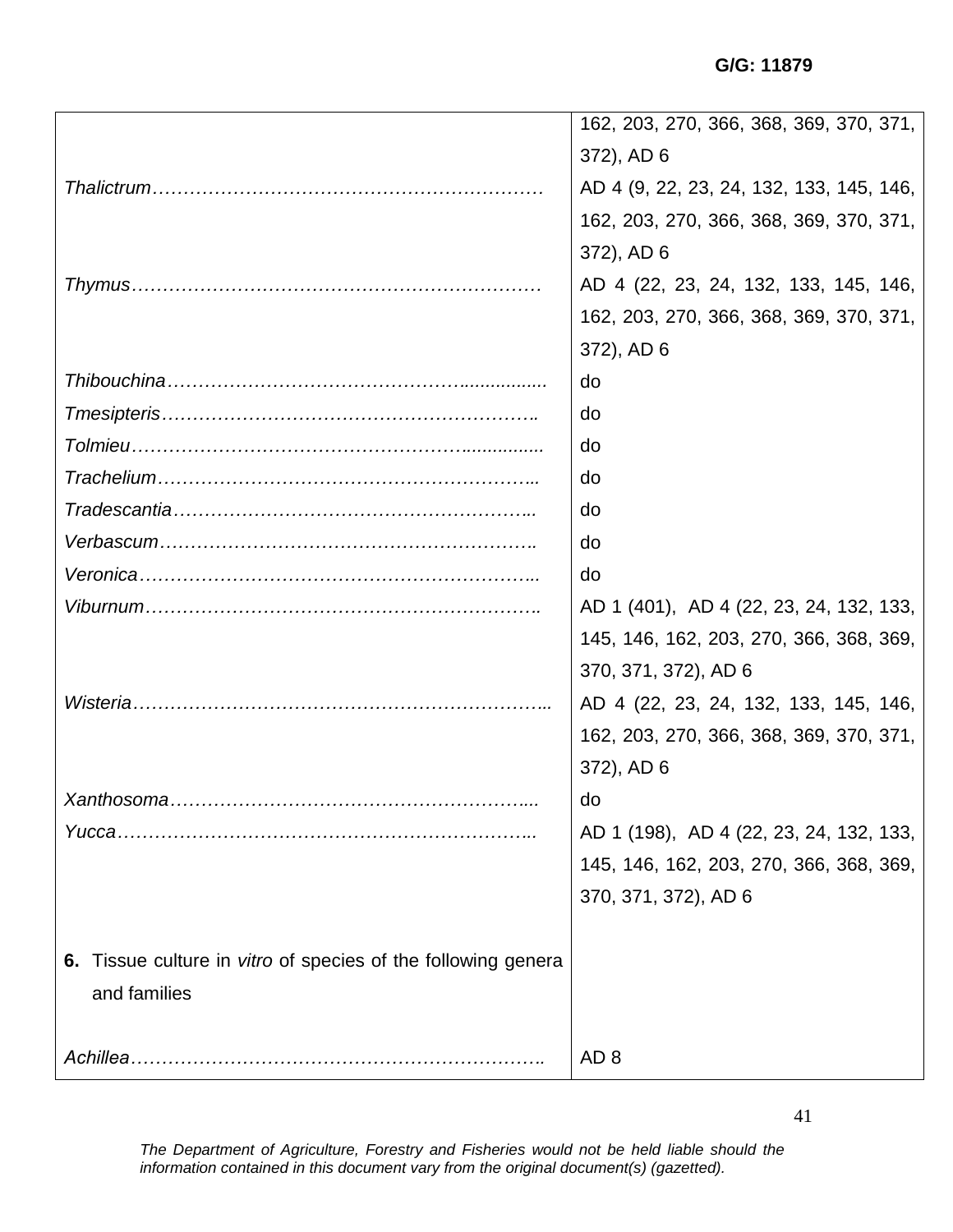| | |
|---|---|
| | 162, 203, 270, 366, 368, 369, 370, 371, 372), AD 6 |
| *Thalictrum*…………………………………………………… | AD 4 (9, 22, 23, 24, 132, 133, 145, 146, 162, 203, 270, 366, 368, 369, 370, 371, 372), AD 6 |
| *Thymus*………………………………………………………… | AD 4 (22, 23, 24, 132, 133, 145, 146, 162, 203, 270, 366, 368, 369, 370, 371, 372), AD 6 |
| *Thibouchina*……………………………………….............. | do |
| *Tmesipteris*…………………………………………………. | do |
| *Tolmieu*………………………………………….............. | do |
| *Trachelium*………………………………………………….. | do |
| *Tradescantia*……………………………………………….. | do |
| *Verbascum*………………………………………………….. | do |
| *Veronica*…………………………………………………….. | do |
| *Viburnum*……………………………………………………. | AD 1 (401), AD 4 (22, 23, 24, 132, 133, 145, 146, 162, 203, 270, 366, 368, 369, 370, 371, 372), AD 6 |
| *Wisteria*……………………………………………………….. | AD 4 (22, 23, 24, 132, 133, 145, 146, 162, 203, 270, 366, 368, 369, 370, 371, 372), AD 6 |
| *Xanthosoma*………………………………………………... | do |
| *Yucca*………………………………………………………….. | AD 1 (198), AD 4 (22, 23, 24, 132, 133, 145, 146, 162, 203, 270, 366, 368, 369, 370, 371, 372), AD 6 |
| **6.** Tissue culture in *vitro* of species of the following genera and families | |
| *Achillea*………………………………………………………. | AD 8 |

*The Department of Agriculture, Forestry and Fisheries would not be held liable should the information contained in this document vary from the original document(s) (gazetted).*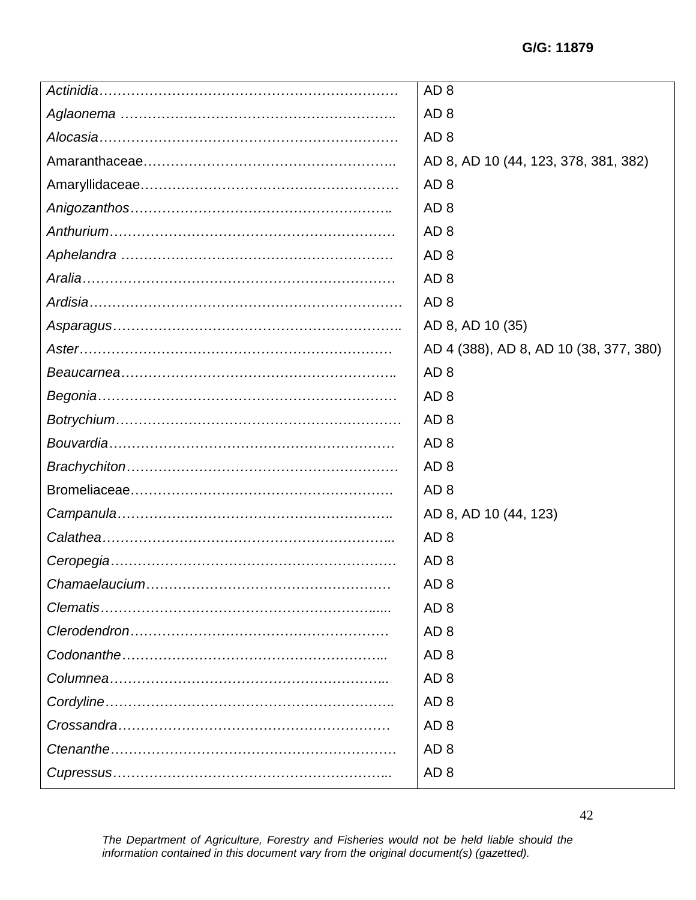| | |
|---|---|
| *Actinidia*…………………………………………………………… | AD 8 |
| *Aglaonema* …………………………………………………….. | AD 8 |
| *Alocasia*………………………………………………………… | AD 8 |
| Amaranthaceae……………………………………………….. | AD 8, AD 10 (44, 123, 378, 381, 382) |
| Amaryllidaceae………………………………………………… | AD 8 |
| *Anigozanthos*………………………………………………….. | AD 8 |
| *Anthurium*……………………………………………………… | AD 8 |
| *Aphelandra* …………………………………………………… | AD 8 |
| *Aralia*…………………………………………………………… | AD 8 |
| *Ardisia*…………………………………………………………… | AD 8 |
| *Asparagus*……………………………………………………….. | AD 8, AD 10 (35) |
| *Aster*…………………………………………………………… | AD 4 (388), AD 8, AD 10 (38, 377, 380) |
| *Beaucarnea*…………………………………………………….. | AD 8 |
| *Begonia*………………………………………………………… | AD 8 |
| *Botrychium*……………………………………………………… | AD 8 |
| *Bouvardia*……………………………………………………… | AD 8 |
| *Brachychiton*…………………………………………………… | AD 8 |
| Bromeliaceae…………………………………………………. | AD 8 |
| *Campanula*…………………………………………………….. | AD 8, AD 10 (44, 123) |
| *Calathea*……………………………………………………….. | AD 8 |
| *Ceropegia*……………………………………………………… | AD 8 |
| *Chamaelaucium*……………………………………………… | AD 8 |
| *Clematis*…………………………………………………...... | AD 8 |
| *Clerodendron*………………………………………………… | AD 8 |
| *Codonanthe*………………………………………………….. | AD 8 |
| *Columnea*…………………………………………………….. | AD 8 |
| *Cordyline*……………………………………………………….. | AD 8 |
| *Crossandra*…………………………………………………… | AD 8 |
| *Ctenanthe*……………………………………………………… | AD 8 |
| *Cupressus*…………………………………………………….. | AD 8 |

*The Department of Agriculture, Forestry and Fisheries would not be held liable should the information contained in this document vary from the original document(s) (gazetted).*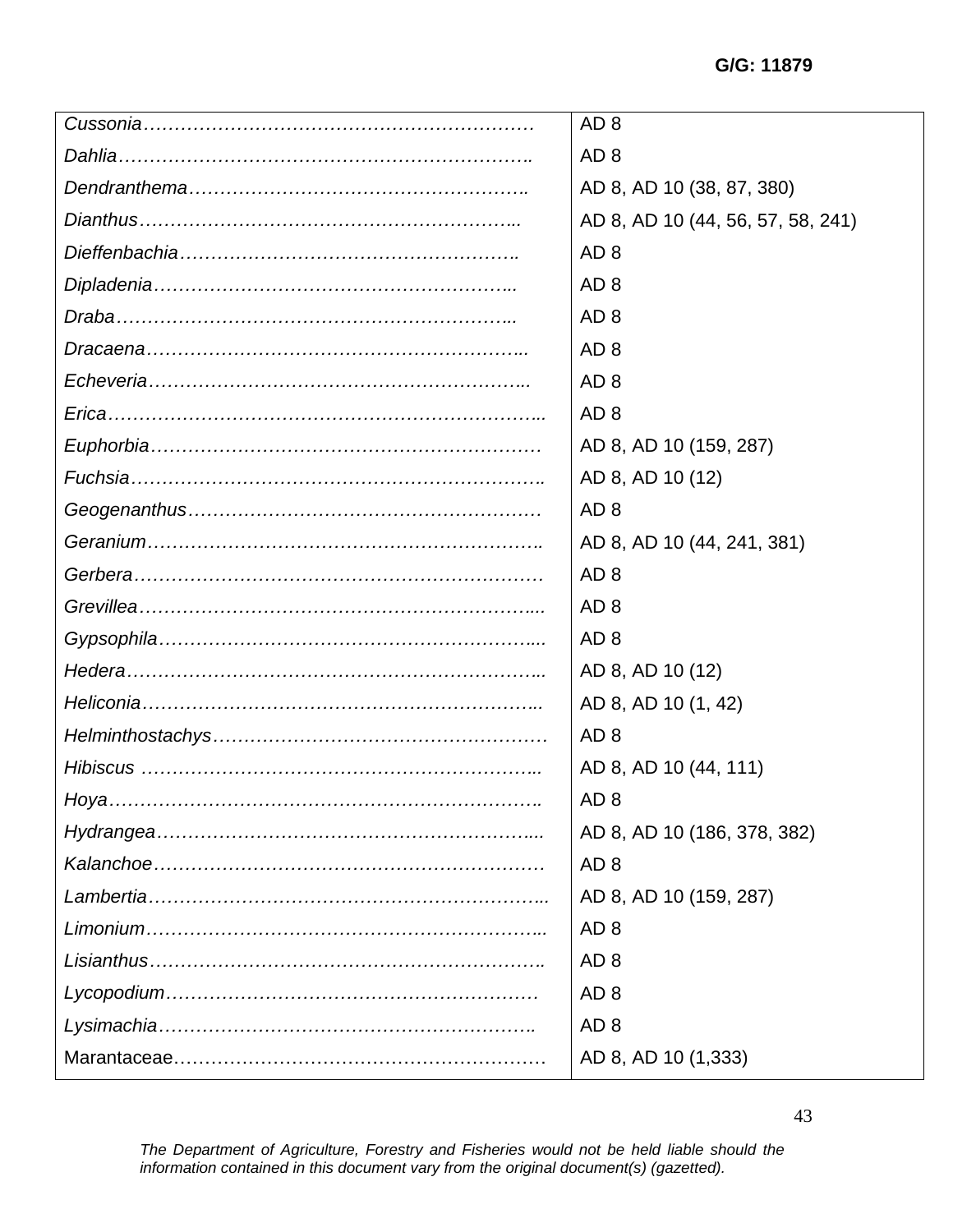| | |
|---|---|
| *Cussonia*………………………………………………………… | AD 8 |
| *Dahlia*………………………………………………………….. | AD 8 |
| *Dendranthema*……………………………………………….. | AD 8, AD 10 (38, 87, 380) |
| *Dianthus*…………………………………………………….. | AD 8, AD 10 (44, 56, 57, 58, 241) |
| *Dieffenbachia*……………………………………………….. | AD 8 |
| *Dipladenia*………………………………………………….. | AD 8 |
| *Draba*……………………………………………………….. | AD 8 |
| *Dracaena*…………………………………………………….. | AD 8 |
| *Echeveria*…………………………………………………….. | AD 8 |
| *Erica*………………………………………………………….... | AD 8 |
| *Euphorbia*……………………………………………………… | AD 8, AD 10 (159, 287) |
| *Fuchsia*……………………………………………………….. | AD 8, AD 10 (12) |
| *Geogenanthus*………………………………………………… | AD 8 |
| *Geranium*…………………………………………………….. | AD 8, AD 10 (44, 241, 381) |
| *Gerbera*………………………………………………………… | AD 8 |
| *Grevillea*……………………………………………………….... | AD 8 |
| *Gypsophila*…………………………………………………….... | AD 8 |
| *Hedera*……………………………………………………….... | AD 8, AD 10 (12) |
| *Heliconia*……………………………………………………….. | AD 8, AD 10 (1, 42) |
| *Helminthostachys*…………………………………………… | AD 8 |
| *Hibiscus* ……………………………………………………... | AD 8, AD 10 (44, 111) |
| *Hoya*………………………………………………………….. | AD 8 |
| *Hydrangea*…………………………………………………….... | AD 8, AD 10 (186, 378, 382) |
| *Kalanchoe*……………………………………………………… | AD 8 |
| *Lambertia*……………………………………………………….... | AD 8, AD 10 (159, 287) |
| *Limonium*……………………………………………………….... | AD 8 |
| *Lisianthus*……………………………………………………….. | AD 8 |
| *Lycopodium*…………………………………………………… | AD 8 |
| *Lysimachia*…………………………………………………….. | AD 8 |
| Marantaceae…………………………………………………… | AD 8, AD 10 (1,333) |

*The Department of Agriculture, Forestry and Fisheries would not be held liable should the information contained in this document vary from the original document(s) (gazetted).*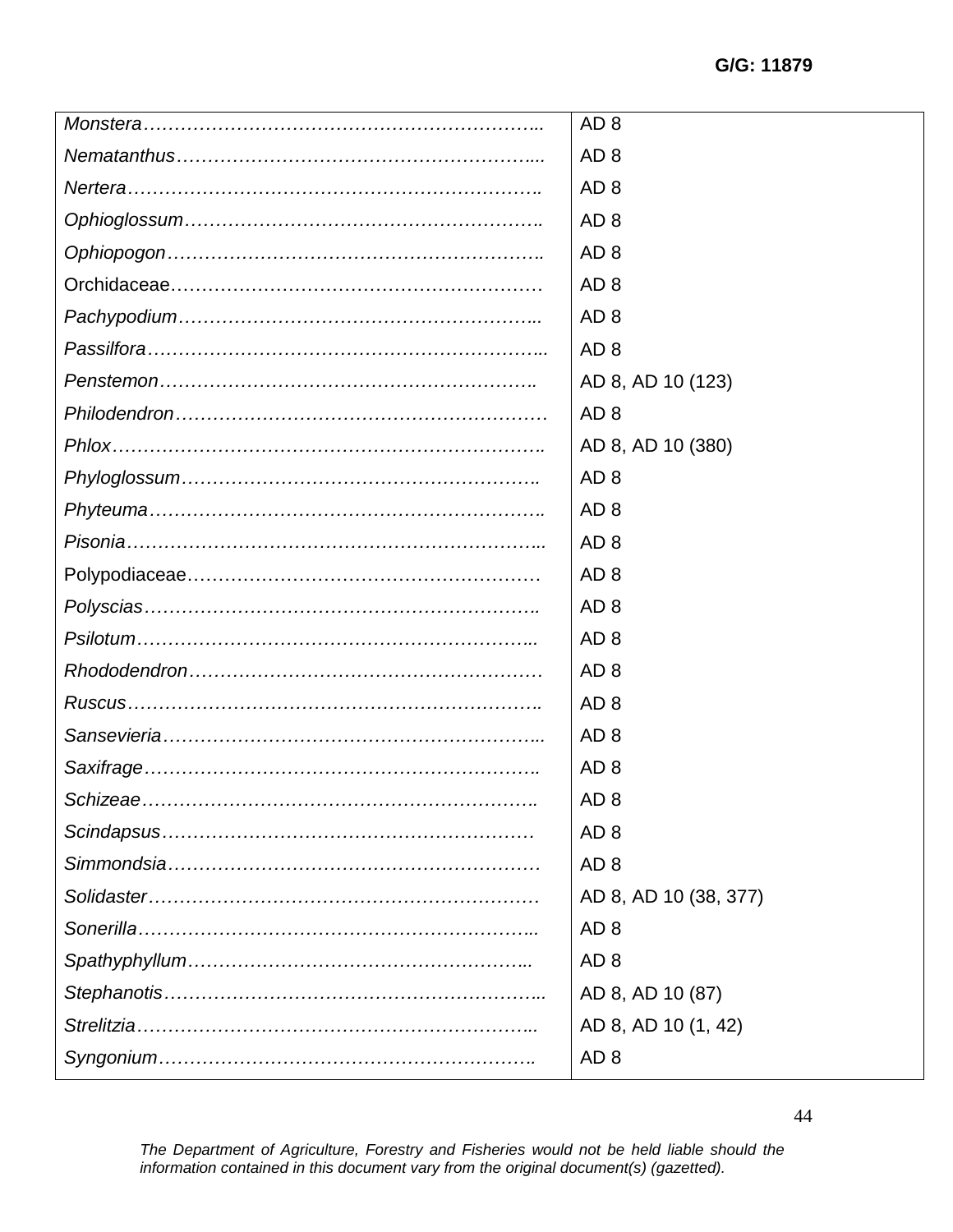G/G: 11879

| | |
|---|---|
| *Monstera*………………………………………………………….. | AD 8 |
| *Nematanthus*………………………………………………….... | AD 8 |
| *Nertera*…………………………………………………………. | AD 8 |
| *Ophioglossum*…………………………………………………. | AD 8 |
| *Ophiopogon*……………………………………………………. | AD 8 |
| Orchidaceae…………………………………………………… | AD 8 |
| *Pachypodium*………………………………………………….. | AD 8 |
| *Passilfora*……………………………………………………….. | AD 8 |
| *Penstemon*……………………………………………………. | AD 8, AD 10 (123) |
| *Philodendron*…………………………………………………… | AD 8 |
| *Phlox*……………………………………………………………. | AD 8, AD 10 (380) |
| *Phyloglossum*…………………………………………………. | AD 8 |
| *Phyteuma*………………………………………………………. | AD 8 |
| *Pisonia*………………………………………………………….. | AD 8 |
| Polypodiaceae………………………………………………… | AD 8 |
| *Polyscias*………………………………………………………. | AD 8 |
| *Psilotum*……………………………………………………….. | AD 8 |
| *Rhododendron*………………………………………………… | AD 8 |
| *Ruscus*…………………………………………………………. | AD 8 |
| *Sansevieria*…………………………………………………….. | AD 8 |
| *Saxifrage*………………………………………………………. | AD 8 |
| *Schizeae*……………………………………………………….. | AD 8 |
| *Scindapsus*…………………………………………………… | AD 8 |
| *Simmondsia*…………………………………………………… | AD 8 |
| *Solidaster*……………………………………………………… | AD 8, AD 10 (38, 377) |
| *Sonerilla*……………………………………………………….. | AD 8 |
| *Spathyphyllum*……………………………………………….. | AD 8 |
| *Stephanotis*…………………………………………………….. | AD 8, AD 10 (87) |
| *Strelitzia*……………………………………………………….. | AD 8, AD 10 (1, 42) |
| *Syngonium*……………………………………………………. | AD 8 |

*The Department of Agriculture, Forestry and Fisheries would not be held liable should the information contained in this document vary from the original document(s) (gazetted).*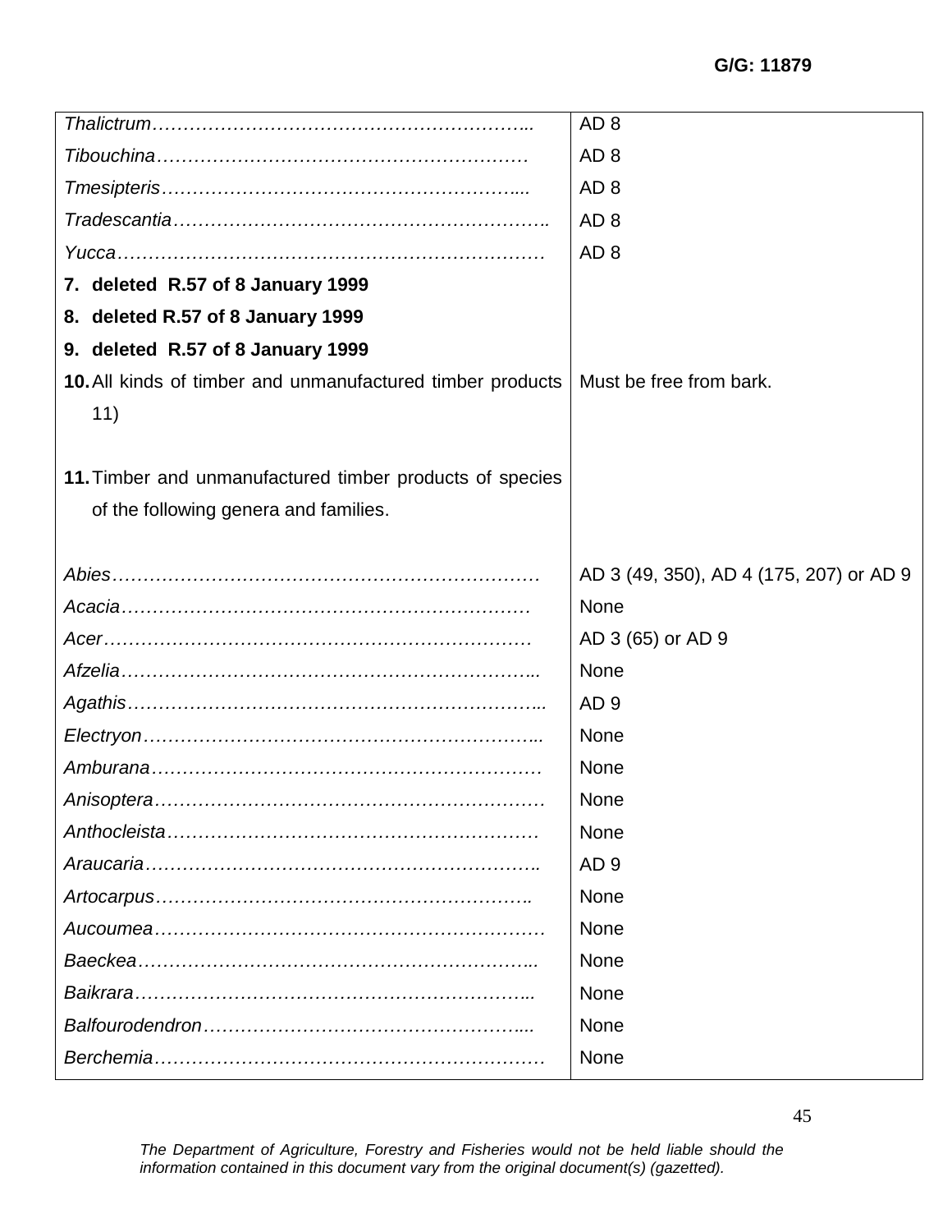| | |
|---|---|
| *Thalictrum*…………………………………………………….. | AD 8 |
| *Tibouchina*…………………………………………………… | AD 8 |
| *Tmesipteris*………………………………………………….... | AD 8 |
| *Tradescantia*………………………………………………….. | AD 8 |
| *Yucca*…………………………………………………………. | AD 8 |
| **7. deleted R.57 of 8 January 1999** | |
| **8. deleted R.57 of 8 January 1999** | |
| **9. deleted R.57 of 8 January 1999** | |
| **10.** All kinds of timber and unmanufactured timber products 11) | Must be free from bark. |
| **11.** Timber and unmanufactured timber products of species of the following genera and families. | |
| *Abies*…………………………………………………………. | AD 3 (49, 350), AD 4 (175, 207) or AD 9 |
| *Acacia*………………………………………………………. | None |
| *Acer*…………………………………………………………. | AD 3 (65) or AD 9 |
| *Afzelia*……………………………………………………….. | None |
| *Agathis*……………………………………………………….. | AD 9 |
| *Electryon*…………………………………………………….. | None |
| *Amburana*……………………………………………………. | None |
| *Anisoptera*…………………………………………………… | None |
| *Anthocleista*…………………………………………………. | None |
| *Araucaria*…………………………………………………….. | AD 9 |
| *Artocarpus*………………………………………………….. | None |
| *Aucoumea*……………………………………………………. | None |
| *Baeckea*……………………………………………………….. | None |
| *Baikrara*……………………………………………………….. | None |
| *Balfourodendron*…………………………………………….... | None |
| *Berchemia*……………………………………………………. | None |

*The Department of Agriculture, Forestry and Fisheries would not be held liable should the information contained in this document vary from the original document(s) (gazetted).*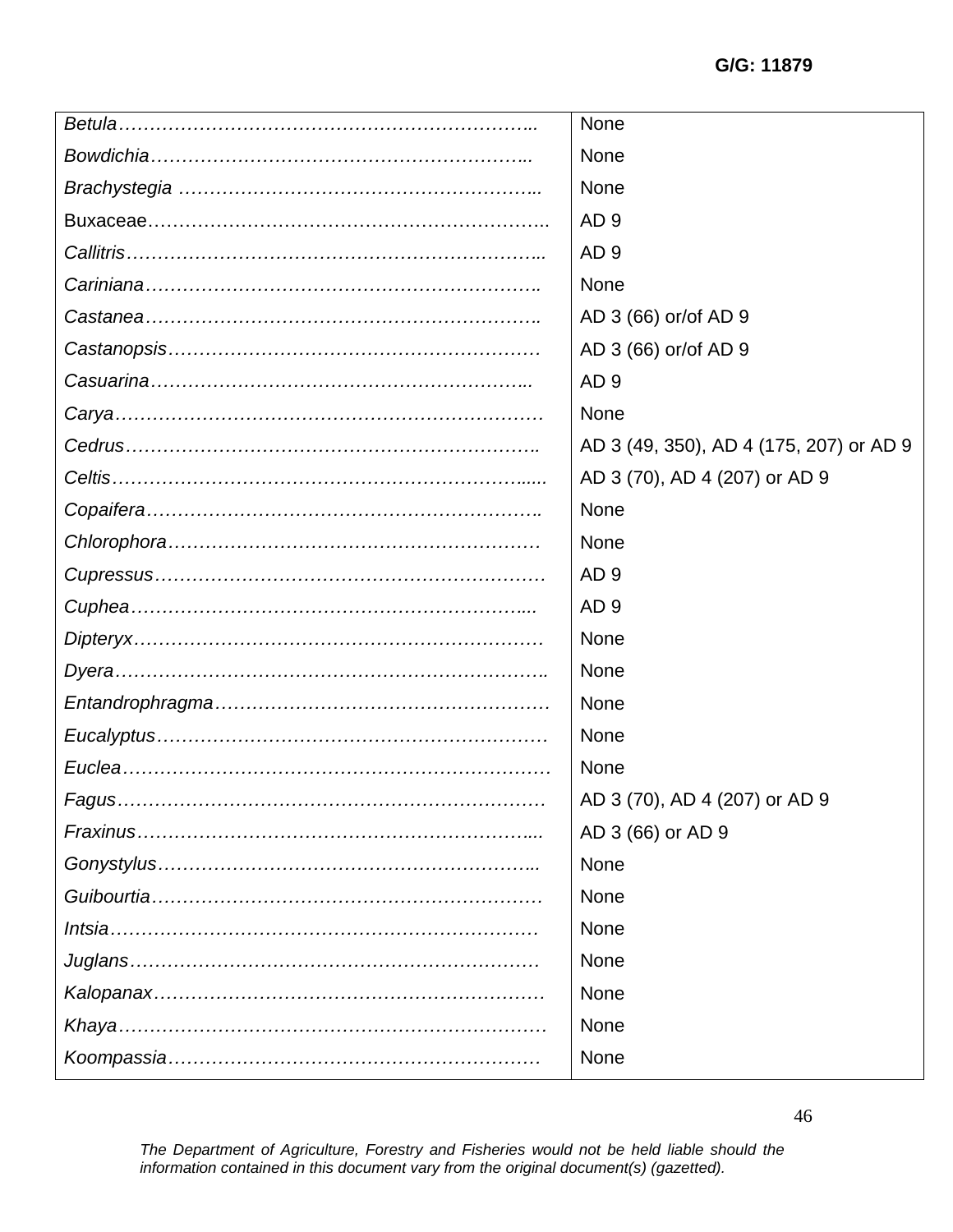G/G: 11879

| | |
|---|---|
| *Betula*………………………………………………………….. | None |
| *Bowdichia*…………………………………………………….. | None |
| *Brachystegia* ………………………………………………….. | None |
| Buxaceae……………………………………………………….. | AD 9 |
| *Callitris*……………………………………………………….... | AD 9 |
| *Cariniana*……………………………………………………….. | None |
| *Castanea*……………………………………………………….. | AD 3 (66) or/of AD 9 |
| *Castanopsis*…………………………………………………… | AD 3 (66) or/of AD 9 |
| *Casuarina*…………………………………………………….. | AD 9 |
| *Carya*…………………………………………………………… | None |
| *Cedrus*………………………………………………………….. | AD 3 (49, 350), AD 4 (175, 207) or AD 9 |
| *Celtis*…………………………………………………………...... | AD 3 (70), AD 4 (207) or AD 9 |
| *Copaifera*……………………………………………………….. | None |
| *Chlorophora*…………………………………………………… | None |
| *Cupressus*……………………………………………………… | AD 9 |
| *Cuphea*………………………………………………………..... | AD 9 |
| *Dipteryx*………………………………………………………… | None |
| *Dyera*……………………………………………………………. | None |
| *Entandrophragma*……………………………………………… | None |
| *Eucalyptus*……………………………………………………… | None |
| *Euclea*…………………………………………………………… | None |
| *Fagus*…………………………………………………………… | AD 3 (70), AD 4 (207) or AD 9 |
| *Fraxinus*……………………………………………………….... | AD 3 (66) or AD 9 |
| *Gonystylus*…………………………………………………….. | None |
| *Guibourtia*……………………………………………………… | None |
| *Intsia*…………………………………………………………… | None |
| *Juglans*………………………………………………………… | None |
| *Kalopanax*……………………………………………………… | None |
| *Khaya*…………………………………………………………… | None |
| *Koompassia*…………………………………………………… | None |

*The Department of Agriculture, Forestry and Fisheries would not be held liable should the information contained in this document vary from the original document(s) (gazetted).*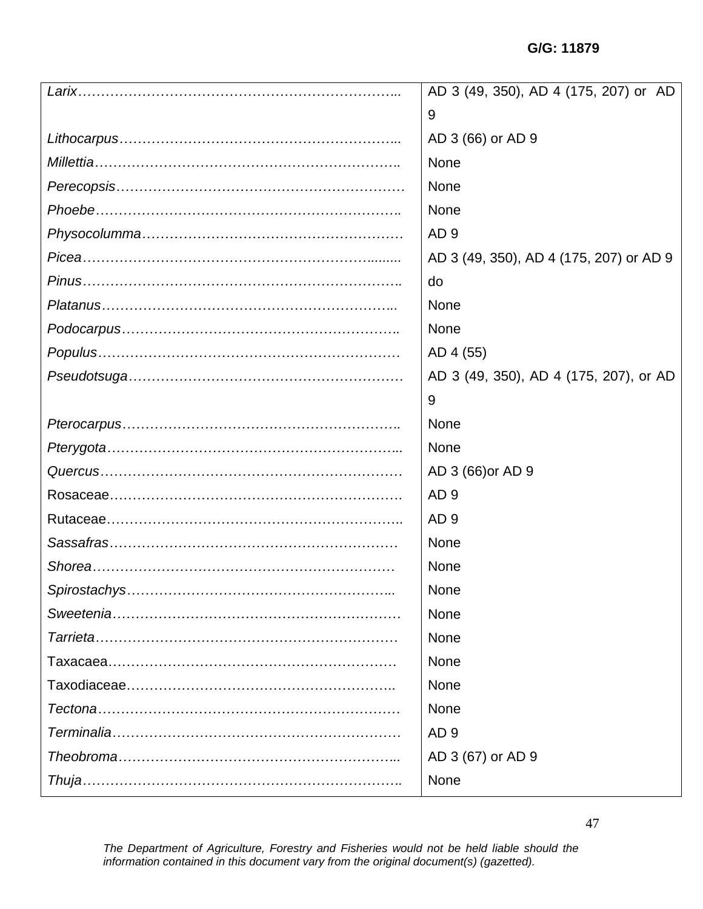G/G: 11879

| | |
|---|---|
| *Larix*……………………………………………………………….. | AD 3 (49, 350), AD 4 (175, 207) or AD 9 |
| *Lithocarpus*…………………………………………………….. | AD 3 (66) or AD 9 |
| *Millettia*…………………………………………………………. | None |
| *Perecopsis*……………………………………………………… | None |
| *Phoebe*…………………………………………………………. | None |
| *Physocolumma*………………………………………………… | AD 9 |
| *Picea*……………………………………………………......... | AD 3 (49, 350), AD 4 (175, 207) or AD 9 |
| *Pinus*……………………………………………………………. | do |
| *Platanus*……………………………………………………….. | None |
| *Podocarpus*…………………………………………………….. | None |
| *Populus*………………………………………………………… | AD 4 (55) |
| *Pseudotsuga*…………………………………………………… | AD 3 (49, 350), AD 4 (175, 207), or AD 9 |
| *Pterocarpus*……………………………………………………. | None |
| *Pterygota*……………………………………………………….. | None |
| *Quercus*………………………………………………………… | AD 3 (66)or AD 9 |
| Rosaceae………………………………………………………. | AD 9 |
| Rutaceae……………………………………………………….. | AD 9 |
| *Sassafras*……………………………………………………… | None |
| *Shorea*………………………………………………………… | None |
| *Spirostachys*………………………………………………….. | None |
| *Sweetenia*……………………………………………………… | None |
| *Tarrieta*………………………………………………………… | None |
| Taxacaea……………………………………………………… | None |
| Taxodiaceae………………………………………………….. | None |
| *Tectona*………………………………………………………… | None |
| *Terminalia*……………………………………………………… | AD 9 |
| *Theobroma*…………………………………………………….. | AD 3 (67) or AD 9 |
| *Thuja*……………………………………………………………. | None |

*The Department of Agriculture, Forestry and Fisheries would not be held liable should the information contained in this document vary from the original document(s) (gazetted).*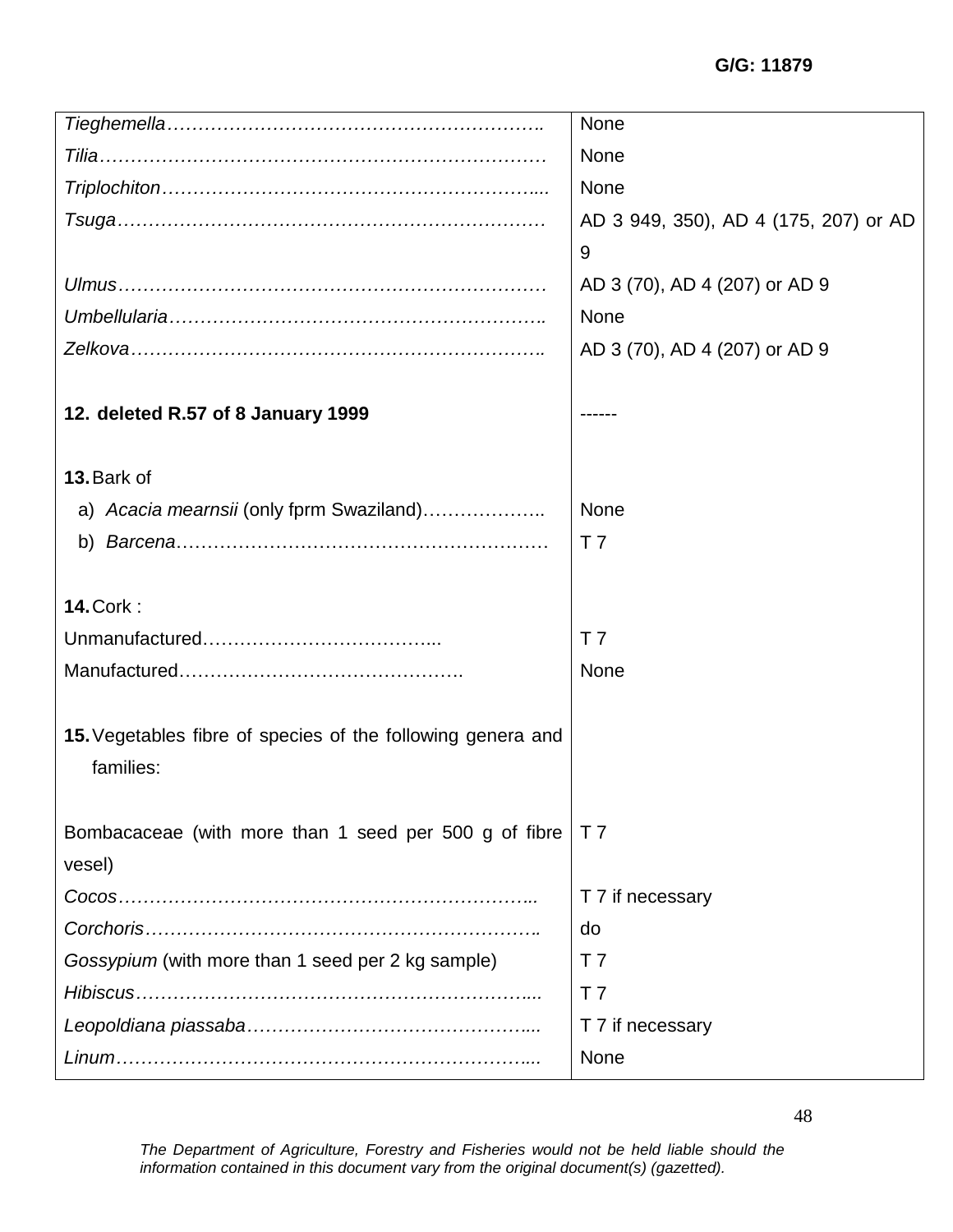| | |
|---|---|
| *Tieghemella*…………………………………………………….. | None |
| *Tilia*………………………………………………………………. | None |
| *Triplochiton*……………………………………………………... | None |
| *Tsuga*…………………………………………………………… | AD 3 949, 350), AD 4 (175, 207) or AD 9 |
| *Ulmus*…………………………………………………………… | AD 3 (70), AD 4 (207) or AD 9 |
| *Umbellularia*…………………………………………………….. | None |
| *Zelkova*………………………………………………………….. | AD 3 (70), AD 4 (207) or AD 9 |
| | |
| **12. deleted R.57 of 8 January 1999** | ------ |
| | |
| **13.** Bark of | |
| a) *Acacia mearnsii* (only fprm Swaziland)……………….. | None |
| b) *Barcena*…………………………………………………… | T 7 |
| | |
| **14.** Cork : | |
| Unmanufactured………………………………... | T 7 |
| Manufactured………………………………………. | None |
| | |
| **15.** Vegetables fibre of species of the following genera and families: | |
| | |
| Bombacaceae (with more than 1 seed per 500 g of fibre vesel) | T 7 |
| *Cocos*…………………………………………………………... | T 7 if necessary |
| *Corchoris*……………………………………………………….. | do |
| *Gossypium* (with more than 1 seed per 2 kg sample) | T 7 |
| *Hibiscus*………………………………………………………... | T 7 |
| *Leopoldiana piassaba*………………………………………... | T 7 if necessary |
| *Linum*…………………………………………………………... | None |

*The Department of Agriculture, Forestry and Fisheries would not be held liable should the information contained in this document vary from the original document(s) (gazetted).*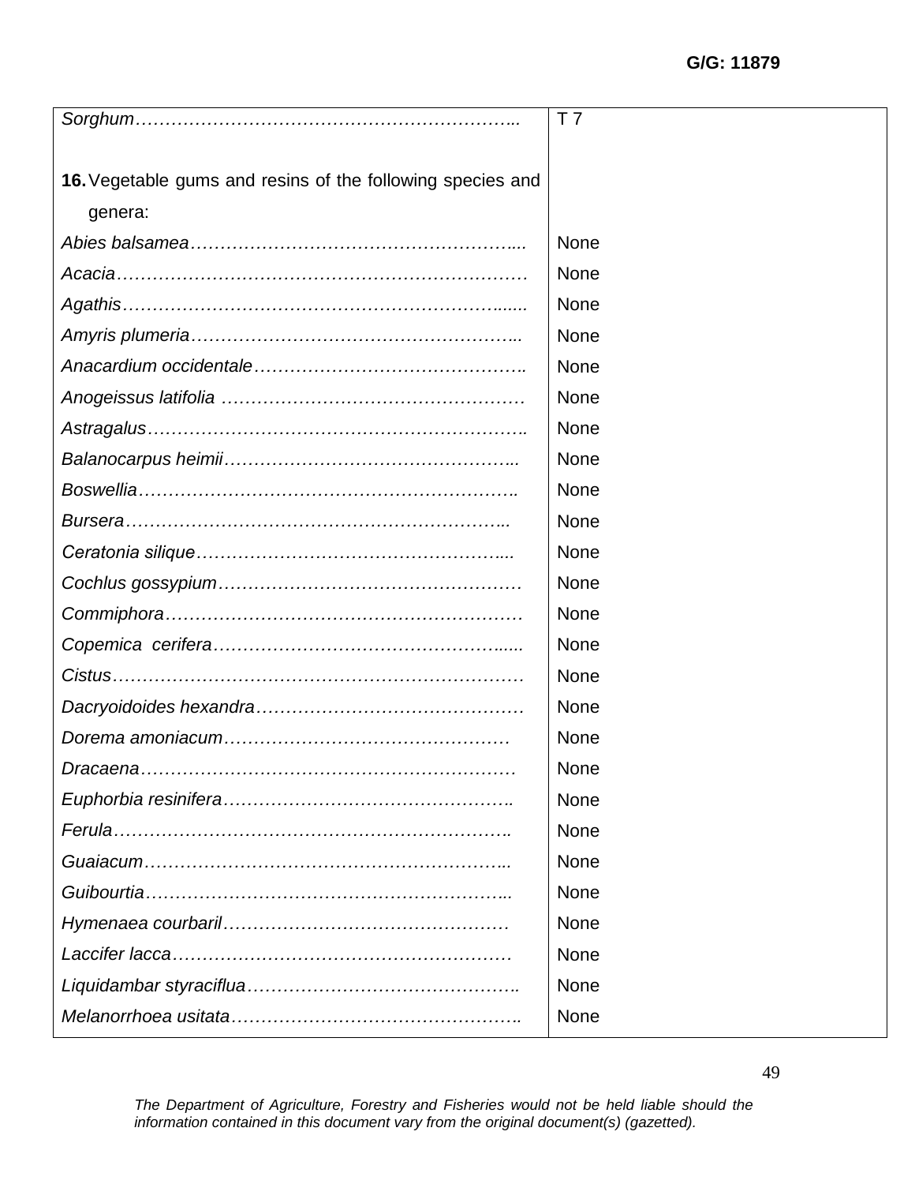| | |
|---|---|
| *Sorghum*…………………………………………………………... | T 7 |
| **16.** Vegetable gums and resins of the following species and genera: | |
| *Abies balsamea*……………………………………………….... | None |
| *Acacia*……………………………………………………………. | None |
| *Agathis*……………………………………………………..…... | None |
| *Amyris plumeria*……………………………………………….. | None |
| *Anacardium occidentale*…………………………………….. | None |
| *Anogeissus latifolia* …………………………………………. | None |
| *Astragalus*……………………………………………………….. | None |
| *Balanocarpus heimii*…………………………………………... | None |
| *Boswellia*……………………………………………………….. | None |
| *Bursera*………………………………………………………... | None |
| *Ceratonia silique*…………………………………………….... | None |
| *Cochlus gossypium*…………………………………………… | None |
| *Commiphora*…………………………………………………… | None |
| *Copemica cerifera*……………………………………….….... | None |
| *Cistus*……………………………………………………………. | None |
| *Dacryoidoides hexandra*……………………………………. | None |
| *Dorema amoniacum*………………………………………… | None |
| *Dracaena*……………………………………………………… | None |
| *Euphorbia resinifera*……………………………………….. | None |
| *Ferula*……………………………………………………….. | None |
| *Guaiacum*…………………………………………………... | None |
| *Guibourtia*…………………………………………………... | None |
| *Hymenaea courbaril*……………………………………… | None |
| *Laccifer lacca*………………………………………………. | None |
| *Liquidambar styraciflua*…………………………………….. | None |
| *Melanorrhoea usitata*……………………………………….. | None |

*The Department of Agriculture, Forestry and Fisheries would not be held liable should the information contained in this document vary from the original document(s) (gazetted).*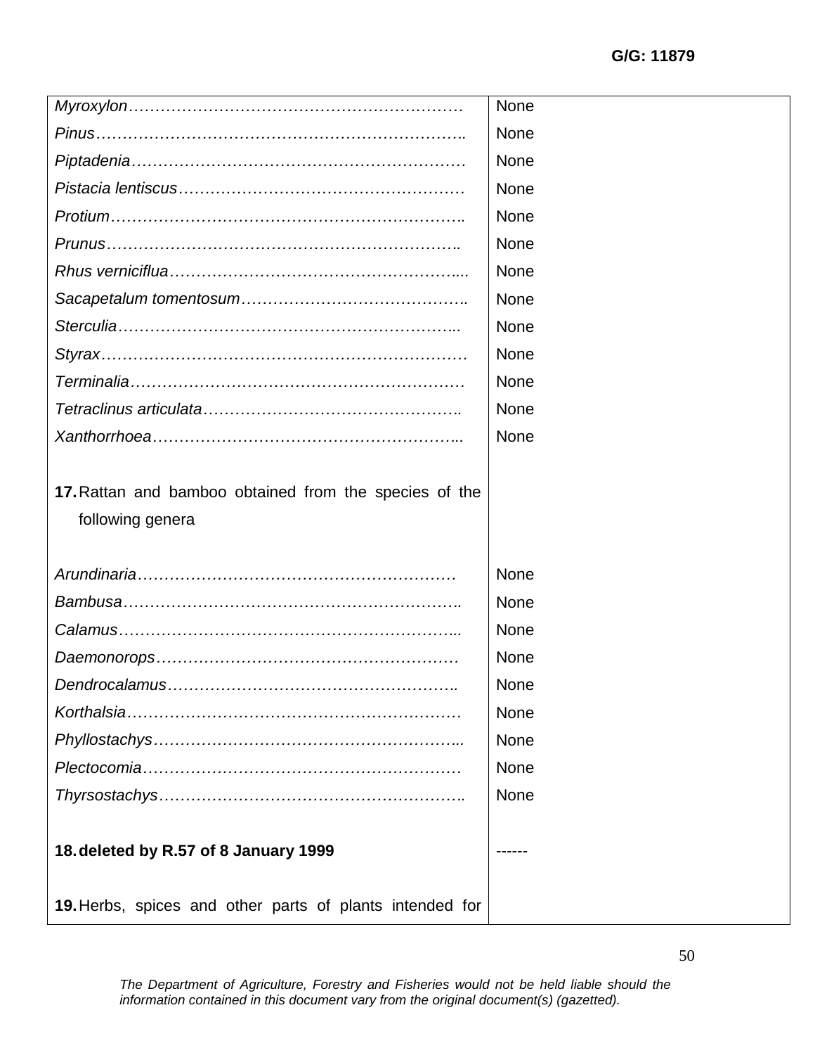| | |
|---|---|
| *Myroxylon*……………………………………………………… | None |
| *Pinus*……………………………………………………………. | None |
| *Piptadenia*……………………………………………………… | None |
| *Pistacia lentiscus*…………………………………………… | None |
| *Protium*……………………………………………………….. | None |
| *Prunus*………………………………………………………….. | None |
| *Rhus verniciflua*……………………………………………..... | None |
| *Sacapetalum tomentosum*………………………………….. | None |
| *Sterculia*……………………………………………………... | None |
| *Styrax*…………………………………………………………… | None |
| *Terminalia*……………………………………………………… | None |
| *Tetraclinus articulata*……………………………………….. | None |
| *Xanthorrhoea*………………………………………………... | None |
| | |
| **17.** Rattan and bamboo obtained from the species of the following genera | |
| | |
| *Arundinaria*…………………………………………………… | None |
| *Bambusa*……………………………………………………….. | None |
| *Calamus*……………………………………………………….. | None |
| *Daemonorops*………………………………………………… | None |
| *Dendrocalamus*…………………………………………….. | None |
| *Korthalsia*……………………………………………………… | None |
| *Phyllostachys*………………………………………………... | None |
| *Plectocomia*…………………………………………………… | None |
| *Thyrsostachys*……………………………………………….. | None |
| | |
| **18. deleted by R.57 of 8 January 1999** | ------ |
| | |
| **19.** Herbs, spices and other parts of plants intended for | |

*The Department of Agriculture, Forestry and Fisheries would not be held liable should the information contained in this document vary from the original document(s) (gazetted).*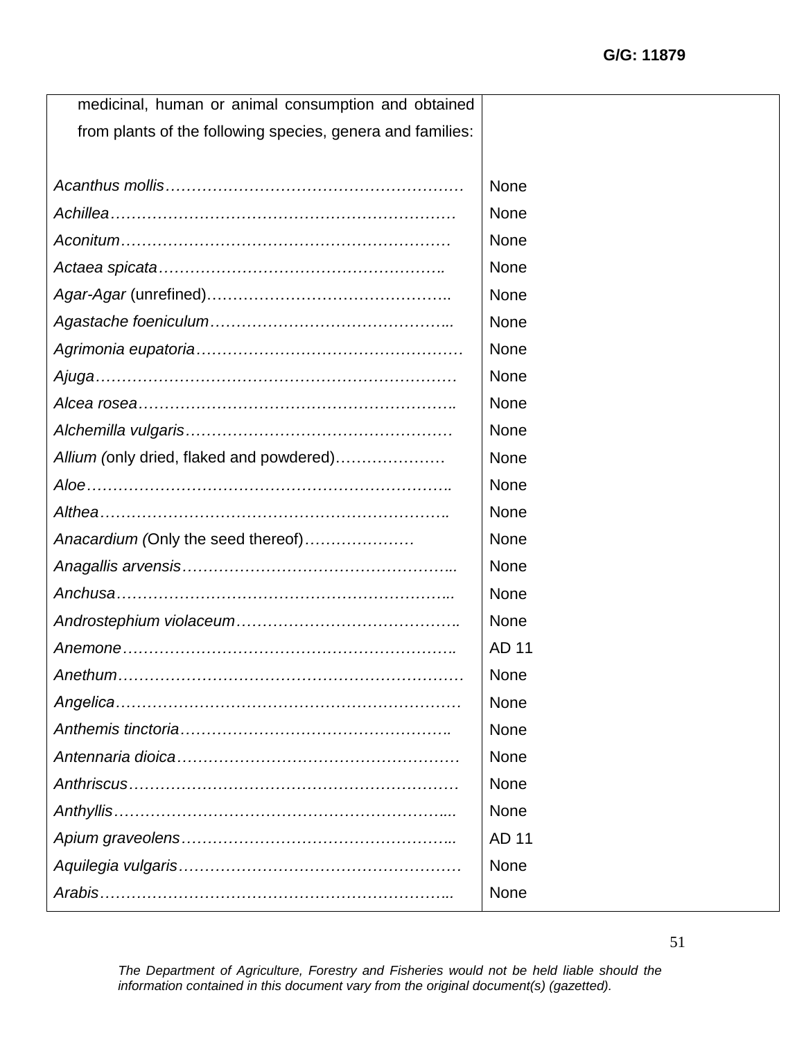| medicinal, human or animal consumption and obtained from plants of the following species, genera and families: | |
|---|---|
| *Acanthus mollis*………………………………………………… | None |
| *Achillea*………………………………………………………… | None |
| *Aconitum*……………………………………………………… | None |
| *Actaea spicata*……………………………………………….. | None |
| *Agar-Agar* (unrefined)……………………………………….. | None |
| *Agastache foeniculum*……………………………………….. | None |
| *Agrimonia eupatoria*…………………………………………… | None |
| *Ajuga*…………………………………………………………… | None |
| *Alcea rosea*…………………………………………………….. | None |
| *Alchemilla vulgaris*…………………………………………… | None |
| *Allium (*only dried, flaked and powdered)………………… | None |
| *Aloe*…………………………………………………………….. | None |
| *Althea*………………………………………………………….. | None |
| *Anacardium (*Only the seed thereof)………………… | None |
| *Anagallis arvensis*…………………………………………….. | None |
| *Anchusa*……………………………………………………….. | None |
| *Androstephium violaceum*………………………………….. | None |
| *Anemone*……………………………………………………….. | AD 11 |
| *Anethum*………………………………………………………… | None |
| *Angelica*………………………………………………………… | None |
| *Anthemis tinctoria*…………………………………………….. | None |
| *Antennaria dioica*……………………………………………… | None |
| *Anthriscus*……………………………………………………… | None |
| *Anthyllis*……………………………………………………….... | None |
| *Apium graveolens*…………………………………………….. | AD 11 |
| *Aquilegia vulgaris*……………………………………………… | None |
| *Arabis*………………………………………………………….. | None |

*The Department of Agriculture, Forestry and Fisheries would not be held liable should the information contained in this document vary from the original document(s) (gazetted).*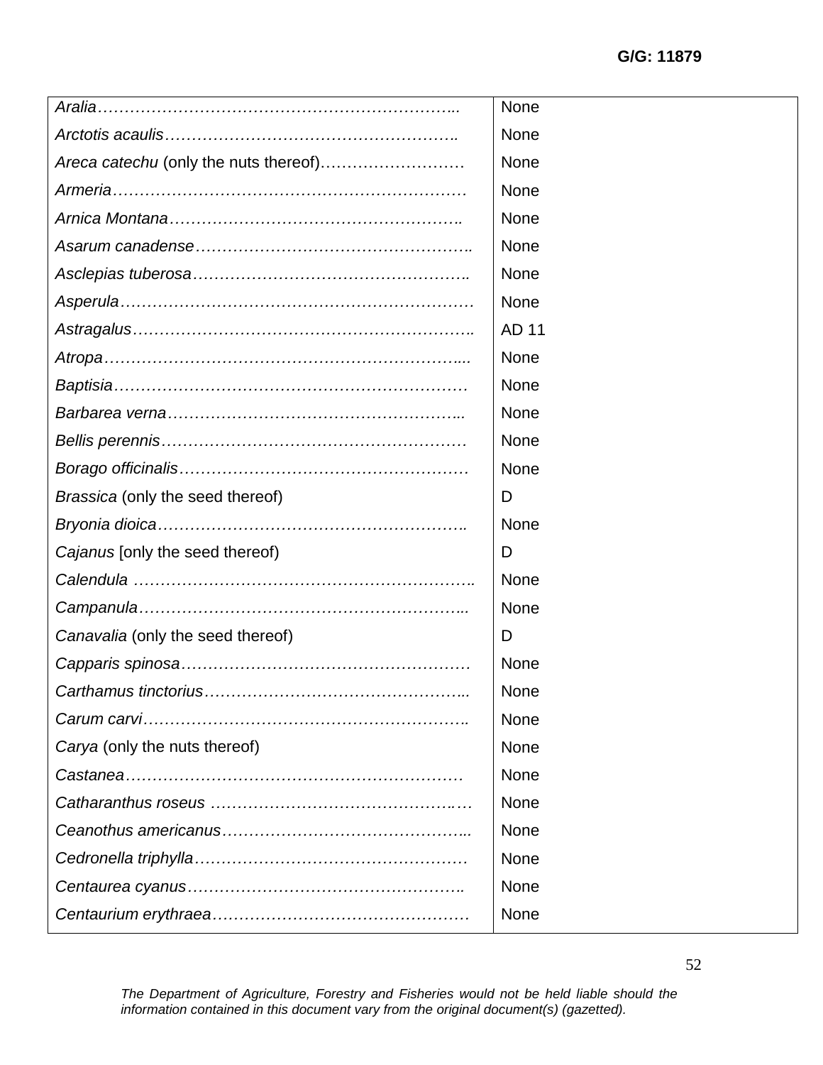| | |
|---|---|
| *Aralia*…………………………………………………………….. | None |
| *Arctotis acaulis*……………………………………………….. | None |
| *Areca catechu* (only the nuts thereof)……………………… | None |
| *Armeria*………………………………………………………… | None |
| *Arnica Montana*……………………………………………….. | None |
| *Asarum canadense*…………………………………………….. | None |
| *Asclepias tuberosa*……………………………………………. | None |
| *Asperula*……………………………………………………….. | None |
| *Astragalus*…………………………………………………….. | AD 11 |
| *Atropa*…………………………………………………………... | None |
| *Baptisia*………………………………………………………… | None |
| *Barbarea verna*……………………………………………….. | None |
| *Bellis perennis*………………………………………………… | None |
| *Borago officinalis*……………………………………………… | None |
| *Brassica* (only the seed thereof) | D |
| *Bryonia dioica*…………………………………………………. | None |
| *Cajanus* [only the seed thereof) | D |
| *Calendula* ……………………………………………………….. | None |
| *Campanula*……………………………………………………... | None |
| *Canavalia* (only the seed thereof) | D |
| *Capparis spinosa*………………………………………………. | None |
| *Carthamus tinctorius*………………………………………….. | None |
| *Carum carvi*…………………………………………………….. | None |
| *Carya* (only the nuts thereof) | None |
| *Castanea*………………………………………………………. | None |
| *Catharanthus roseus* ………………………………………… | None |
| *Ceanothus americanus*……………………………………….. | None |
| *Cedronella triphylla*…………………………………………… | None |
| *Centaurea cyanus*…………………………………………….. | None |
| *Centaurium erythraea*…………………………………………. | None |

*The Department of Agriculture, Forestry and Fisheries would not be held liable should the information contained in this document vary from the original document(s) (gazetted).*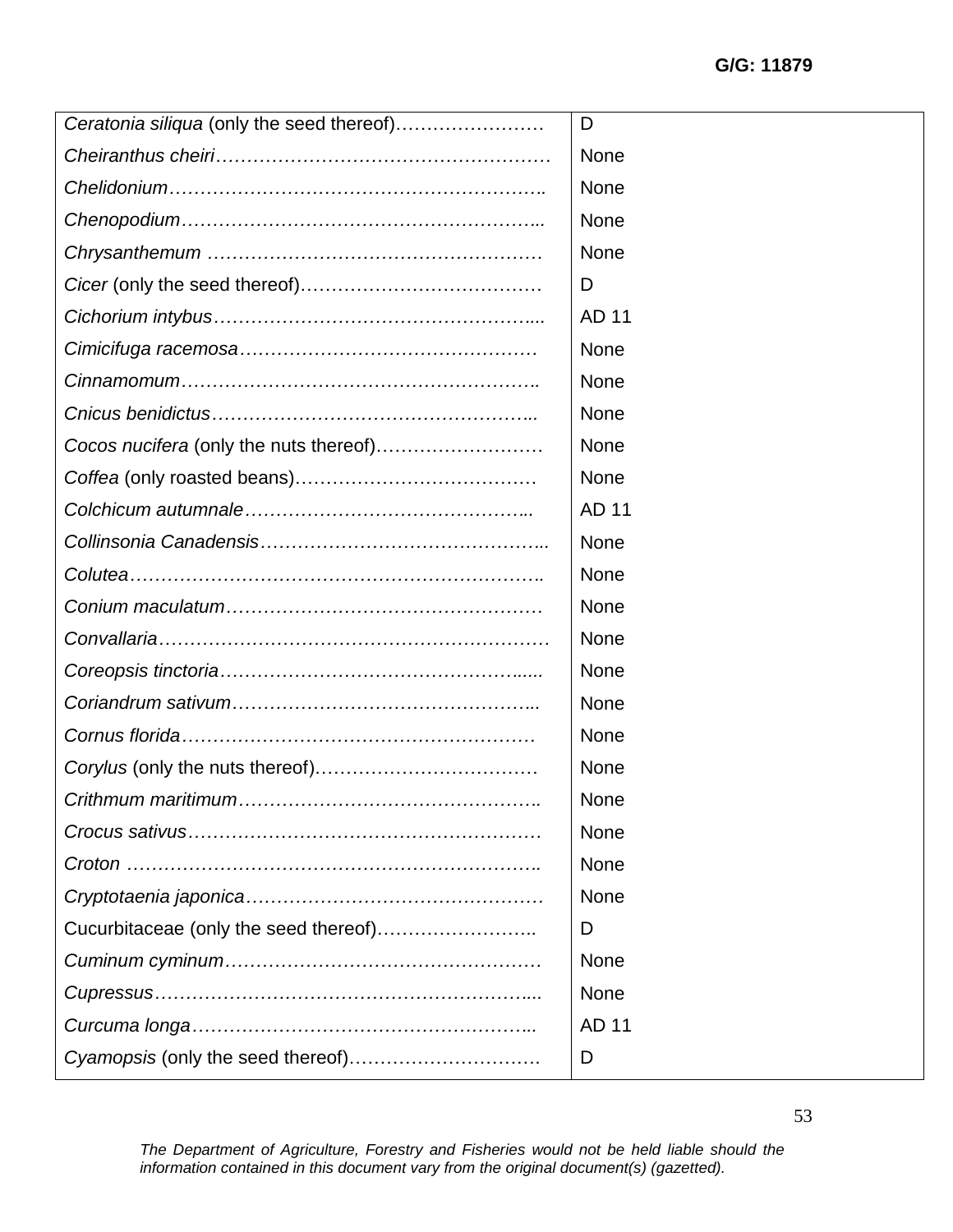| | |
|---|---|
| *Ceratonia siliqua* (only the seed thereof)…………………… | D |
| *Cheiranthus cheiri*……………………………………………… | None |
| *Chelidonium*……………………………………………………. | None |
| *Chenopodium*………………………………………………... | None |
| *Chrysanthemum* ……………………………………………… | None |
| *Cicer* (only the seed thereof)………………………………… | D |
| *Cichorium intybus*…………………………………………..... | AD 11 |
| *Cimicifuga racemosa*………………………………………… | None |
| *Cinnamomum*…………………………………………………. | None |
| *Cnicus benidictus*…………………………………………... | None |
| *Cocos nucifera* (only the nuts thereof)……………………… | None |
| *Coffea* (only roasted beans)………………………………… | None |
| *Colchicum autumnale*……………………………………... | AD 11 |
| *Collinsonia Canadensis*……………………………………... | None |
| *Colutea*………………………………………………………. | None |
| *Conium maculatum*…………………………………………… | None |
| *Convallaria*…………………………………………………… | None |
| *Coreopsis tinctoria*………………………………………...... | None |
| *Coriandrum sativum*………………………………………... | None |
| *Cornus florida*………………………………………………… | None |
| *Corylus* (only the nuts thereof)……………………………… | None |
| *Crithmum maritimum*……………………………………….. | None |
| *Crocus sativus*………………………………………………… | None |
| *Croton* ………………………………………………………. | None |
| *Cryptotaenia japonica*………………………………………… | None |
| Cucurbitaceae (only the seed thereof)…………………….. | D |
| *Cuminum cyminum*…………………………………………… | None |
| *Cupressus*…………………………………………………..... | None |
| *Curcuma longa*……………………………………………... | AD 11 |
| *Cyamopsis* (only the seed thereof)…………………………. | D |

*The Department of Agriculture, Forestry and Fisheries would not be held liable should the information contained in this document vary from the original document(s) (gazetted).*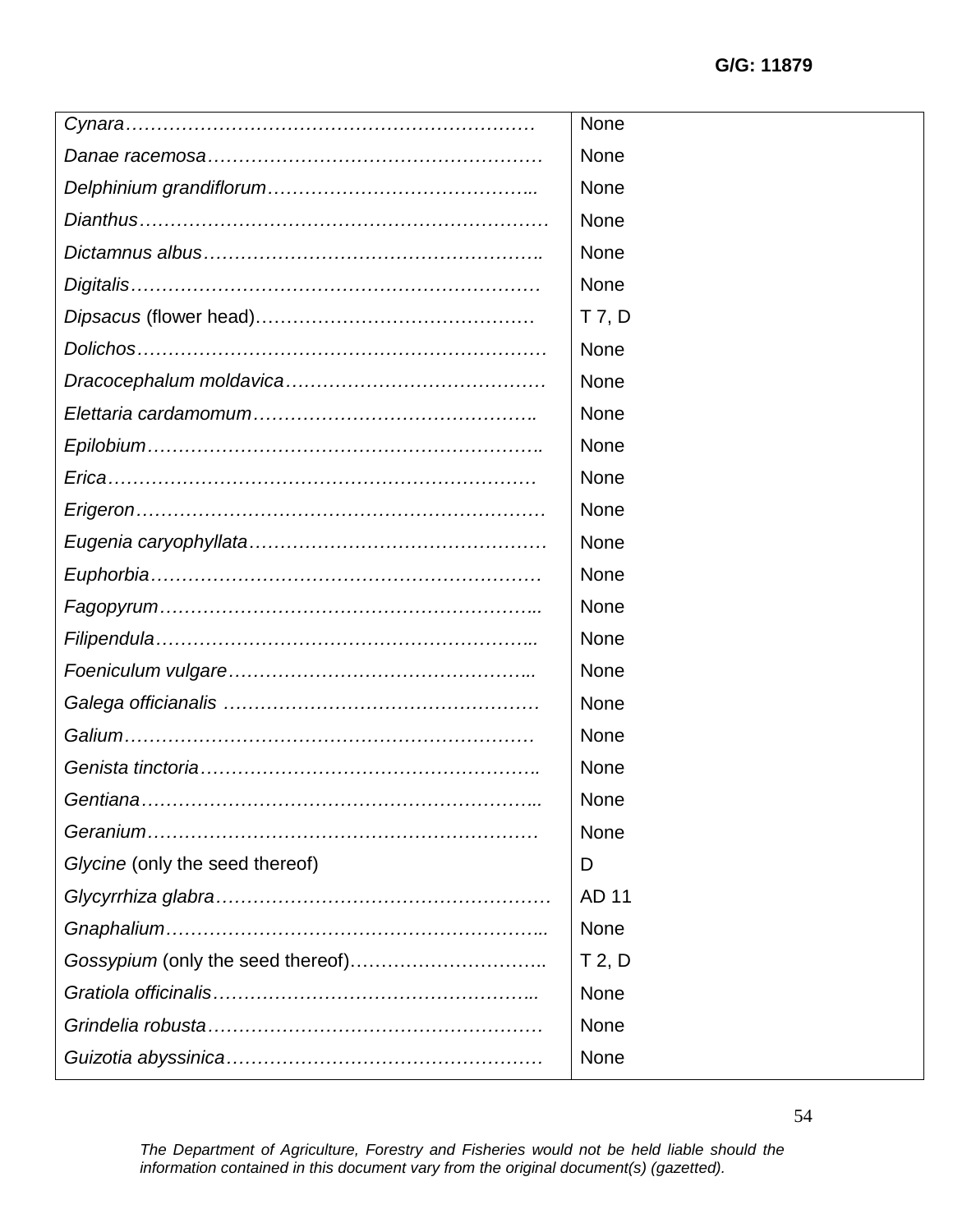| | |
|---|---|
| *Cynara*………………………………………………………… | None |
| *Danae racemosa*……………………………………………… | None |
| *Delphinium grandiflorum*…………………………………….. | None |
| *Dianthus*………………………………………………………… | None |
| *Dictamnus albus*…………………………………………….. | None |
| *Digitalis*………………………………………………………… | None |
| *Dipsacus* (flower head)……………………………………… | T 7, D |
| *Dolichos*………………………………………………………… | None |
| *Dracocephalum moldavica*…………………………………… | None |
| *Elettaria cardamomum*…………………………………….. | None |
| *Epilobium*…………………………………………………….. | None |
| *Erica*…………………………………………………………… | None |
| *Erigeron*………………………………………………………… | None |
| *Eugenia caryophyllata*………………………………………… | None |
| *Euphorbia*……………………………………………………… | None |
| *Fagopyrum*…………………………………………………... | None |
| *Filipendula*…………………………………………………... | None |
| *Foeniculum vulgare*………………………………………….. | None |
| *Galega officianalis* …………………………………………… | None |
| *Galium*………………………………………………………… | None |
| *Genista tinctoria*…………………………………………….. | None |
| *Gentiana*……………………………………………………... | None |
| *Geranium*……………………………………………………… | None |
| *Glycine* (only the seed thereof) | D |
| *Glycyrrhiza glabra*……………………………………………… | AD 11 |
| *Gnaphalium*…………………………………………………... | None |
| *Gossypium* (only the seed thereof)………………………….. | T 2, D |
| *Gratiola officinalis*…………………………………………... | None |
| *Grindelia robusta*……………………………………………… | None |
| *Guizotia abyssinica*…………………………………………… | None |

*The Department of Agriculture, Forestry and Fisheries would not be held liable should the information contained in this document vary from the original document(s) (gazetted).*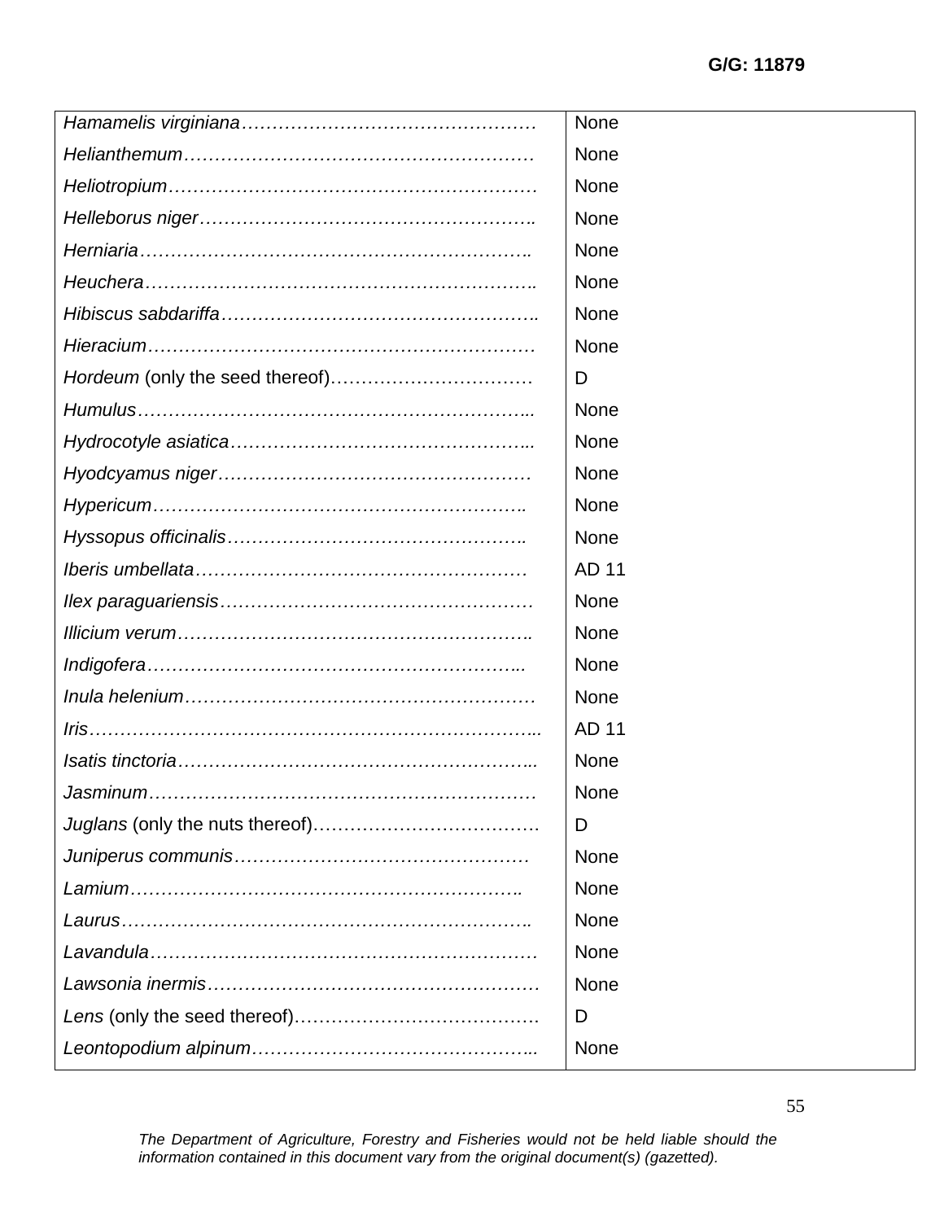| | |
|---|---|
| *Hamamelis virginiana*………………………………………… | None |
| *Helianthemum*………………………………………………… | None |
| *Heliotropium*…………………………………………………… | None |
| *Helleborus niger*…………………………………………….. | None |
| *Herniaria*……………………………………………………. | None |
| *Heuchera*…………………………………………………….. | None |
| *Hibiscus sabdariffa*………………………………………….. | None |
| *Hieracium*……………………………………………………… | None |
| *Hordeum* (only the seed thereof)…………………………… | D |
| *Humulus*……………………………………………………... | None |
| *Hydrocotyle asiatica*………………………………………... | None |
| *Hyodcyamus niger*…………………………………………… | None |
| *Hypericum*……………………………………………………. | None |
| *Hyssopus officinalis*……………………………………….. | None |
| *Iberis umbellata*……………………………………………… | AD 11 |
| *Ilex paraguariensis*…………………………………………… | None |
| *Illicium verum*……………………………………………….. | None |
| *Indigofera*……………………………………………………... | None |
| *Inula helenium*………………………………………………… | None |
| *Iris*……………………………………………………………... | AD 11 |
| *Isatis tinctoria*………………………………………………... | None |
| *Jasminum*……………………………………………………… | None |
| *Juglans* (only the nuts thereof)………………………………. | D |
| *Juniperus communis*………………………………………… | None |
| *Lamium*……………………………………………………….. | None |
| *Laurus*………………………………………………………….. | None |
| *Lavandula*……………………………………………………… | None |
| *Lawsonia inermis*……………………………………………… | None |
| *Lens* (only the seed thereof)…………………………………. | D |
| *Leontopodium alpinum*……………………………………... | None |

*The Department of Agriculture, Forestry and Fisheries would not be held liable should the information contained in this document vary from the original document(s) (gazetted).*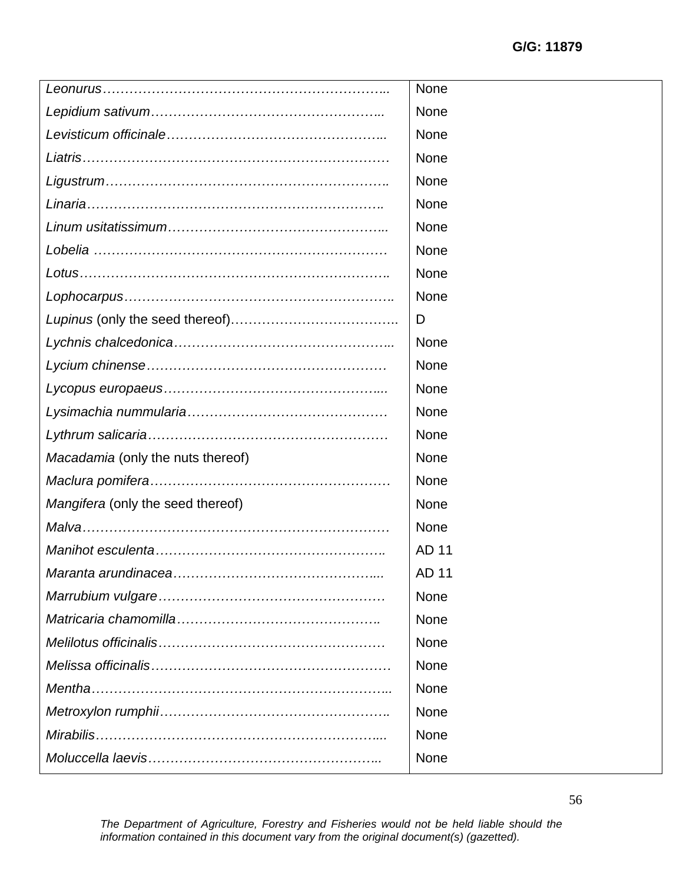| | |
|---|---|
| *Leonurus*……………………………………………………….. | None |
| *Lepidium sativum*…………………………………………….. | None |
| *Levisticum officinale*………………………………………….. | None |
| *Liatris*…………………………………………………………… | None |
| *Ligustrum*…………………………………………………….. | None |
| *Linaria*……………………………………………………….. | None |
| *Linum usitatissimum*………………………………………... | None |
| *Lobelia* ………………………………………………………… | None |
| *Lotus*…………………………………………………………. | None |
| *Lophocarpus*………………………………………………….. | None |
| *Lupinus* (only the seed thereof)………………………………. | D |
| *Lychnis chalcedonica*………………………………………….. | None |
| *Lycium chinense*……………………………………………… | None |
| *Lycopus europaeus*………………………………………….... | None |
| *Lysimachia nummularia*……………………………………… | None |
| *Lythrum salicaria*……………………………………………… | None |
| *Macadamia* (only the nuts thereof) | None |
| *Maclura pomifera*……………………………………………… | None |
| *Mangifera* (only the seed thereof) | None |
| *Malva*…………………………………………………………… | None |
| *Manihot esculenta*…………………………………………….. | AD 11 |
| *Maranta arundinacea*……………………………………….... | AD 11 |
| *Marrubium vulgare*…………………………………………… | None |
| *Matricaria chamomilla*……………………………………….. | None |
| *Melilotus officinalis*…………………………………………… | None |
| *Melissa officinalis*……………………………………………… | None |
| *Mentha*……………………………………………………….. | None |
| *Metroxylon rumphii*………………………………………….. | None |
| *Mirabilis*…………………………………………………….... | None |
| *Moluccella laevis*…………………………………………….. | None |

*The Department of Agriculture, Forestry and Fisheries would not be held liable should the information contained in this document vary from the original document(s) (gazetted).*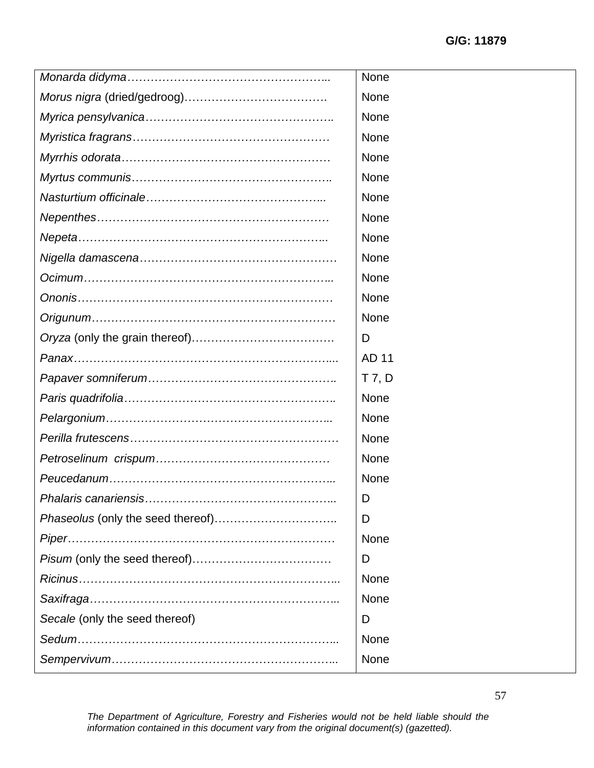G/G: 11879

| | |
|---|---|
| *Monarda didyma*…………………………………………….. | None |
| *Morus nigra* (dried/gedroog)………………………………. | None |
| *Myrica pensylvanica*…………………………………………. | None |
| *Myristica fragrans*…………………………………………… | None |
| *Myrrhis odorata*……………………………………………… | None |
| *Myrtus communis*……………………………………………. | None |
| *Nasturtium officinale*……………………………………... | None |
| *Nepenthes*…………………………………………………… | None |
| *Nepeta*……………………………………………………….. | None |
| *Nigella damascena*…………………………………………… | None |
| *Ocimum*……………………………………………………….. | None |
| *Ononis*………………………………………………………… | None |
| *Origunum*……………………………………………………… | None |
| *Oryza* (only the grain thereof)………………………………. | D |
| *Panax*………………………………………………………….... | AD 11 |
| *Papaver somniferum*…………………………………………. | T 7, D |
| *Paris quadrifolia*………………………………………………. | None |
| *Pelargonium*………………………………………………….. | None |
| *Perilla frutescens*……………………………………………… | None |
| *Petroselinum crispum*……………………………………… | None |
| *Peucedanum*………………………………………………….. | None |
| *Phalaris canariensis*………………………………………….. | D |
| *Phaseolus* (only the seed thereof)………………………….. | D |
| *Piper*…………………………………………………………… | None |
| *Pisum* (only the seed thereof)……………………………… | D |
| *Ricinus*……………………………………………………….... | None |
| *Saxifraga*……………………………………………………….. | None |
| *Secale* (only the seed thereof) | D |
| *Sedum*………………………………………………………….. | None |
| *Sempervivum*………………………………………………….. | None |

*The Department of Agriculture, Forestry and Fisheries would not be held liable should the information contained in this document vary from the original document(s) (gazetted).*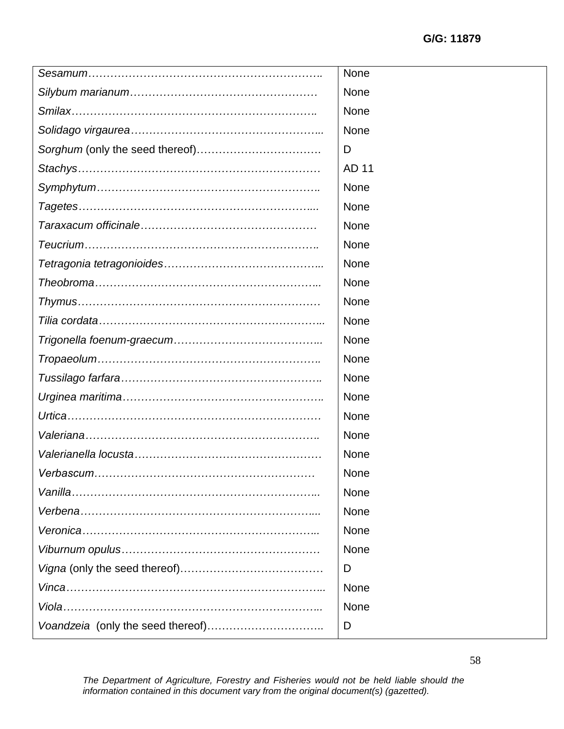| | |
|---|---|
| *Sesamum*………………………………………………………. | None |
| *Silybum marianum*…………………………………………… | None |
| *Smilax*………………………………………………………. | None |
| *Solidago virgaurea*…………………………………………... | None |
| *Sorghum* (only the seed thereof)……………………………. | D |
| *Stachys*……………………………………………………… | AD 11 |
| *Symphytum*…………………………………………………. | None |
| *Tagetes*…………………………………………………….... | None |
| *Taraxacum officinale*………………………………………… | None |
| *Teucrium*……………………………………………………. | None |
| *Tetragonia tetragonioides*…………………………………... | None |
| *Theobroma*…………………………………………………... | None |
| *Thymus*……………………………………………………… | None |
| *Tilia cordata*………………………………………………….. | None |
| *Trigonella foenum-graecum*………………………………... | None |
| *Tropaeolum*…………………………………………………. | None |
| *Tussilago farfara*……………………………………………. | None |
| *Urginea maritima*……………………………………………. | None |
| *Urtica*………………………………………………………… | None |
| *Valeriana*……………………………………………………. | None |
| *Valerianella locusta*…………………………………………. | None |
| *Verbascum*…………………………………………………… | None |
| *Vanilla*……………………………………………………….. | None |
| *Verbena*…………………………………………………….... | None |
| *Veronica*…………………………………………………….. | None |
| *Viburnum opulus*…………………………………………… | None |
| *Vigna* (only the seed thereof)………………………………… | D |
| *Vinca*………………………………………………………….. | None |
| *Viola*………………………………………………………….. | None |
| *Voandzeia* (only the seed thereof)………………………….. | D |

*The Department of Agriculture, Forestry and Fisheries would not be held liable should the information contained in this document vary from the original document(s) (gazetted).*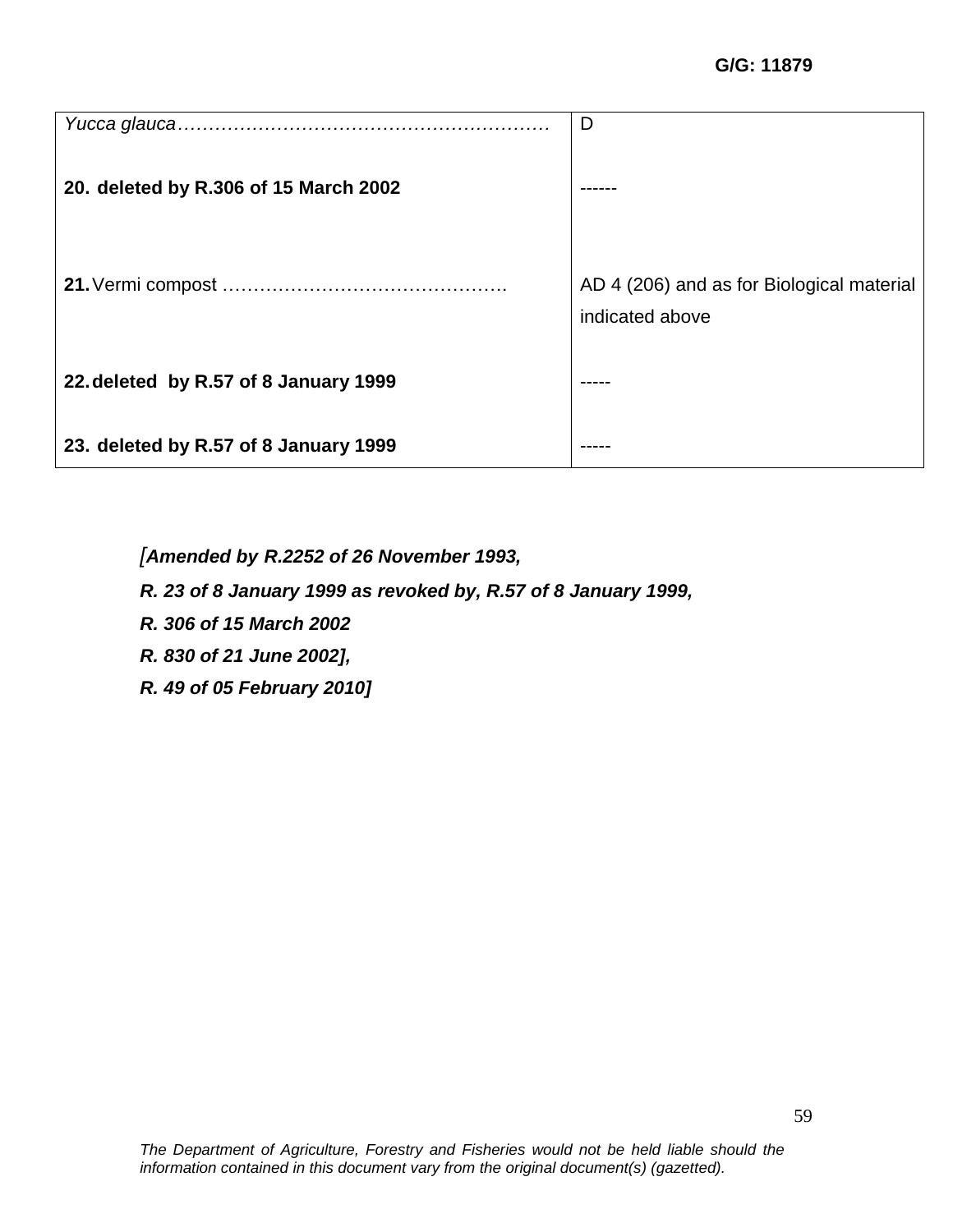| | |
|---|---|
| *Yucca glauca*………………………………………………… | D |
| **20. deleted by R.306 of 15 March 2002** | ------ |
| **21.** Vermi compost ………………………………………. | AD 4 (206) and as for Biological material indicated above |
| **22. deleted by R.57 of 8 January 1999** | ----- |
| **23. deleted by R.57 of 8 January 1999** | ----- |

***[Amended by R.2252 of 26 November 1993,***

***R. 23 of 8 January 1999 as revoked by, R.57 of 8 January 1999,***

***R. 306 of 15 March 2002***

***R. 830 of 21 June 2002],***

***R. 49 of 05 February 2010]***

*The Department of Agriculture, Forestry and Fisheries would not be held liable should the information contained in this document vary from the original document(s) (gazetted).*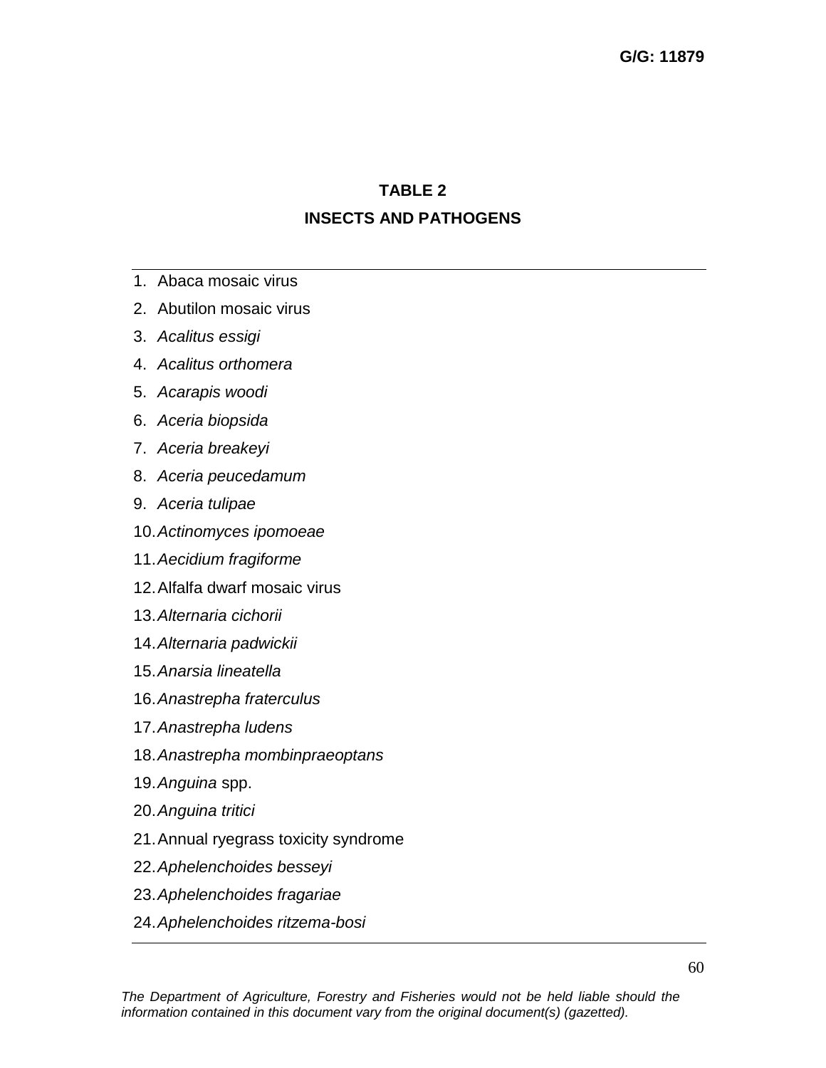## TABLE 2

## INSECTS AND PATHOGENS

1. Abaca mosaic virus
2. Abutilon mosaic virus
3. *Acalitus essigi*
4. *Acalitus orthomera*
5. *Acarapis woodi*
6. *Aceria biopsida*
7. *Aceria breakeyi*
8. *Aceria peucedamum*
9. *Aceria tulipae*
10. *Actinomyces ipomoeae*
11. *Aecidium fragiforme*
12. Alfalfa dwarf mosaic virus
13. *Alternaria cichorii*
14. *Alternaria padwickii*
15. *Anarsia lineatella*
16. *Anastrepha fraterculus*
17. *Anastrepha ludens*
18. *Anastrepha mombinpraeoptans*
19. *Anguina* spp.
20. *Anguina tritici*
21. Annual ryegrass toxicity syndrome
22. *Aphelenchoides besseyi*
23. *Aphelenchoides fragariae*
24. *Aphelenchoides ritzema-bosi*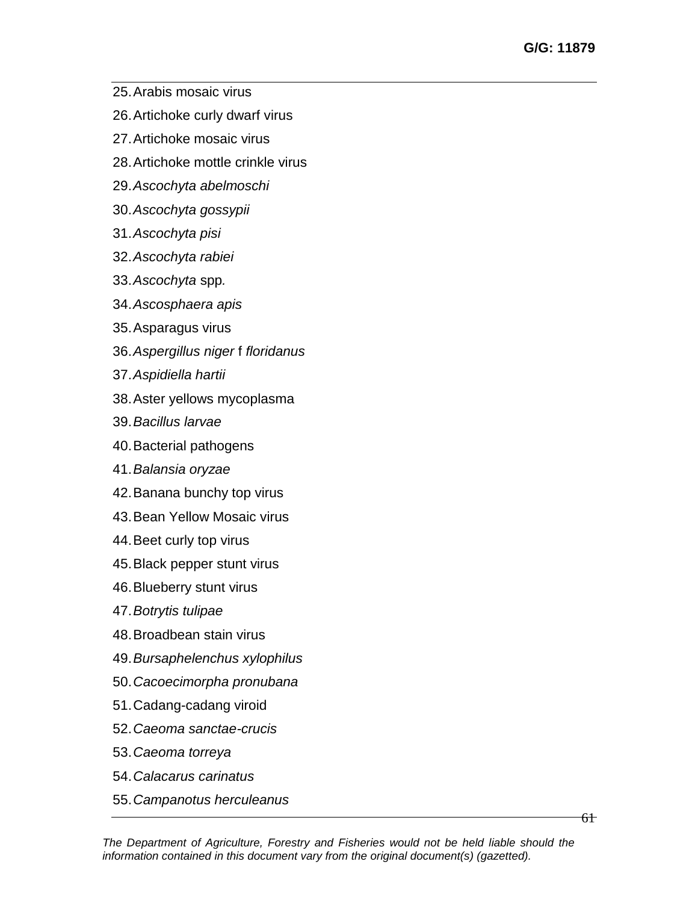25. Arabis mosaic virus
26. Artichoke curly dwarf virus
27. Artichoke mosaic virus
28. Artichoke mottle crinkle virus
29. *Ascochyta abelmoschi*
30. *Ascochyta gossypii*
31. *Ascochyta pisi*
32. *Ascochyta rabiei*
33. *Ascochyta* spp*.*
34. *Ascosphaera apis*
35. Asparagus virus
36. *Aspergillus niger* f *floridanus*
37. *Aspidiella hartii*
38. Aster yellows mycoplasma
39. *Bacillus larvae*
40. Bacterial pathogens
41. *Balansia oryzae*
42. Banana bunchy top virus
43. Bean Yellow Mosaic virus
44. Beet curly top virus
45. Black pepper stunt virus
46. Blueberry stunt virus
47. *Botrytis tulipae*
48. Broadbean stain virus
49. *Bursaphelenchus xylophilus*
50. *Cacoecimorpha pronubana*
51. Cadang-cadang viroid
52. *Caeoma sanctae-crucis*
53. *Caeoma torreya*
54. *Calacarus carinatus*
55. *Campanotus herculeanus*

*The Department of Agriculture, Forestry and Fisheries would not be held liable should the information contained in this document vary from the original document(s) (gazetted).*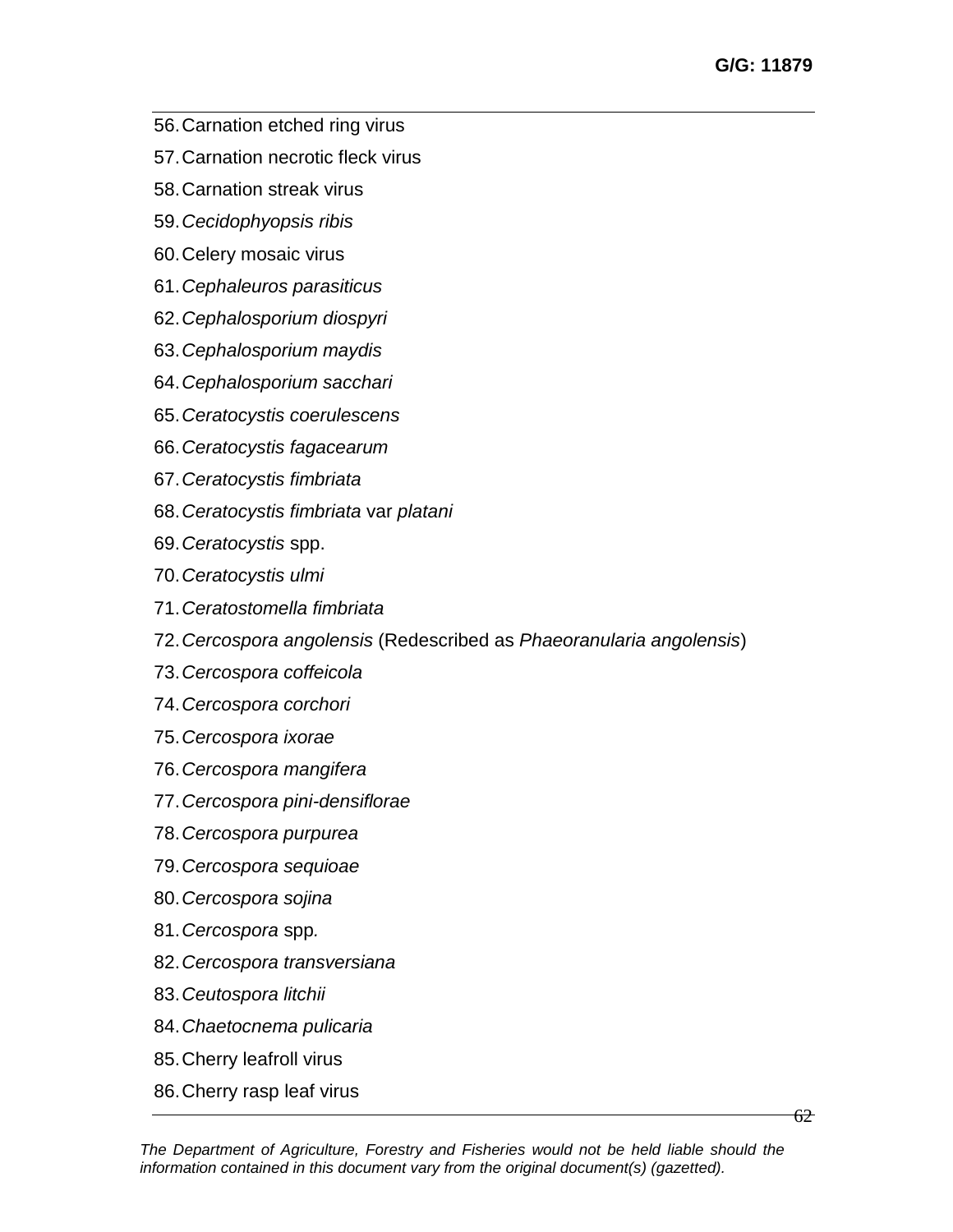56. Carnation etched ring virus
57. Carnation necrotic fleck virus
58. Carnation streak virus
59. *Cecidophyopsis ribis*
60. Celery mosaic virus
61. *Cephaleuros parasiticus*
62. *Cephalosporium diospyri*
63. *Cephalosporium maydis*
64. *Cephalosporium sacchari*
65. *Ceratocystis coerulescens*
66. *Ceratocystis fagacearum*
67. *Ceratocystis fimbriata*
68. *Ceratocystis fimbriata* var *platani*
69. *Ceratocystis* spp.
70. *Ceratocystis ulmi*
71. *Ceratostomella fimbriata*
72. *Cercospora angolensis* (Redescribed as *Phaeoranularia angolensis*)
73. *Cercospora coffeicola*
74. *Cercospora corchori*
75. *Cercospora ixorae*
76. *Cercospora mangifera*
77. *Cercospora pini-densiflorae*
78. *Cercospora purpurea*
79. *Cercospora sequioae*
80. *Cercospora sojina*
81. *Cercospora* spp*.*
82. *Cercospora transversiana*
83. *Ceutospora litchii*
84. *Chaetocnema pulicaria*
85. Cherry leafroll virus
86. Cherry rasp leaf virus

*The Department of Agriculture, Forestry and Fisheries would not be held liable should the information contained in this document vary from the original document(s) (gazetted).*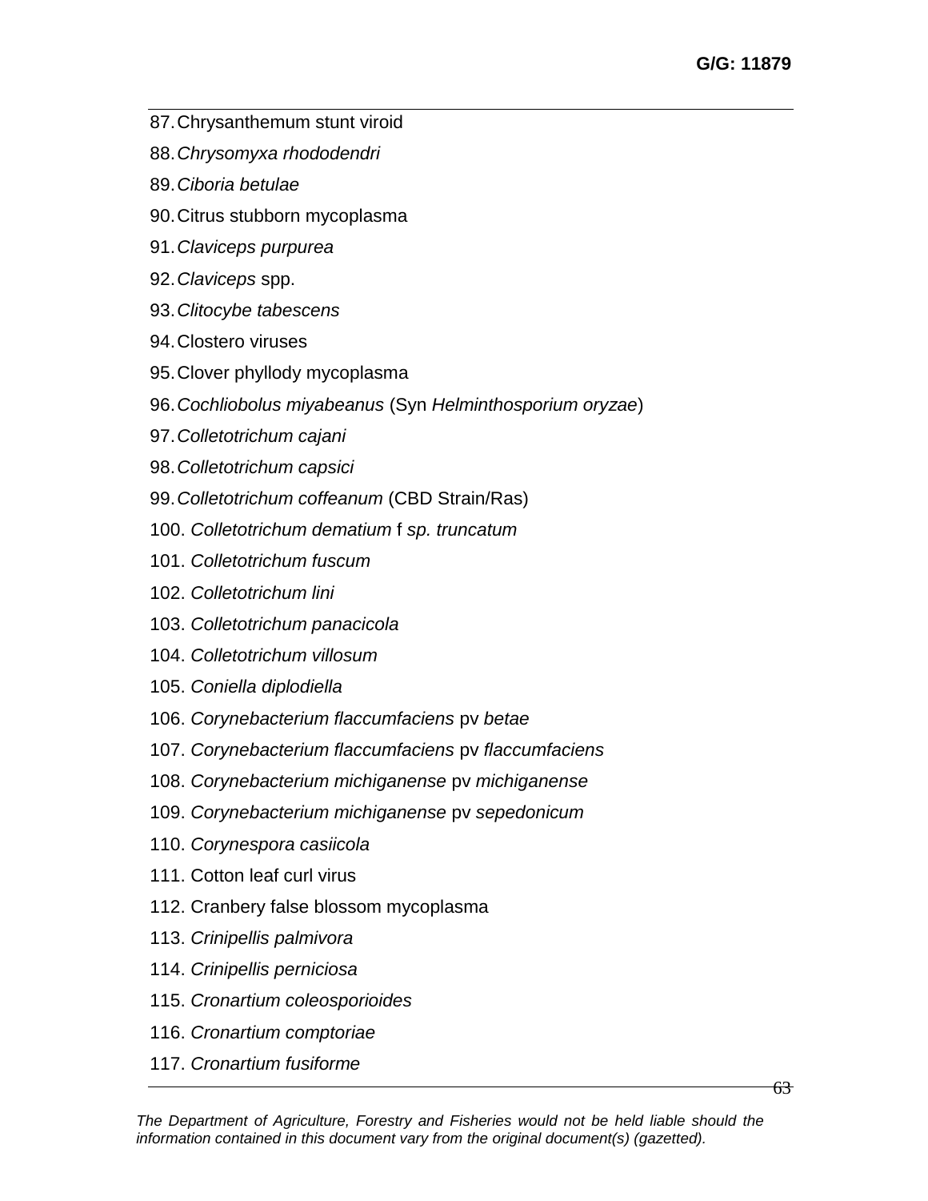87. Chrysanthemum stunt viroid
88. *Chrysomyxa rhododendri*
89. *Ciboria betulae*
90. Citrus stubborn mycoplasma
91. *Claviceps purpurea*
92. *Claviceps* spp.
93. *Clitocybe tabescens*
94. Clostero viruses
95. Clover phyllody mycoplasma
96. *Cochliobolus miyabeanus* (Syn *Helminthosporium oryzae*)
97. *Colletotrichum cajani*
98. *Colletotrichum capsici*
99. *Colletotrichum coffeanum* (CBD Strain/Ras)
100. *Colletotrichum dematium* f *sp. truncatum*
101. *Colletotrichum fuscum*
102. *Colletotrichum lini*
103. *Colletotrichum panacicola*
104. *Colletotrichum villosum*
105. *Coniella diplodiella*
106. *Corynebacterium flaccumfaciens* pv *betae*
107. *Corynebacterium flaccumfaciens* pv *flaccumfaciens*
108. *Corynebacterium michiganense* pv *michiganense*
109. *Corynebacterium michiganense* pv *sepedonicum*
110. *Corynespora casiicola*
111. Cotton leaf curl virus
112. Cranbery false blossom mycoplasma
113. *Crinipellis palmivora*
114. *Crinipellis perniciosa*
115. *Cronartium coleosporioides*
116. *Cronartium comptoriae*
117. *Cronartium fusiforme*

*The Department of Agriculture, Forestry and Fisheries would not be held liable should the information contained in this document vary from the original document(s) (gazetted).*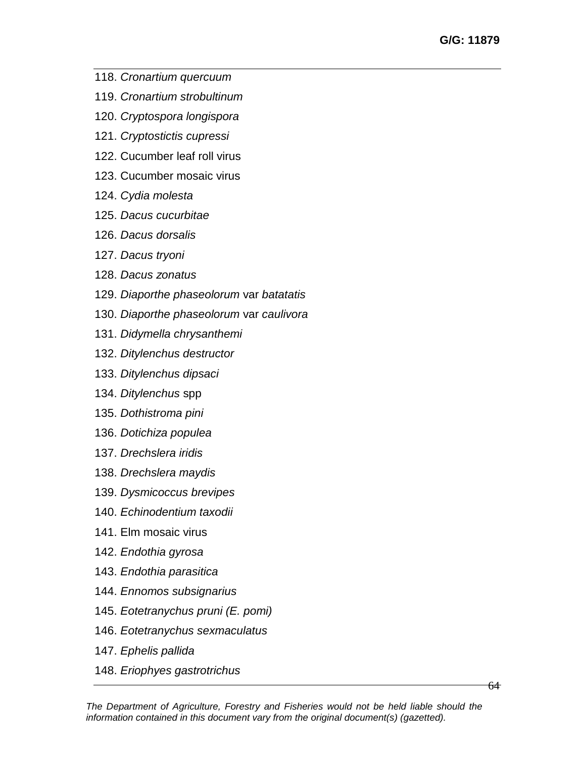118. *Cronartium quercuum*
119. *Cronartium strobultinum*
120. *Cryptospora longispora*
121. *Cryptostictis cupressi*
122. Cucumber leaf roll virus
123. Cucumber mosaic virus
124. *Cydia molesta*
125. *Dacus cucurbitae*
126. *Dacus dorsalis*
127. *Dacus tryoni*
128. *Dacus zonatus*
129. *Diaporthe phaseolorum* var *batatatis*
130. *Diaporthe phaseolorum* var *caulivora*
131. *Didymella chrysanthemi*
132. *Ditylenchus destructor*
133. *Ditylenchus dipsaci*
134. *Ditylenchus* spp
135. *Dothistroma pini*
136. *Dotichiza populea*
137. *Drechslera iridis*
138. *Drechslera maydis*
139. *Dysmicoccus brevipes*
140. *Echinodentium taxodii*
141. Elm mosaic virus
142. *Endothia gyrosa*
143. *Endothia parasitica*
144. *Ennomos subsignarius*
145. *Eotetranychus pruni (E. pomi)*
146. *Eotetranychus sexmaculatus*
147. *Ephelis pallida*
148. *Eriophyes gastrotrichus*

*The Department of Agriculture, Forestry and Fisheries would not be held liable should the information contained in this document vary from the original document(s) (gazetted).*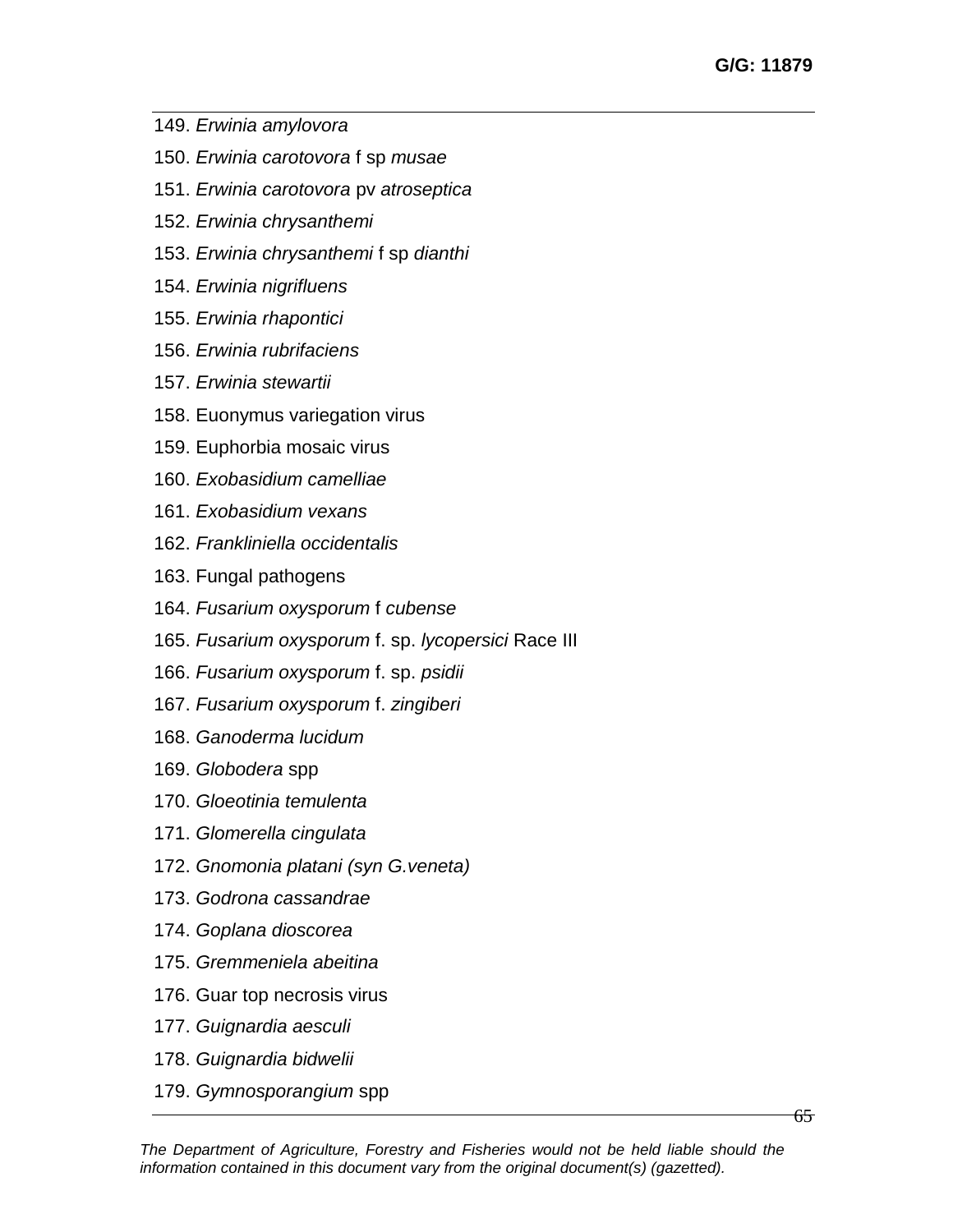149. *Erwinia amylovora*
150. *Erwinia carotovora* f sp *musae*
151. *Erwinia carotovora* pv *atroseptica*
152. *Erwinia chrysanthemi*
153. *Erwinia chrysanthemi* f sp *dianthi*
154. *Erwinia nigrifluens*
155. *Erwinia rhapontici*
156. *Erwinia rubrifaciens*
157. *Erwinia stewartii*
158. Euonymus variegation virus
159. Euphorbia mosaic virus
160. *Exobasidium camelliae*
161. *Exobasidium vexans*
162. *Frankliniella occidentalis*
163. Fungal pathogens
164. *Fusarium oxysporum* f *cubense*
165. *Fusarium oxysporum* f. sp. *lycopersici* Race III
166. *Fusarium oxysporum* f. sp. *psidii*
167. *Fusarium oxysporum* f. *zingiberi*
168. *Ganoderma lucidum*
169. *Globodera* spp
170. *Gloeotinia temulenta*
171. *Glomerella cingulata*
172. *Gnomonia platani (syn G.veneta)*
173. *Godrona cassandrae*
174. *Goplana dioscorea*
175. *Gremmeniela abeitina*
176. Guar top necrosis virus
177. *Guignardia aesculi*
178. *Guignardia bidwelii*
179. *Gymnosporangium* spp

*The Department of Agriculture, Forestry and Fisheries would not be held liable should the information contained in this document vary from the original document(s) (gazetted).*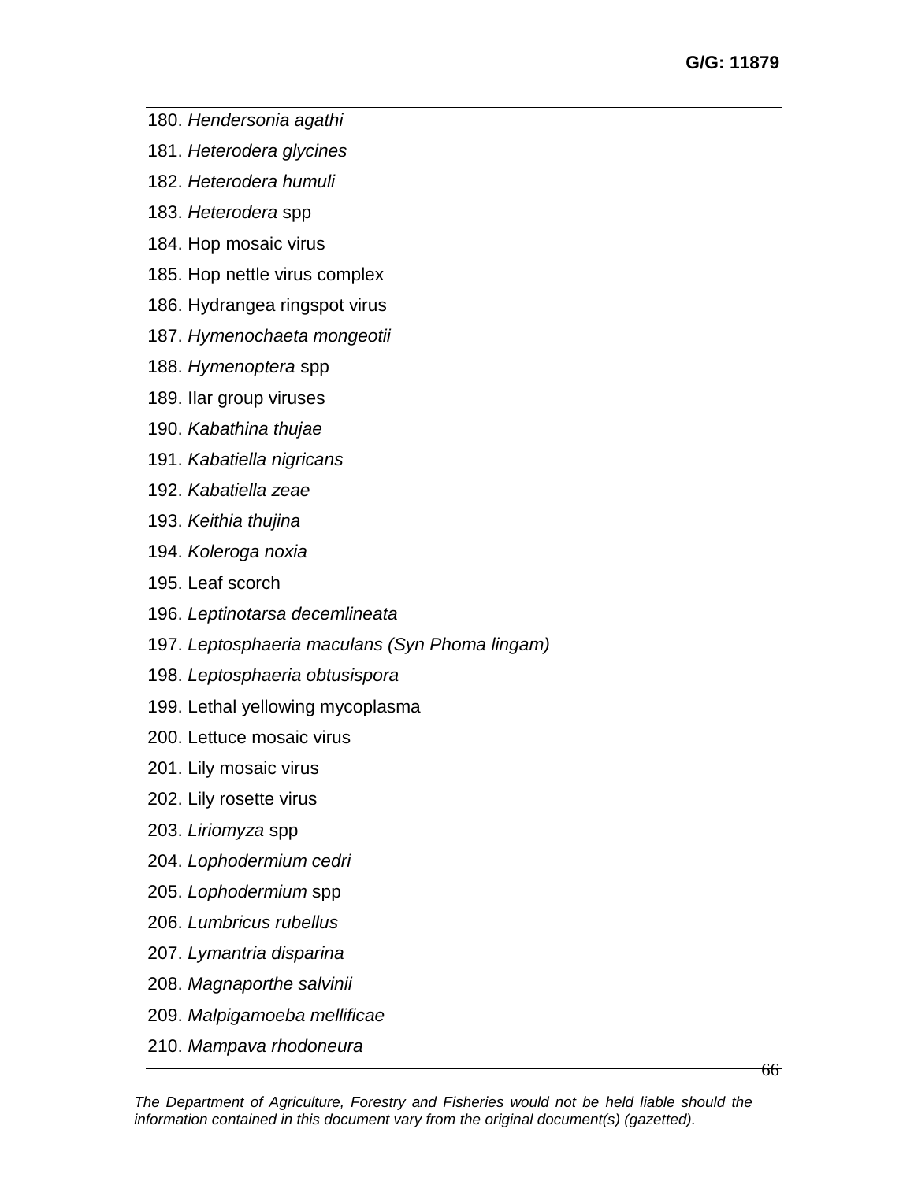180. *Hendersonia agathi*
181. *Heterodera glycines*
182. *Heterodera humuli*
183. *Heterodera* spp
184. Hop mosaic virus
185. Hop nettle virus complex
186. Hydrangea ringspot virus
187. *Hymenochaeta mongeotii*
188. *Hymenoptera* spp
189. Ilar group viruses
190. *Kabathina thujae*
191. *Kabatiella nigricans*
192. *Kabatiella zeae*
193. *Keithia thujina*
194. *Koleroga noxia*
195. Leaf scorch
196. *Leptinotarsa decemlineata*
197. *Leptosphaeria maculans (Syn Phoma lingam)*
198. *Leptosphaeria obtusispora*
199. Lethal yellowing mycoplasma
200. Lettuce mosaic virus
201. Lily mosaic virus
202. Lily rosette virus
203. *Liriomyza* spp
204. *Lophodermium cedri*
205. *Lophodermium* spp
206. *Lumbricus rubellus*
207. *Lymantria disparina*
208. *Magnaporthe salvinii*
209. *Malpigamoeba mellificae*
210. *Mampava rhodoneura*

*The Department of Agriculture, Forestry and Fisheries would not be held liable should the information contained in this document vary from the original document(s) (gazetted).*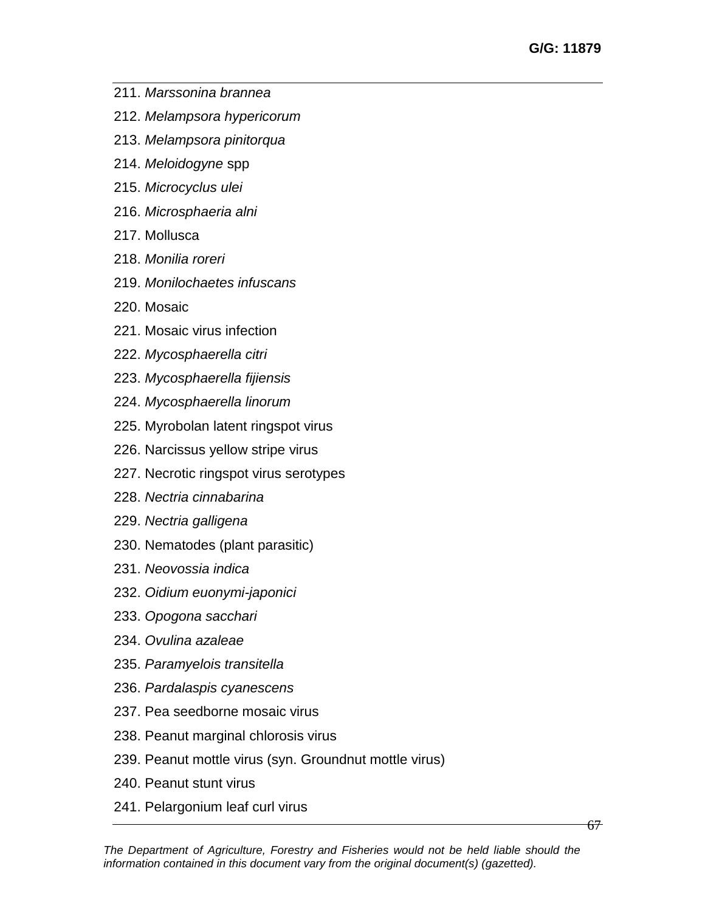211. *Marssonina brannea*
212. *Melampsora hypericorum*
213. *Melampsora pinitorqua*
214. *Meloidogyne* spp
215. *Microcyclus ulei*
216. *Microsphaeria alni*
217. Mollusca
218. *Monilia roreri*
219. *Monilochaetes infuscans*
220. Mosaic
221. Mosaic virus infection
222. *Mycosphaerella citri*
223. *Mycosphaerella fijiensis*
224. *Mycosphaerella linorum*
225. Myrobolan latent ringspot virus
226. Narcissus yellow stripe virus
227. Necrotic ringspot virus serotypes
228. *Nectria cinnabarina*
229. *Nectria galligena*
230. Nematodes (plant parasitic)
231. *Neovossia indica*
232. *Oidium euonymi-japonici*
233. *Opogona sacchari*
234. *Ovulina azaleae*
235. *Paramyelois transitella*
236. *Pardalaspis cyanescens*
237. Pea seedborne mosaic virus
238. Peanut marginal chlorosis virus
239. Peanut mottle virus (syn. Groundnut mottle virus)
240. Peanut stunt virus
241. Pelargonium leaf curl virus

*The Department of Agriculture, Forestry and Fisheries would not be held liable should the information contained in this document vary from the original document(s) (gazetted).*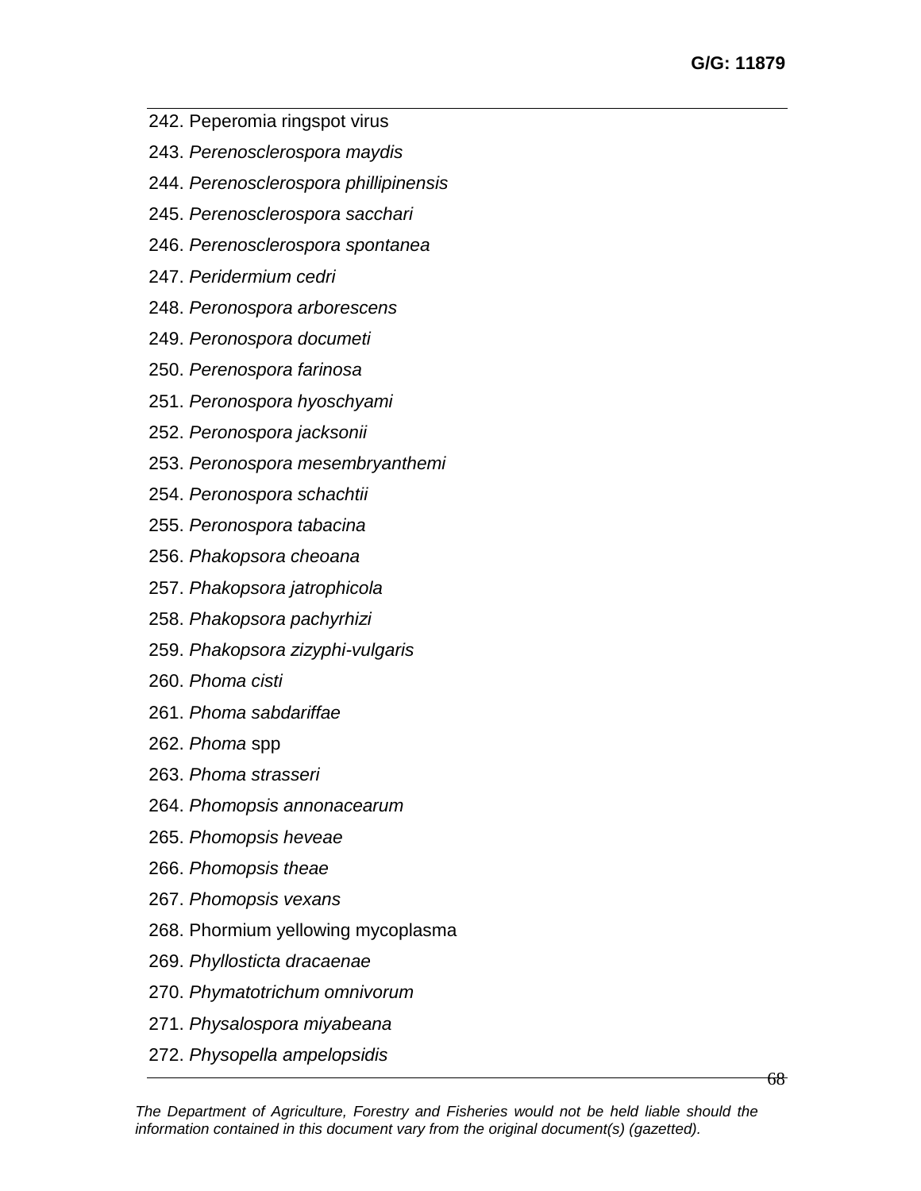242. Peperomia ringspot virus
243. *Perenosclerospora maydis*
244. *Perenosclerospora phillipinensis*
245. *Perenosclerospora sacchari*
246. *Perenosclerospora spontanea*
247. *Peridermium cedri*
248. *Peronospora arborescens*
249. *Peronospora documeti*
250. *Perenospora farinosa*
251. *Peronospora hyoschyami*
252. *Peronospora jacksonii*
253. *Peronospora mesembryanthemi*
254. *Peronospora schachtii*
255. *Peronospora tabacina*
256. *Phakopsora cheoana*
257. *Phakopsora jatrophicola*
258. *Phakopsora pachyrhizi*
259. *Phakopsora zizyphi-vulgaris*
260. *Phoma cisti*
261. *Phoma sabdariffae*
262. *Phoma* spp
263. *Phoma strasseri*
264. *Phomopsis annonacearum*
265. *Phomopsis heveae*
266. *Phomopsis theae*
267. *Phomopsis vexans*
268. Phormium yellowing mycoplasma
269. *Phyllosticta dracaenae*
270. *Phymatotrichum omnivorum*
271. *Physalospora miyabeana*
272. *Physopella ampelopsidis*

*The Department of Agriculture, Forestry and Fisheries would not be held liable should the information contained in this document vary from the original document(s) (gazetted).*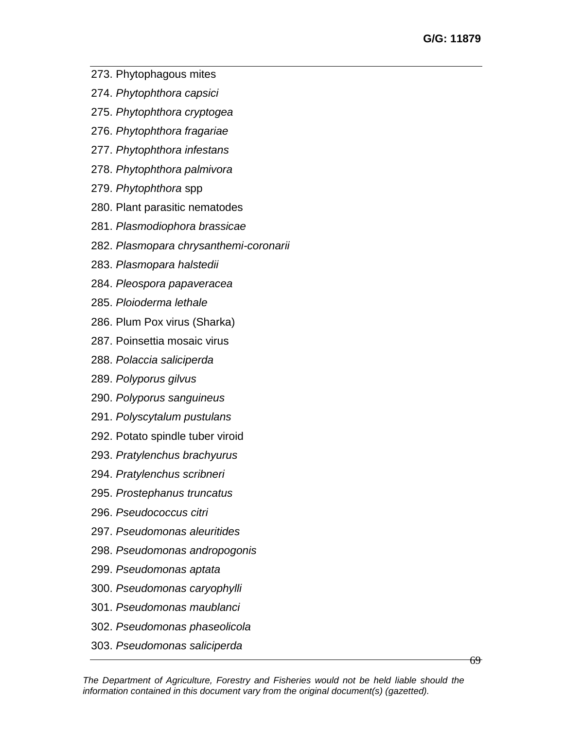273. Phytophagous mites
274. *Phytophthora capsici*
275. *Phytophthora cryptogea*
276. *Phytophthora fragariae*
277. *Phytophthora infestans*
278. *Phytophthora palmivora*
279. *Phytophthora* spp
280. Plant parasitic nematodes
281. *Plasmodiophora brassicae*
282. *Plasmopara chrysanthemi-coronarii*
283. *Plasmopara halstedii*
284. *Pleospora papaveracea*
285. *Ploioderma lethale*
286. Plum Pox virus (Sharka)
287. Poinsettia mosaic virus
288. *Polaccia saliciperda*
289. *Polyporus gilvus*
290. *Polyporus sanguineus*
291. *Polyscytalum pustulans*
292. Potato spindle tuber viroid
293. *Pratylenchus brachyurus*
294. *Pratylenchus scribneri*
295. *Prostephanus truncatus*
296. *Pseudococcus citri*
297. *Pseudomonas aleuritides*
298. *Pseudomonas andropogonis*
299. *Pseudomonas aptata*
300. *Pseudomonas caryophylli*
301. *Pseudomonas maublanci*
302. *Pseudomonas phaseolicola*
303. *Pseudomonas saliciperda*

*The Department of Agriculture, Forestry and Fisheries would not be held liable should the information contained in this document vary from the original document(s) (gazetted).*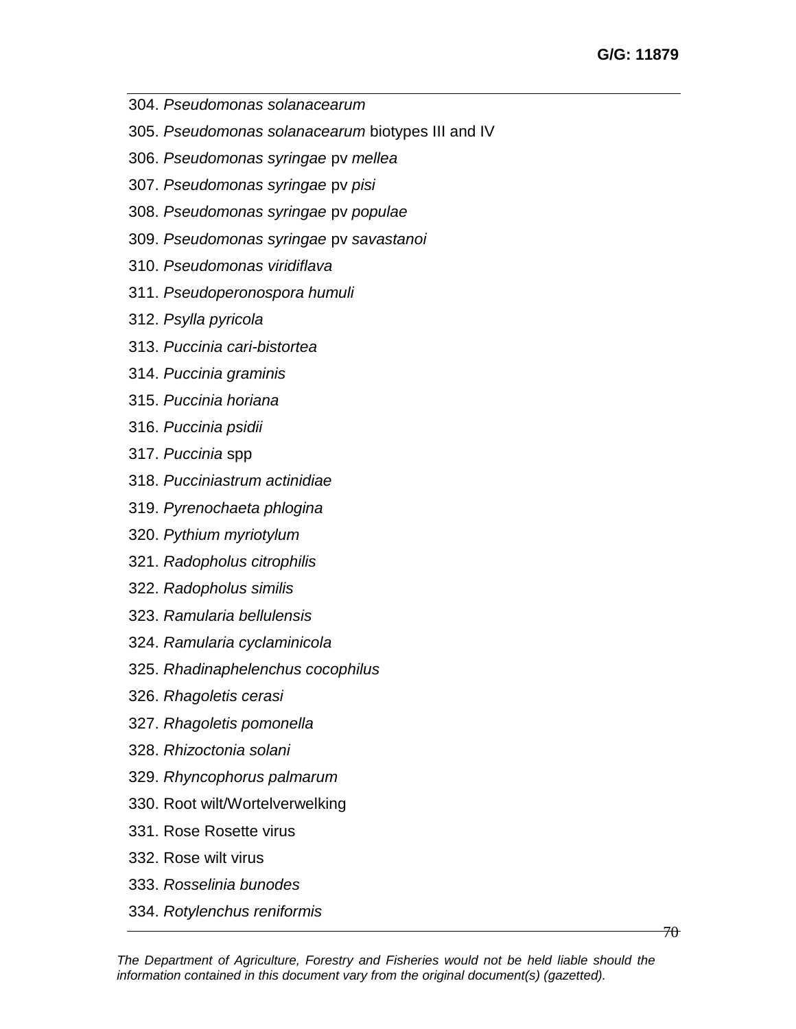304. *Pseudomonas solanacearum*
305. *Pseudomonas solanacearum* biotypes III and IV
306. *Pseudomonas syringae* pv *mellea*
307. *Pseudomonas syringae* pv *pisi*
308. *Pseudomonas syringae* pv *populae*
309. *Pseudomonas syringae* pv *savastanoi*
310. *Pseudomonas viridiflava*
311. *Pseudoperonospora humuli*
312. *Psylla pyricola*
313. *Puccinia cari-bistortea*
314. *Puccinia graminis*
315. *Puccinia horiana*
316. *Puccinia psidii*
317. *Puccinia* spp
318. *Pucciniastrum actinidiae*
319. *Pyrenochaeta phlogina*
320. *Pythium myriotylum*
321. *Radopholus citrophilis*
322. *Radopholus similis*
323. *Ramularia bellulensis*
324. *Ramularia cyclaminicola*
325. *Rhadinaphelenchus cocophilus*
326. *Rhagoletis cerasi*
327. *Rhagoletis pomonella*
328. *Rhizoctonia solani*
329. *Rhyncophorus palmarum*
330. Root wilt/Wortelverwelking
331. Rose Rosette virus
332. Rose wilt virus
333. *Rosselinia bunodes*
334. *Rotylenchus reniformis*

*The Department of Agriculture, Forestry and Fisheries would not be held liable should the information contained in this document vary from the original document(s) (gazetted).*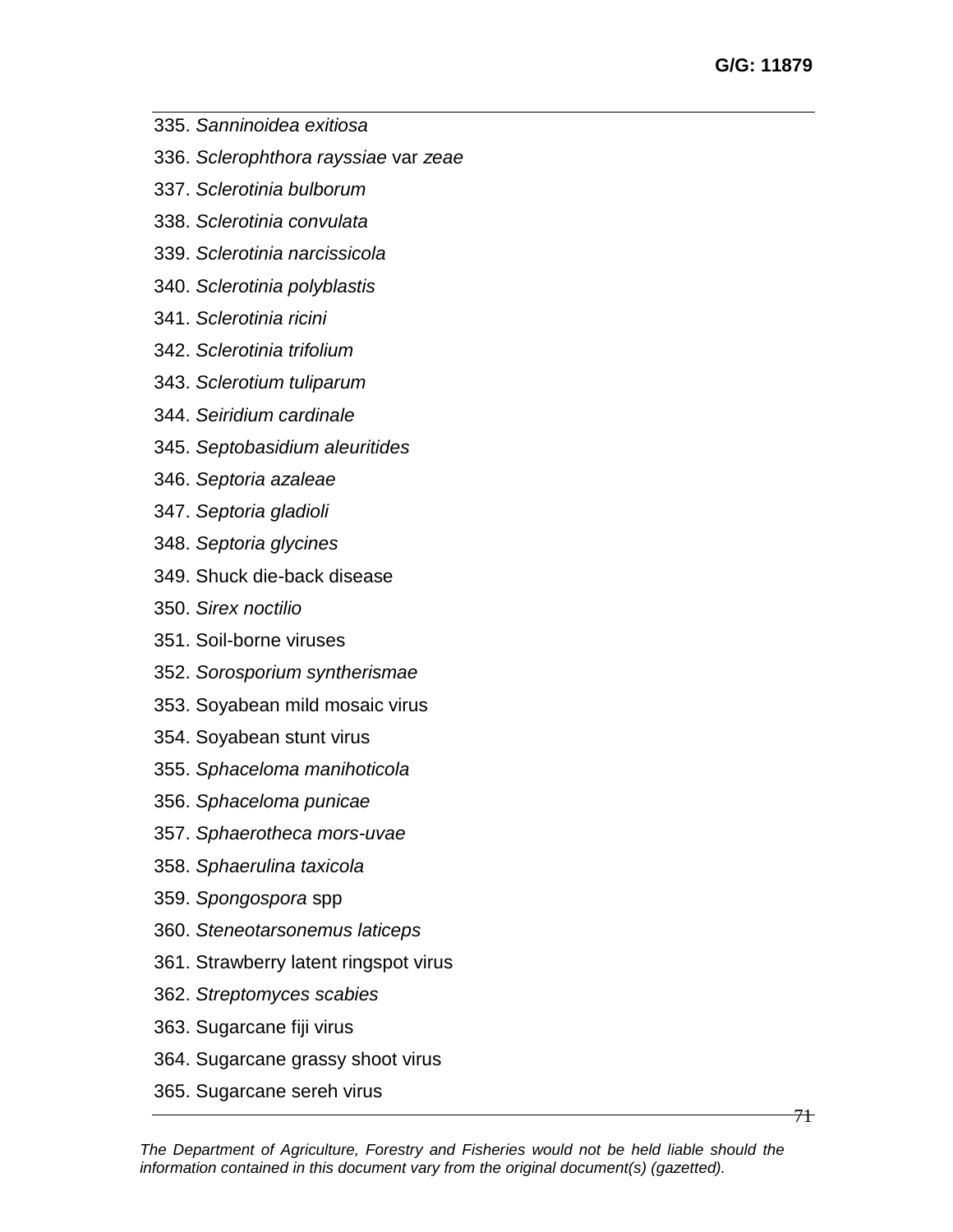335. *Sanninoidea exitiosa*
336. *Sclerophthora rayssiae* var *zeae*
337. *Sclerotinia bulborum*
338. *Sclerotinia convulata*
339. *Sclerotinia narcissicola*
340. *Sclerotinia polyblastis*
341. *Sclerotinia ricini*
342. *Sclerotinia trifolium*
343. *Sclerotium tuliparum*
344. *Seiridium cardinale*
345. *Septobasidium aleuritides*
346. *Septoria azaleae*
347. *Septoria gladioli*
348. *Septoria glycines*
349. Shuck die-back disease
350. *Sirex noctilio*
351. Soil-borne viruses
352. *Sorosporium syntherismae*
353. Soyabean mild mosaic virus
354. Soyabean stunt virus
355. *Sphaceloma manihoticola*
356. *Sphaceloma punicae*
357. *Sphaerotheca mors-uvae*
358. *Sphaerulina taxicola*
359. *Spongospora* spp
360. *Steneotarsonemus laticeps*
361. Strawberry latent ringspot virus
362. *Streptomyces scabies*
363. Sugarcane fiji virus
364. Sugarcane grassy shoot virus
365. Sugarcane sereh virus

*The Department of Agriculture, Forestry and Fisheries would not be held liable should the information contained in this document vary from the original document(s) (gazetted).*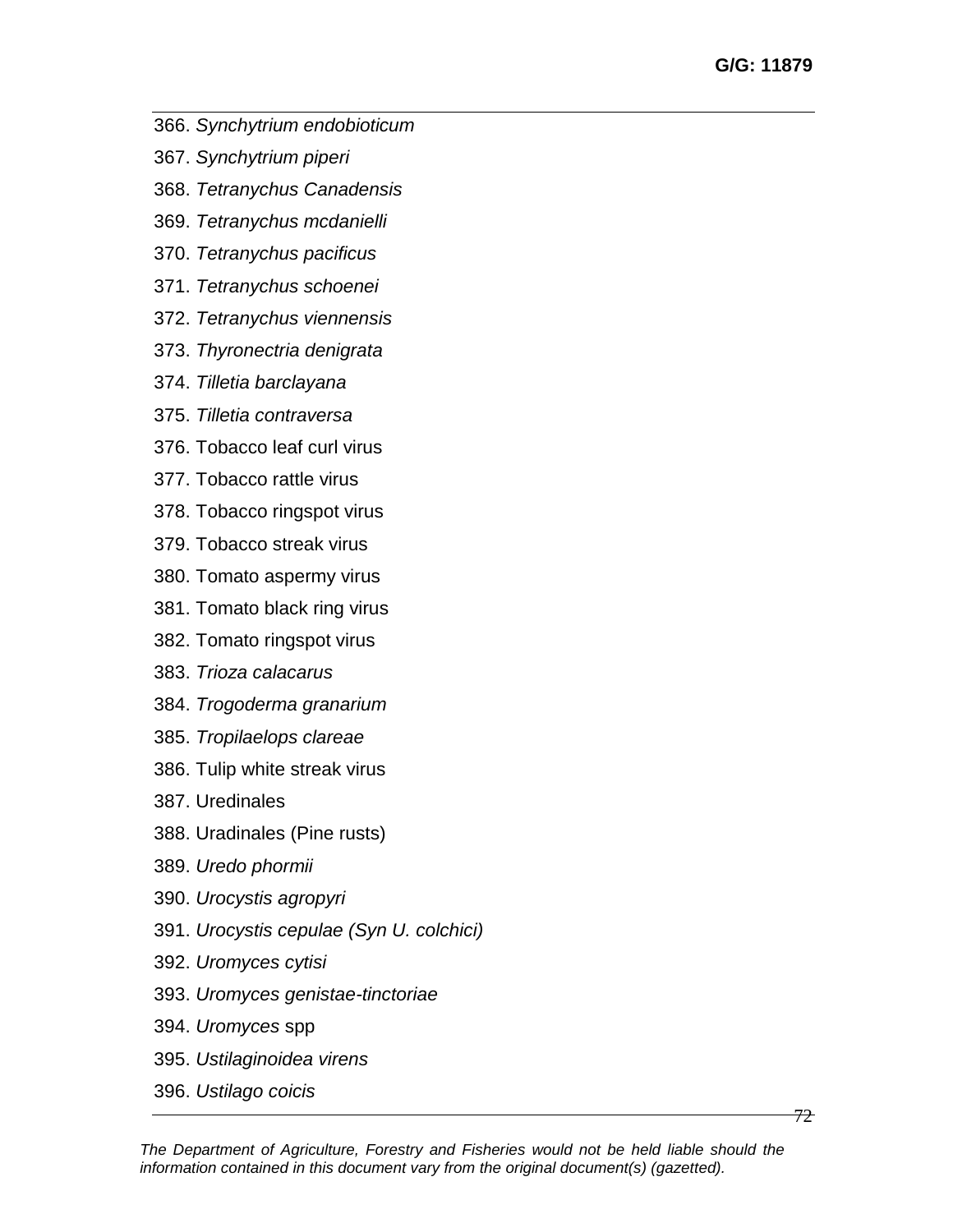366. *Synchytrium endobioticum*
367. *Synchytrium piperi*
368. *Tetranychus Canadensis*
369. *Tetranychus mcdanielli*
370. *Tetranychus pacificus*
371. *Tetranychus schoenei*
372. *Tetranychus viennensis*
373. *Thyronectria denigrata*
374. *Tilletia barclayana*
375. *Tilletia contraversa*
376. Tobacco leaf curl virus
377. Tobacco rattle virus
378. Tobacco ringspot virus
379. Tobacco streak virus
380. Tomato aspermy virus
381. Tomato black ring virus
382. Tomato ringspot virus
383. *Trioza calacarus*
384. *Trogoderma granarium*
385. *Tropilaelops clareae*
386. Tulip white streak virus
387. Uredinales
388. Uradinales (Pine rusts)
389. *Uredo phormii*
390. *Urocystis agropyri*
391. *Urocystis cepulae (Syn U. colchici)*
392. *Uromyces cytisi*
393. *Uromyces genistae-tinctoriae*
394. *Uromyces* spp
395. *Ustilaginoidea virens*
396. *Ustilago coicis*

*The Department of Agriculture, Forestry and Fisheries would not be held liable should the information contained in this document vary from the original document(s) (gazetted).*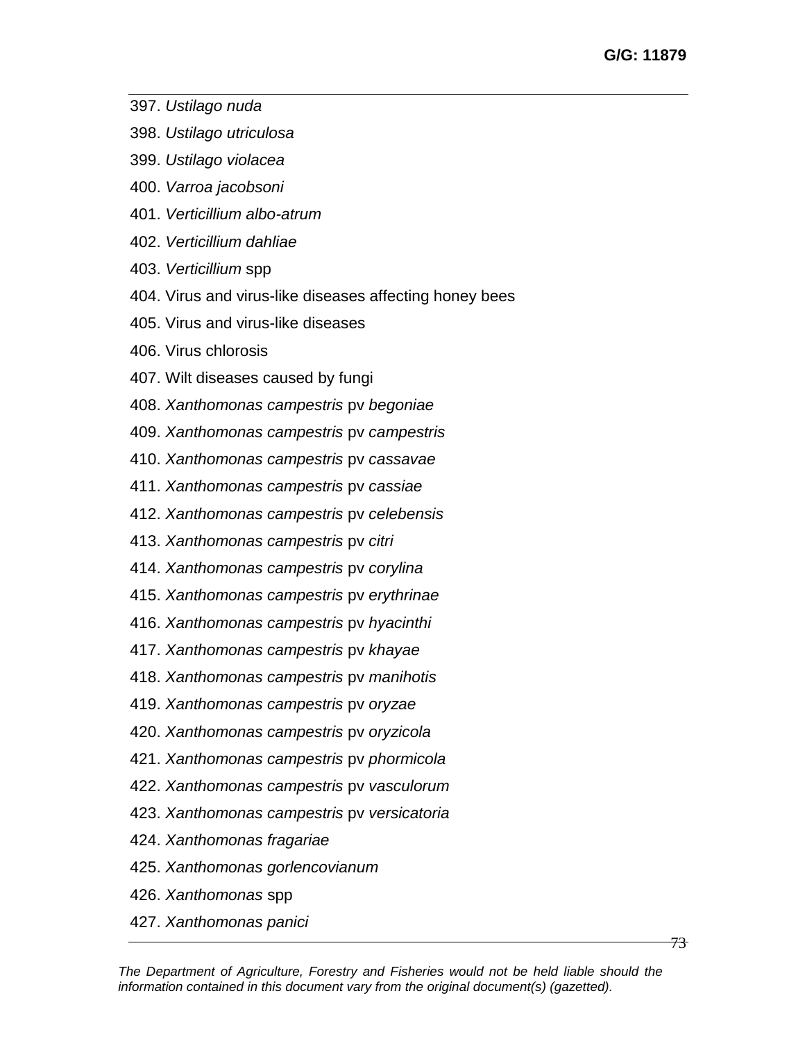397. *Ustilago nuda*
398. *Ustilago utriculosa*
399. *Ustilago violacea*
400. *Varroa jacobsoni*
401. *Verticillium albo-atrum*
402. *Verticillium dahliae*
403. *Verticillium* spp
404. Virus and virus-like diseases affecting honey bees
405. Virus and virus-like diseases
406. Virus chlorosis
407. Wilt diseases caused by fungi
408. *Xanthomonas campestris* pv *begoniae*
409. *Xanthomonas campestris* pv *campestris*
410. *Xanthomonas campestris* pv *cassavae*
411. *Xanthomonas campestris* pv *cassiae*
412. *Xanthomonas campestris* pv *celebensis*
413. *Xanthomonas campestris* pv *citri*
414. *Xanthomonas campestris* pv *corylina*
415. *Xanthomonas campestris* pv *erythrinae*
416. *Xanthomonas campestris* pv *hyacinthi*
417. *Xanthomonas campestris* pv *khayae*
418. *Xanthomonas campestris* pv *manihotis*
419. *Xanthomonas campestris* pv *oryzae*
420. *Xanthomonas campestris* pv *oryzicola*
421. *Xanthomonas campestris* pv *phormicola*
422. *Xanthomonas campestris* pv *vasculorum*
423. *Xanthomonas campestris* pv *versicatoria*
424. *Xanthomonas fragariae*
425. *Xanthomonas gorlencovianum*
426. *Xanthomonas* spp
427. *Xanthomonas panici*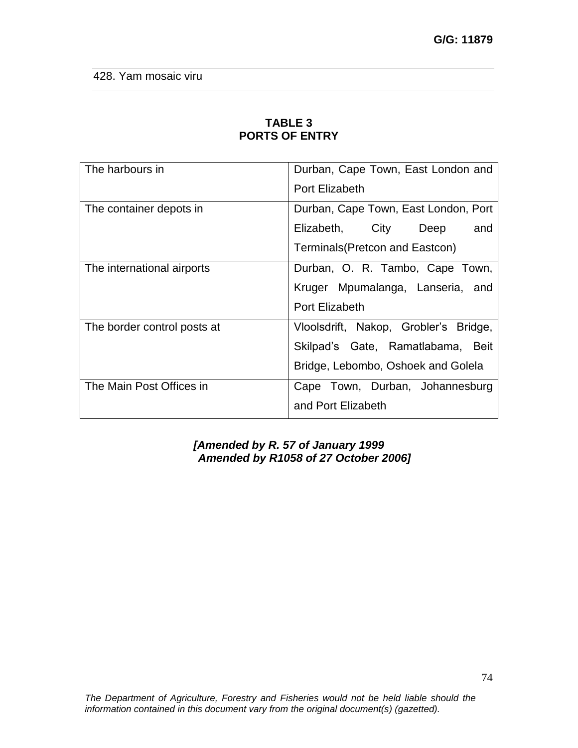428. Yam mosaic viru

**TABLE 3**
**PORTS OF ENTRY**

| | |
|---|---|
| The harbours in | Durban, Cape Town, East London and Port Elizabeth |
| The container depots in | Durban, Cape Town, East London, Port Elizabeth, City Deep and Terminals(Pretcon and Eastcon) |
| The international airports | Durban, O. R. Tambo, Cape Town, Kruger Mpumalanga, Lanseria, and Port Elizabeth |
| The border control posts at | Vloolsdrift, Nakop, Grobler's Bridge, Skilpad's Gate, Ramatlabama, Beit Bridge, Lebombo, Oshoek and Golela |
| The Main Post Offices in | Cape Town, Durban, Johannesburg and Port Elizabeth |

***[Amended by R. 57 of January 1999***
***Amended by R1058 of 27 October 2006]***

*The Department of Agriculture, Forestry and Fisheries would not be held liable should the information contained in this document vary from the original document(s) (gazetted).*